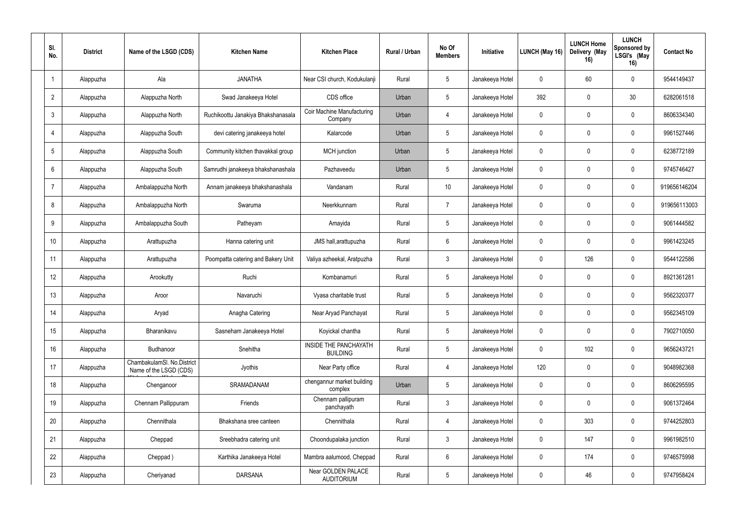| Sl. No. | District | Name of the LSGD (CDS) | Kitchen Name | Kitchen Place | Rural / Urban | No Of Members | Initiative | LUNCH (May 16) | LUNCH Home Delivery (May 16) | LUNCH Sponsored by LSGI's (May 16) | Contact No |
|---|---|---|---|---|---|---|---|---|---|---|---|
| 1 | Alappuzha | Ala | JANATHA | Near CSI church, Kodukulanji | Rural | 5 | Janakeeya Hotel | 0 | 60 | 0 | 9544149437 |
| 2 | Alappuzha | Alappuzha North | Swad Janakeeya Hotel | CDS office | Urban | 5 | Janakeeya Hotel | 392 | 0 | 30 | 6282061518 |
| 3 | Alappuzha | Alappuzha North | Ruchikoottu Janakiya Bhakshanasala | Coir Machine Manufacturing Company | Urban | 4 | Janakeeya Hotel | 0 | 0 | 0 | 8606334340 |
| 4 | Alappuzha | Alappuzha South | devi catering janakeeya hotel | Kalarcode | Urban | 5 | Janakeeya Hotel | 0 | 0 | 0 | 9961527446 |
| 5 | Alappuzha | Alappuzha South | Community kitchen thavakkal group | MCH junction | Urban | 5 | Janakeeya Hotel | 0 | 0 | 0 | 6238772189 |
| 6 | Alappuzha | Alappuzha South | Samrudhi janakeeya bhakshanashala | Pazhaveedu | Urban | 5 | Janakeeya Hotel | 0 | 0 | 0 | 9745746427 |
| 7 | Alappuzha | Ambalappuzha North | Annam janakeeya bhakshanashala | Vandanam | Rural | 10 | Janakeeya Hotel | 0 | 0 | 0 | 919656146204 |
| 8 | Alappuzha | Ambalappuzha North | Swaruma | Neerkkunnam | Rural | 7 | Janakeeya Hotel | 0 | 0 | 0 | 919656113003 |
| 9 | Alappuzha | Ambalappuzha South | Patheyam | Amayida | Rural | 5 | Janakeeya Hotel | 0 | 0 | 0 | 9061444582 |
| 10 | Alappuzha | Arattupuzha | Hanna catering unit | JMS hall,arattupuzha | Rural | 6 | Janakeeya Hotel | 0 | 0 | 0 | 9961423245 |
| 11 | Alappuzha | Arattupuzha | Poompatta catering and Bakery Unit | Valiya azheekal, Aratpuzha | Rural | 3 | Janakeeya Hotel | 0 | 126 | 0 | 9544122586 |
| 12 | Alappuzha | Arookutty | Ruchi | Kombanamuri | Rural | 5 | Janakeeya Hotel | 0 | 0 | 0 | 8921361281 |
| 13 | Alappuzha | Aroor | Navaruchi | Vyasa charitable trust | Rural | 5 | Janakeeya Hotel | 0 | 0 | 0 | 9562320377 |
| 14 | Alappuzha | Aryad | Anagha Catering | Near Aryad Panchayat | Rural | 5 | Janakeeya Hotel | 0 | 0 | 0 | 9562345109 |
| 15 | Alappuzha | Bharanikavu | Sasneham Janakeeya Hotel | Koyickal chantha | Rural | 5 | Janakeeya Hotel | 0 | 0 | 0 | 7902710050 |
| 16 | Alappuzha | Budhanoor | Snehitha | INSIDE THE PANCHAYATH BUILDING | Rural | 5 | Janakeeya Hotel | 0 | 102 | 0 | 9656243721 |
| 17 | Alappuzha | ChambakulamSl. No.District Name of the LSGD (CDS) | Jyothis | Near Party office | Rural | 4 | Janakeeya Hotel | 120 | 0 | 0 | 9048982368 |
| 18 | Alappuzha | Chenganoor | SRAMADANAM | chengannur market building complex | Urban | 5 | Janakeeya Hotel | 0 | 0 | 0 | 8606295595 |
| 19 | Alappuzha | Chennam Pallippuram | Friends | Chennam pallipuram panchayath | Rural | 3 | Janakeeya Hotel | 0 | 0 | 0 | 9061372464 |
| 20 | Alappuzha | Chennithala | Bhakshana sree canteen | Chennithala | Rural | 4 | Janakeeya Hotel | 0 | 303 | 0 | 9744252803 |
| 21 | Alappuzha | Cheppad | Sreebhadra catering unit | Choondupalaka junction | Rural | 3 | Janakeeya Hotel | 0 | 147 | 0 | 9961982510 |
| 22 | Alappuzha | Cheppad ) | Karthika Janakeeya Hotel | Mambra aalumood, Cheppad | Rural | 6 | Janakeeya Hotel | 0 | 174 | 0 | 9746575998 |
| 23 | Alappuzha | Cheriyanad | DARSANA | Near GOLDEN PALACE AUDITORIUM | Rural | 5 | Janakeeya Hotel | 0 | 46 | 0 | 9747958424 |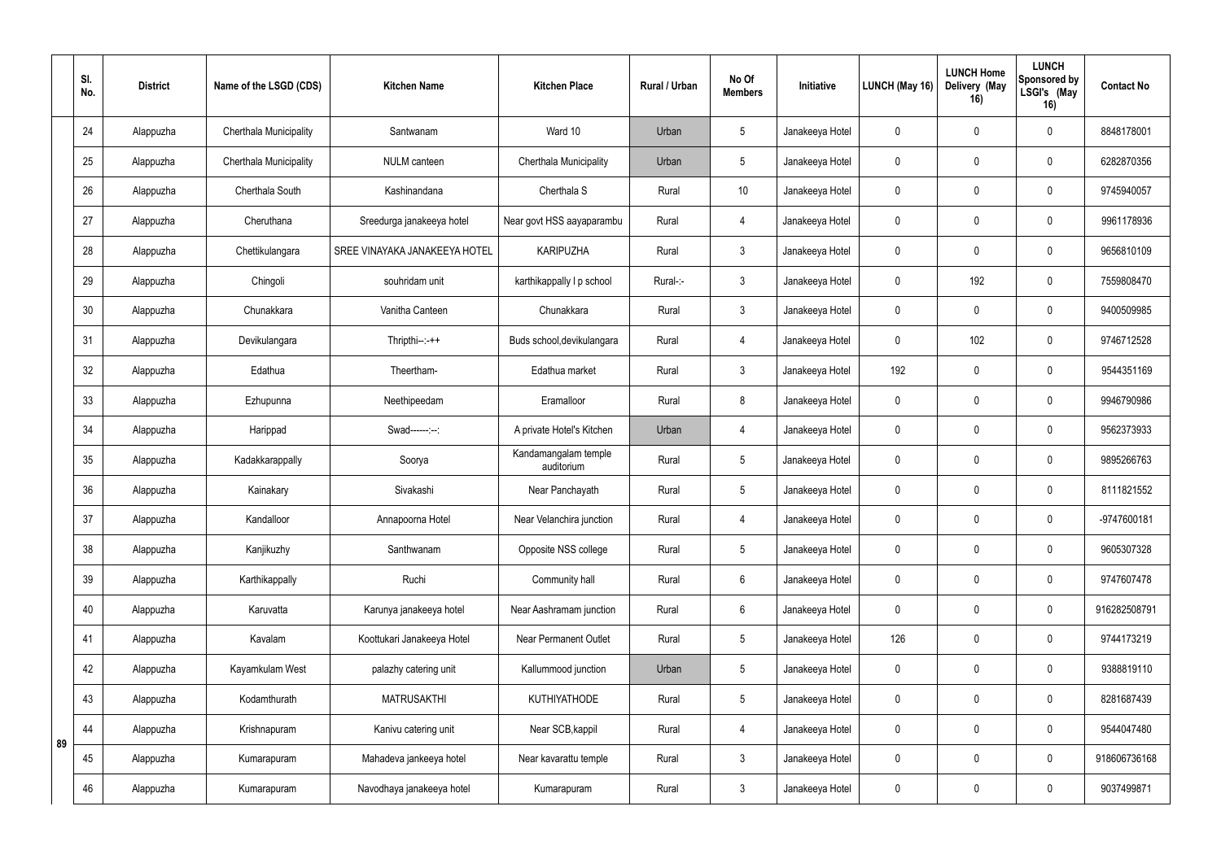| Sl. No. | District | Name of the LSGD (CDS) | Kitchen Name | Kitchen Place | Rural / Urban | No Of Members | Initiative | LUNCH (May 16) | LUNCH Home Delivery (May 16) | LUNCH Sponsored by LSGI's (May 16) | Contact No |
|---|---|---|---|---|---|---|---|---|---|---|---|
| 24 | Alappuzha | Cherthala Municipality | Santwanam | Ward 10 | Urban | 5 | Janakeeya Hotel | 0 | 0 | 0 | 8848178001 |
| 25 | Alappuzha | Cherthala Municipality | NULM canteen | Cherthala Municipality | Urban | 5 | Janakeeya Hotel | 0 | 0 | 0 | 6282870356 |
| 26 | Alappuzha | Cherthala South | Kashinandana | Cherthala S | Rural | 10 | Janakeeya Hotel | 0 | 0 | 0 | 9745940057 |
| 27 | Alappuzha | Cheruthana | Sreedurga janakeeya hotel | Near govt HSS aayaparambu | Rural | 4 | Janakeeya Hotel | 0 | 0 | 0 | 9961178936 |
| 28 | Alappuzha | Chettikulangara | SREE VINAYAKA JANAKEEYA HOTEL | KARIPUZHA | Rural | 3 | Janakeeya Hotel | 0 | 0 | 0 | 9656810109 |
| 29 | Alappuzha | Chingoli | souhridam unit | karthikappally l p school | Rural-:- | 3 | Janakeeya Hotel | 0 | 192 | 0 | 7559808470 |
| 30 | Alappuzha | Chunakkara | Vanitha Canteen | Chunakkara | Rural | 3 | Janakeeya Hotel | 0 | 0 | 0 | 9400509985 |
| 31 | Alappuzha | Devikulangara | Thripthi--:-++ | Buds school,devikulangara | Rural | 4 | Janakeeya Hotel | 0 | 102 | 0 | 9746712528 |
| 32 | Alappuzha | Edathua | Theertham- | Edathua market | Rural | 3 | Janakeeya Hotel | 192 | 0 | 0 | 9544351169 |
| 33 | Alappuzha | Ezhupunna | Neethipeedam | Eramalloor | Rural | 8 | Janakeeya Hotel | 0 | 0 | 0 | 9946790986 |
| 34 | Alappuzha | Harippad | Swad------:--: | A private Hotel's Kitchen | Urban | 4 | Janakeeya Hotel | 0 | 0 | 0 | 9562373933 |
| 35 | Alappuzha | Kadakkarappally | Soorya | Kandamangalam temple auditorium | Rural | 5 | Janakeeya Hotel | 0 | 0 | 0 | 9895266763 |
| 36 | Alappuzha | Kainakary | Sivakashi | Near Panchayath | Rural | 5 | Janakeeya Hotel | 0 | 0 | 0 | 8111821552 |
| 37 | Alappuzha | Kandalloor | Annapoorna Hotel | Near Velanchira junction | Rural | 4 | Janakeeya Hotel | 0 | 0 | 0 | -9747600181 |
| 38 | Alappuzha | Kanjikuzhy | Santhwanam | Opposite NSS college | Rural | 5 | Janakeeya Hotel | 0 | 0 | 0 | 9605307328 |
| 39 | Alappuzha | Karthikappally | Ruchi | Community hall | Rural | 6 | Janakeeya Hotel | 0 | 0 | 0 | 9747607478 |
| 40 | Alappuzha | Karuvatta | Karunya janakeeya hotel | Near Aashramam junction | Rural | 6 | Janakeeya Hotel | 0 | 0 | 0 | 916282508791 |
| 41 | Alappuzha | Kavalam | Koottukari Janakeeya Hotel | Near Permanent Outlet | Rural | 5 | Janakeeya Hotel | 126 | 0 | 0 | 9744173219 |
| 42 | Alappuzha | Kayamkulam West | palazhy catering unit | Kallummood junction | Urban | 5 | Janakeeya Hotel | 0 | 0 | 0 | 9388819110 |
| 43 | Alappuzha | Kodamthurath | MATRUSAKTHI | KUTHIYATHODE | Rural | 5 | Janakeeya Hotel | 0 | 0 | 0 | 8281687439 |
| 44 | Alappuzha | Krishnapuram | Kanivu catering unit | Near SCB,kappil | Rural | 4 | Janakeeya Hotel | 0 | 0 | 0 | 9544047480 |
| 45 | Alappuzha | Kumarapuram | Mahadeva jankeeya hotel | Near kavarattu temple | Rural | 3 | Janakeeya Hotel | 0 | 0 | 0 | 918606736168 |
| 46 | Alappuzha | Kumarapuram | Navodhaya janakeeya hotel | Kumarapuram | Rural | 3 | Janakeeya Hotel | 0 | 0 | 0 | 9037499871 |

89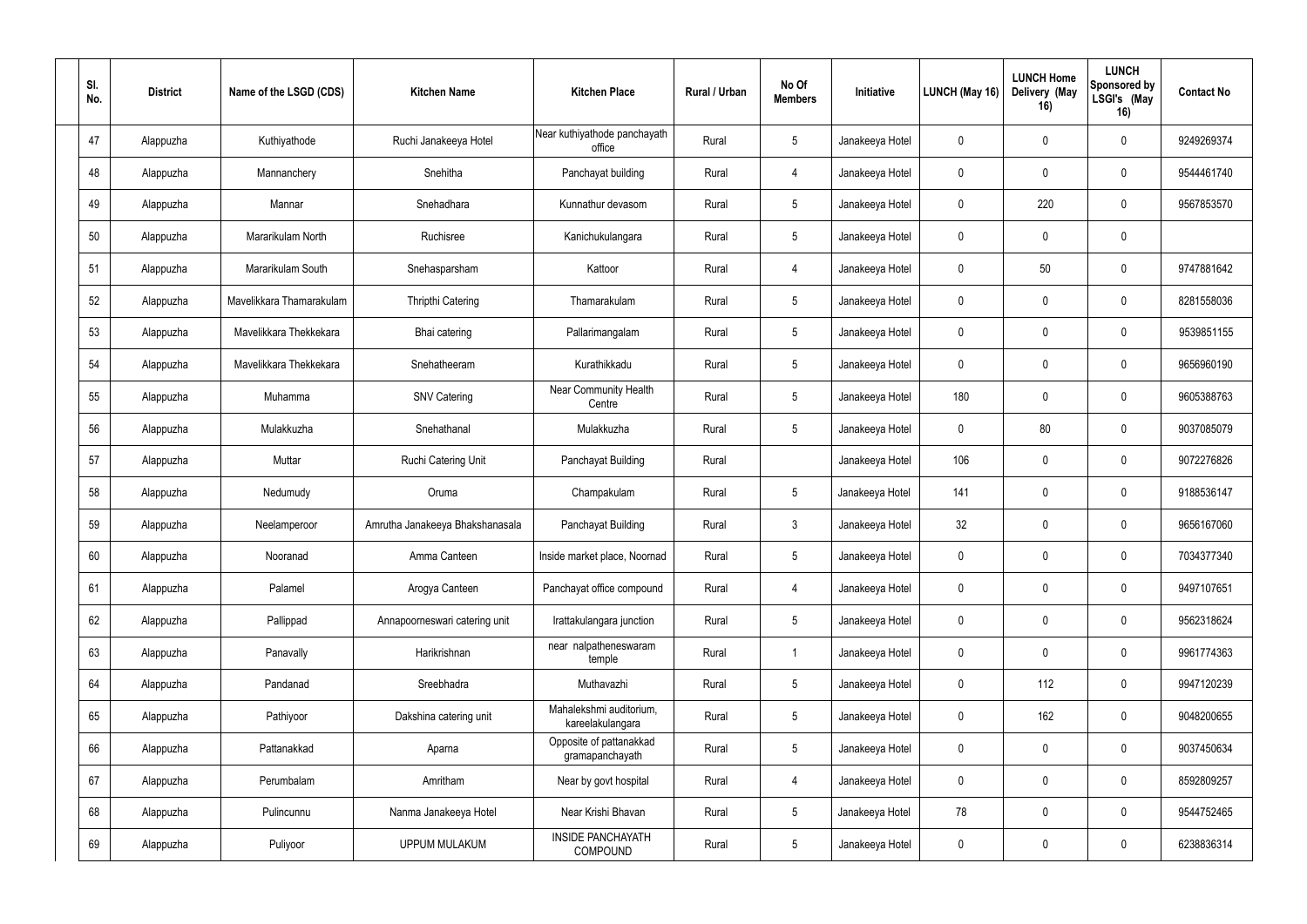| Sl. No. | District | Name of the LSGD (CDS) | Kitchen Name | Kitchen Place | Rural / Urban | No Of Members | Initiative | LUNCH (May 16) | LUNCH Home Delivery (May 16) | LUNCH Sponsored by LSGI's (May 16) | Contact No |
|---|---|---|---|---|---|---|---|---|---|---|---|
| 47 | Alappuzha | Kuthiyathode | Ruchi Janakeeya Hotel | Near kuthiyathode panchayath office | Rural | 5 | Janakeeya Hotel | 0 | 0 | 0 | 9249269374 |
| 48 | Alappuzha | Mannanchery | Snehitha | Panchayat building | Rural | 4 | Janakeeya Hotel | 0 | 0 | 0 | 9544461740 |
| 49 | Alappuzha | Mannar | Snehadhara | Kunnathur devasom | Rural | 5 | Janakeeya Hotel | 0 | 220 | 0 | 9567853570 |
| 50 | Alappuzha | Mararikulam North | Ruchisree | Kanichukulangara | Rural | 5 | Janakeeya Hotel | 0 | 0 | 0 | |
| 51 | Alappuzha | Mararikulam South | Snehasparsham | Kattoor | Rural | 4 | Janakeeya Hotel | 0 | 50 | 0 | 9747881642 |
| 52 | Alappuzha | Mavelikkara Thamarakulam | Thripthi Catering | Thamarakulam | Rural | 5 | Janakeeya Hotel | 0 | 0 | 0 | 8281558036 |
| 53 | Alappuzha | Mavelikkara Thekkekara | Bhai catering | Pallarimangalam | Rural | 5 | Janakeeya Hotel | 0 | 0 | 0 | 9539851155 |
| 54 | Alappuzha | Mavelikkara Thekkekara | Snehatheeram | Kurathikkadu | Rural | 5 | Janakeeya Hotel | 0 | 0 | 0 | 9656960190 |
| 55 | Alappuzha | Muhamma | SNV Catering | Near Community Health Centre | Rural | 5 | Janakeeya Hotel | 180 | 0 | 0 | 9605388763 |
| 56 | Alappuzha | Mulakkuzha | Snehathanal | Mulakkuzha | Rural | 5 | Janakeeya Hotel | 0 | 80 | 0 | 9037085079 |
| 57 | Alappuzha | Muttar | Ruchi Catering Unit | Panchayat Building | Rural | | Janakeeya Hotel | 106 | 0 | 0 | 9072276826 |
| 58 | Alappuzha | Nedumudy | Oruma | Champakulam | Rural | 5 | Janakeeya Hotel | 141 | 0 | 0 | 9188536147 |
| 59 | Alappuzha | Neelamperoor | Amrutha Janakeeya Bhakshanasala | Panchayat Building | Rural | 3 | Janakeeya Hotel | 32 | 0 | 0 | 9656167060 |
| 60 | Alappuzha | Nooranad | Amma Canteen | Inside market place, Noornad | Rural | 5 | Janakeeya Hotel | 0 | 0 | 0 | 7034377340 |
| 61 | Alappuzha | Palamel | Arogya Canteen | Panchayat office compound | Rural | 4 | Janakeeya Hotel | 0 | 0 | 0 | 9497107651 |
| 62 | Alappuzha | Pallippad | Annapoorneswari catering unit | Irattakulangara junction | Rural | 5 | Janakeeya Hotel | 0 | 0 | 0 | 9562318624 |
| 63 | Alappuzha | Panavally | Harikrishnan | near nalpatheneswaram temple | Rural | 1 | Janakeeya Hotel | 0 | 0 | 0 | 9961774363 |
| 64 | Alappuzha | Pandanad | Sreebhadra | Muthavazhi | Rural | 5 | Janakeeya Hotel | 0 | 112 | 0 | 9947120239 |
| 65 | Alappuzha | Pathiyoor | Dakshina catering unit | Mahalekshmi auditorium, kareelakulangara | Rural | 5 | Janakeeya Hotel | 0 | 162 | 0 | 9048200655 |
| 66 | Alappuzha | Pattanakkad | Aparna | Opposite of pattanakkad gramapanchayath | Rural | 5 | Janakeeya Hotel | 0 | 0 | 0 | 9037450634 |
| 67 | Alappuzha | Perumbalam | Amritham | Near by govt hospital | Rural | 4 | Janakeeya Hotel | 0 | 0 | 0 | 8592809257 |
| 68 | Alappuzha | Pulincunnu | Nanma Janakeeya Hotel | Near Krishi Bhavan | Rural | 5 | Janakeeya Hotel | 78 | 0 | 0 | 9544752465 |
| 69 | Alappuzha | Puliyoor | UPPUM MULAKUM | INSIDE PANCHAYATH COMPOUND | Rural | 5 | Janakeeya Hotel | 0 | 0 | 0 | 6238836314 |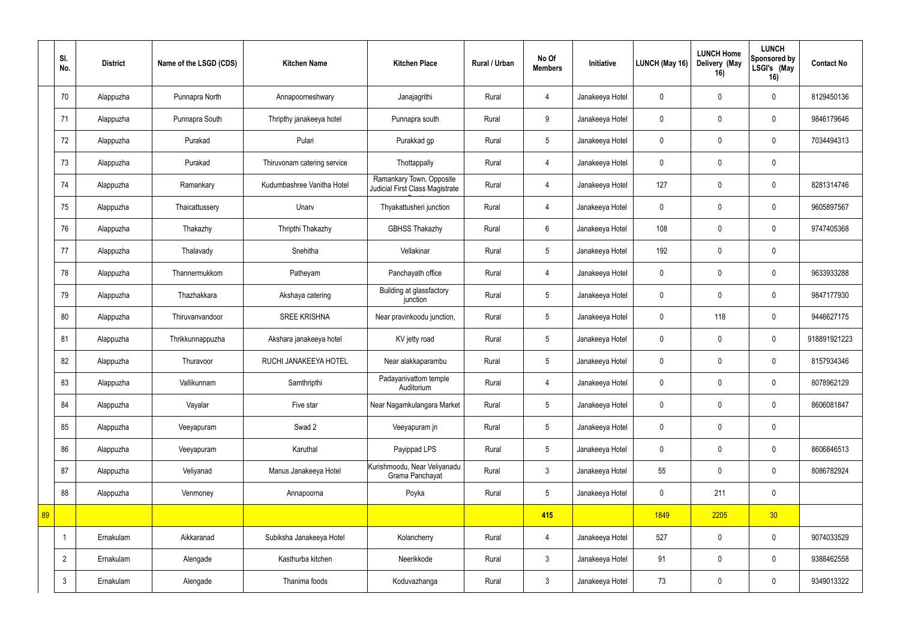| | Sl. No. | District | Name of the LSGD (CDS) | Kitchen Name | Kitchen Place | Rural / Urban | No Of Members | Initiative | LUNCH (May 16) | LUNCH Home Delivery (May 16) | LUNCH Sponsored by LSGI's (May 16) | Contact No |
|---|---|---|---|---|---|---|---|---|---|---|---|---|
| | 70 | Alappuzha | Punnapra North | Annapoorneshwary | Janajagrithi | Rural | 4 | Janakeeya Hotel | 0 | 0 | 0 | 8129450136 |
| | 71 | Alappuzha | Punnapra South | Thripthy janakeeya hotel | Punnapra south | Rural | 9 | Janakeeya Hotel | 0 | 0 | 0 | 9846179646 |
| | 72 | Alappuzha | Purakad | Pulari | Purakkad gp | Rural | 5 | Janakeeya Hotel | 0 | 0 | 0 | 7034494313 |
| | 73 | Alappuzha | Purakad | Thiruvonam catering service | Thottappally | Rural | 4 | Janakeeya Hotel | 0 | 0 | 0 | |
| | 74 | Alappuzha | Ramankary | Kudumbashree Vanitha Hotel | Ramankary Town, Opposite Judicial First Class Magistrate Court | Rural | 4 | Janakeeya Hotel | 127 | 0 | 0 | 8281314746 |
| | 75 | Alappuzha | Thaicattussery | Unarv | Thyakattusheri junction | Rural | 4 | Janakeeya Hotel | 0 | 0 | 0 | 9605897567 |
| | 76 | Alappuzha | Thakazhy | Thripthi Thakazhy | GBHSS Thakazhy | Rural | 6 | Janakeeya Hotel | 108 | 0 | 0 | 9747405368 |
| | 77 | Alappuzha | Thalavady | Snehitha | Vellakinar | Rural | 5 | Janakeeya Hotel | 192 | 0 | 0 | |
| | 78 | Alappuzha | Thannermukkom | Patheyam | Panchayath office | Rural | 4 | Janakeeya Hotel | 0 | 0 | 0 | 9633933288 |
| | 79 | Alappuzha | Thazhakkara | Akshaya catering | Building at glassfactory junction | Rural | 5 | Janakeeya Hotel | 0 | 0 | 0 | 9847177930 |
| | 80 | Alappuzha | Thiruvanvandoor | SREE KRISHNA | Near pravinkoodu junction, | Rural | 5 | Janakeeya Hotel | 0 | 118 | 0 | 9446627175 |
| | 81 | Alappuzha | Thrikkunnappuzha | Akshara janakeeya hotel | KV jetty road | Rural | 5 | Janakeeya Hotel | 0 | 0 | 0 | 918891921223 |
| | 82 | Alappuzha | Thuravoor | RUCHI JANAKEEYA HOTEL | Near alakkaparambu | Rural | 5 | Janakeeya Hotel | 0 | 0 | 0 | 8157934346 |
| | 83 | Alappuzha | Vallikunnam | Samthripthi | Padayanivattom temple Auditorium | Rural | 4 | Janakeeya Hotel | 0 | 0 | 0 | 8078962129 |
| | 84 | Alappuzha | Vayalar | Five star | Near Nagamkulangara Market | Rural | 5 | Janakeeya Hotel | 0 | 0 | 0 | 8606081847 |
| | 85 | Alappuzha | Veeyapuram | Swad 2 | Veeyapuram jn | Rural | 5 | Janakeeya Hotel | 0 | 0 | 0 | |
| | 86 | Alappuzha | Veeyapuram | Karuthal | Payippad LPS | Rural | 5 | Janakeeya Hotel | 0 | 0 | 0 | 8606846513 |
| | 87 | Alappuzha | Veliyanad | Manus Janakeeya Hotel | Kurishmoodu, Near Veliyanadu Grama Panchayat | Rural | 3 | Janakeeya Hotel | 55 | 0 | 0 | 8086782924 |
| | 88 | Alappuzha | Venmoney | Annapoorna | Poyka | Rural | 5 | Janakeeya Hotel | 0 | 211 | 0 | |
| 89 | | | | | | | 415 | | 1849 | 2205 | 30 | |
| | 1 | Ernakulam | Aikkaranad | Subiksha Janakeeya Hotel | Kolancherry | Rural | 4 | Janakeeya Hotel | 527 | 0 | 0 | 9074033529 |
| | 2 | Ernakulam | Alengade | Kasthurba kitchen | Neerikkode | Rural | 3 | Janakeeya Hotel | 91 | 0 | 0 | 9388462558 |
| | 3 | Ernakulam | Alengade | Thanima foods | Koduvazhanga | Rural | 3 | Janakeeya Hotel | 73 | 0 | 0 | 9349013322 |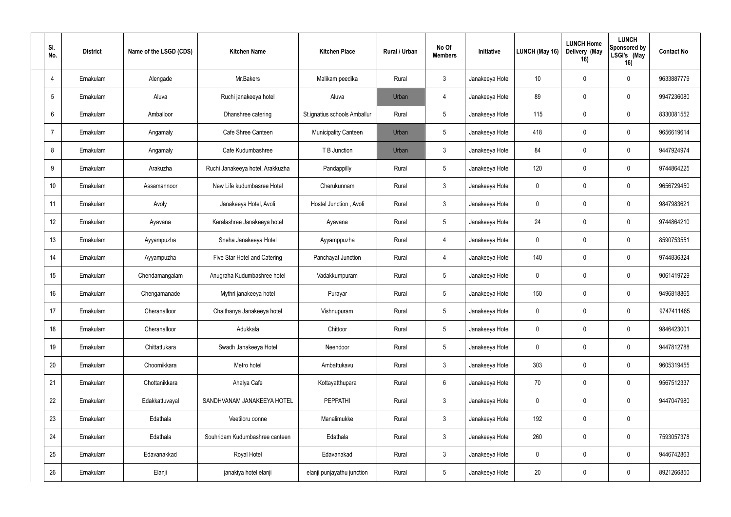| Sl. No. | District | Name of the LSGD (CDS) | Kitchen Name | Kitchen Place | Rural / Urban | No Of Members | Initiative | LUNCH (May 16) | LUNCH Home Delivery (May 16) | LUNCH Sponsored by LSGI's (May 16) | Contact No |
|---|---|---|---|---|---|---|---|---|---|---|---|
| 4 | Ernakulam | Alengade | Mr.Bakers | Malikam peedika | Rural | 3 | Janakeeya Hotel | 10 | 0 | 0 | 9633887779 |
| 5 | Ernakulam | Aluva | Ruchi janakeeya hotel | Aluva | Urban | 4 | Janakeeya Hotel | 89 | 0 | 0 | 9947236080 |
| 6 | Ernakulam | Amballoor | Dhanshree catering | St.ignatius schools Amballur | Rural | 5 | Janakeeya Hotel | 115 | 0 | 0 | 8330081552 |
| 7 | Ernakulam | Angamaly | Cafe Shree Canteen | Municipality Canteen | Urban | 5 | Janakeeya Hotel | 418 | 0 | 0 | 9656619614 |
| 8 | Ernakulam | Angamaly | Cafe Kudumbashree | T B Junction | Urban | 3 | Janakeeya Hotel | 84 | 0 | 0 | 9447924974 |
| 9 | Ernakulam | Arakuzha | Ruchi Janakeeya hotel, Arakkuzha | Pandappilly | Rural | 5 | Janakeeya Hotel | 120 | 0 | 0 | 9744864225 |
| 10 | Ernakulam | Assamannoor | New Life kudumbasree Hotel | Cherukunnam | Rural | 3 | Janakeeya Hotel | 0 | 0 | 0 | 9656729450 |
| 11 | Ernakulam | Avoly | Janakeeya Hotel, Avoli | Hostel Junction , Avoli | Rural | 3 | Janakeeya Hotel | 0 | 0 | 0 | 9847983621 |
| 12 | Ernakulam | Ayavana | Keralashree Janakeeya hotel | Ayavana | Rural | 5 | Janakeeya Hotel | 24 | 0 | 0 | 9744864210 |
| 13 | Ernakulam | Ayyampuzha | Sneha Janakeeya Hotel | Ayyamppuzha | Rural | 4 | Janakeeya Hotel | 0 | 0 | 0 | 8590753551 |
| 14 | Ernakulam | Ayyampuzha | Five Star Hotel and Catering | Panchayat Junction | Rural | 4 | Janakeeya Hotel | 140 | 0 | 0 | 9744836324 |
| 15 | Ernakulam | Chendamangalam | Anugraha Kudumbashree hotel | Vadakkumpuram | Rural | 5 | Janakeeya Hotel | 0 | 0 | 0 | 9061419729 |
| 16 | Ernakulam | Chengamanade | Mythri janakeeya hotel | Purayar | Rural | 5 | Janakeeya Hotel | 150 | 0 | 0 | 9496818865 |
| 17 | Ernakulam | Cheranalloor | Chaithanya Janakeeya hotel | Vishnupuram | Rural | 5 | Janakeeya Hotel | 0 | 0 | 0 | 9747411465 |
| 18 | Ernakulam | Cheranalloor | Adukkala | Chittoor | Rural | 5 | Janakeeya Hotel | 0 | 0 | 0 | 9846423001 |
| 19 | Ernakulam | Chittattukara | Swadh Janakeeya Hotel | Neendoor | Rural | 5 | Janakeeya Hotel | 0 | 0 | 0 | 9447812788 |
| 20 | Ernakulam | Choornikkara | Metro hotel | Ambattukavu | Rural | 3 | Janakeeya Hotel | 303 | 0 | 0 | 9605319455 |
| 21 | Ernakulam | Chottanikkara | Ahalya Cafe | Kottayatthupara | Rural | 6 | Janakeeya Hotel | 70 | 0 | 0 | 9567512337 |
| 22 | Ernakulam | Edakkattuvayal | SANDHVANAM JANAKEEYA HOTEL | PEPPATHI | Rural | 3 | Janakeeya Hotel | 0 | 0 | 0 | 9447047980 |
| 23 | Ernakulam | Edathala | Veetiloru oonne | Manalimukke | Rural | 3 | Janakeeya Hotel | 192 | 0 | 0 | |
| 24 | Ernakulam | Edathala | Souhridam Kudumbashree canteen | Edathala | Rural | 3 | Janakeeya Hotel | 260 | 0 | 0 | 7593057378 |
| 25 | Ernakulam | Edavanakkad | Royal Hotel | Edavanakad | Rural | 3 | Janakeeya Hotel | 0 | 0 | 0 | 9446742863 |
| 26 | Ernakulam | Elanji | janakiya hotel elanji | elanji punjayathu junction | Rural | 5 | Janakeeya Hotel | 20 | 0 | 0 | 8921266850 |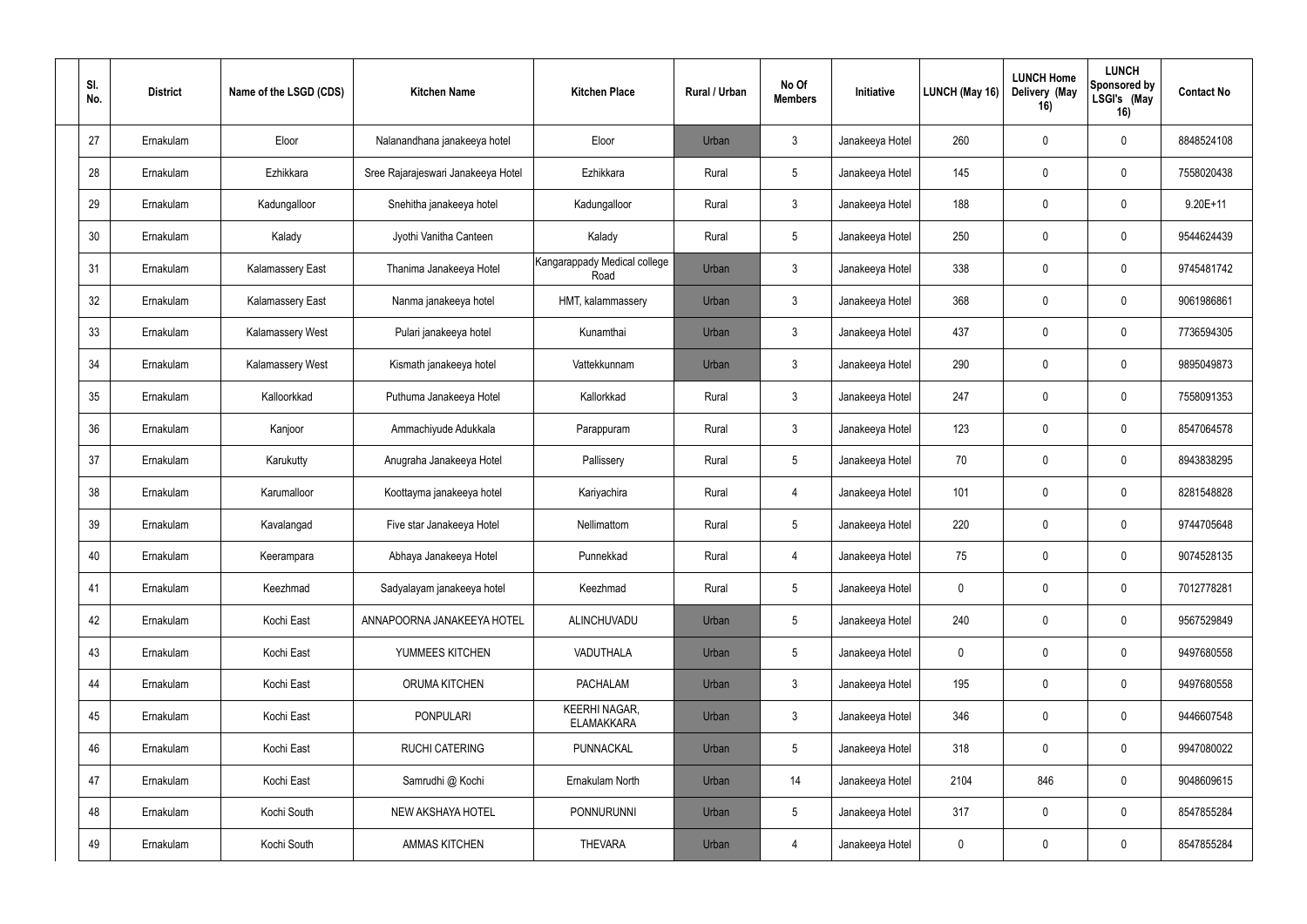| Sl. No. | District | Name of the LSGD (CDS) | Kitchen Name | Kitchen Place | Rural / Urban | No Of Members | Initiative | LUNCH (May 16) | LUNCH Home Delivery (May 16) | LUNCH Sponsored by LSGI's (May 16) | Contact No |
|---|---|---|---|---|---|---|---|---|---|---|---|
| 27 | Ernakulam | Eloor | Nalanandhana janakeeya hotel | Eloor | Urban | 3 | Janakeeya Hotel | 260 | 0 | 0 | 8848524108 |
| 28 | Ernakulam | Ezhikkara | Sree Rajarajeswari Janakeeya Hotel | Ezhikkara | Rural | 5 | Janakeeya Hotel | 145 | 0 | 0 | 7558020438 |
| 29 | Ernakulam | Kadungalloor | Snehitha janakeeya hotel | Kadungalloor | Rural | 3 | Janakeeya Hotel | 188 | 0 | 0 | 9.20E+11 |
| 30 | Ernakulam | Kalady | Jyothi Vanitha Canteen | Kalady | Rural | 5 | Janakeeya Hotel | 250 | 0 | 0 | 9544624439 |
| 31 | Ernakulam | Kalamassery East | Thanima Janakeeya Hotel | Kangarappady Medical college Road | Urban | 3 | Janakeeya Hotel | 338 | 0 | 0 | 9745481742 |
| 32 | Ernakulam | Kalamassery East | Nanma janakeeya hotel | HMT, kalammassery | Urban | 3 | Janakeeya Hotel | 368 | 0 | 0 | 9061986861 |
| 33 | Ernakulam | Kalamassery West | Pulari janakeeya hotel | Kunamthai | Urban | 3 | Janakeeya Hotel | 437 | 0 | 0 | 7736594305 |
| 34 | Ernakulam | Kalamassery West | Kismath janakeeya hotel | Vattekkunnam | Urban | 3 | Janakeeya Hotel | 290 | 0 | 0 | 9895049873 |
| 35 | Ernakulam | Kalloorkkad | Puthuma Janakeeya Hotel | Kallorkkad | Rural | 3 | Janakeeya Hotel | 247 | 0 | 0 | 7558091353 |
| 36 | Ernakulam | Kanjoor | Ammachiyude Adukkala | Parappuram | Rural | 3 | Janakeeya Hotel | 123 | 0 | 0 | 8547064578 |
| 37 | Ernakulam | Karukutty | Anugraha Janakeeya Hotel | Pallissery | Rural | 5 | Janakeeya Hotel | 70 | 0 | 0 | 8943838295 |
| 38 | Ernakulam | Karumalloor | Koottayma janakeeya hotel | Kariyachira | Rural | 4 | Janakeeya Hotel | 101 | 0 | 0 | 8281548828 |
| 39 | Ernakulam | Kavalangad | Five star Janakeeya Hotel | Nellimattom | Rural | 5 | Janakeeya Hotel | 220 | 0 | 0 | 9744705648 |
| 40 | Ernakulam | Keerampara | Abhaya Janakeeya Hotel | Punnekkad | Rural | 4 | Janakeeya Hotel | 75 | 0 | 0 | 9074528135 |
| 41 | Ernakulam | Keezhmad | Sadyalayam janakeeya hotel | Keezhmad | Rural | 5 | Janakeeya Hotel | 0 | 0 | 0 | 7012778281 |
| 42 | Ernakulam | Kochi East | ANNAPOORNA JANAKEEYA HOTEL | ALINCHUVADU | Urban | 5 | Janakeeya Hotel | 240 | 0 | 0 | 9567529849 |
| 43 | Ernakulam | Kochi East | YUMMEES KITCHEN | VADUTHALA | Urban | 5 | Janakeeya Hotel | 0 | 0 | 0 | 9497680558 |
| 44 | Ernakulam | Kochi East | ORUMA KITCHEN | PACHALAM | Urban | 3 | Janakeeya Hotel | 195 | 0 | 0 | 9497680558 |
| 45 | Ernakulam | Kochi East | PONPULARI | KEERHI NAGAR, ELAMAKKARA | Urban | 3 | Janakeeya Hotel | 346 | 0 | 0 | 9446607548 |
| 46 | Ernakulam | Kochi East | RUCHI CATERING | PUNNACKAL | Urban | 5 | Janakeeya Hotel | 318 | 0 | 0 | 9947080022 |
| 47 | Ernakulam | Kochi East | Samrudhi @ Kochi | Ernakulam North | Urban | 14 | Janakeeya Hotel | 2104 | 846 | 0 | 9048609615 |
| 48 | Ernakulam | Kochi South | NEW AKSHAYA HOTEL | PONNURUNNI | Urban | 5 | Janakeeya Hotel | 317 | 0 | 0 | 8547855284 |
| 49 | Ernakulam | Kochi South | AMMAS KITCHEN | THEVARA | Urban | 4 | Janakeeya Hotel | 0 | 0 | 0 | 8547855284 |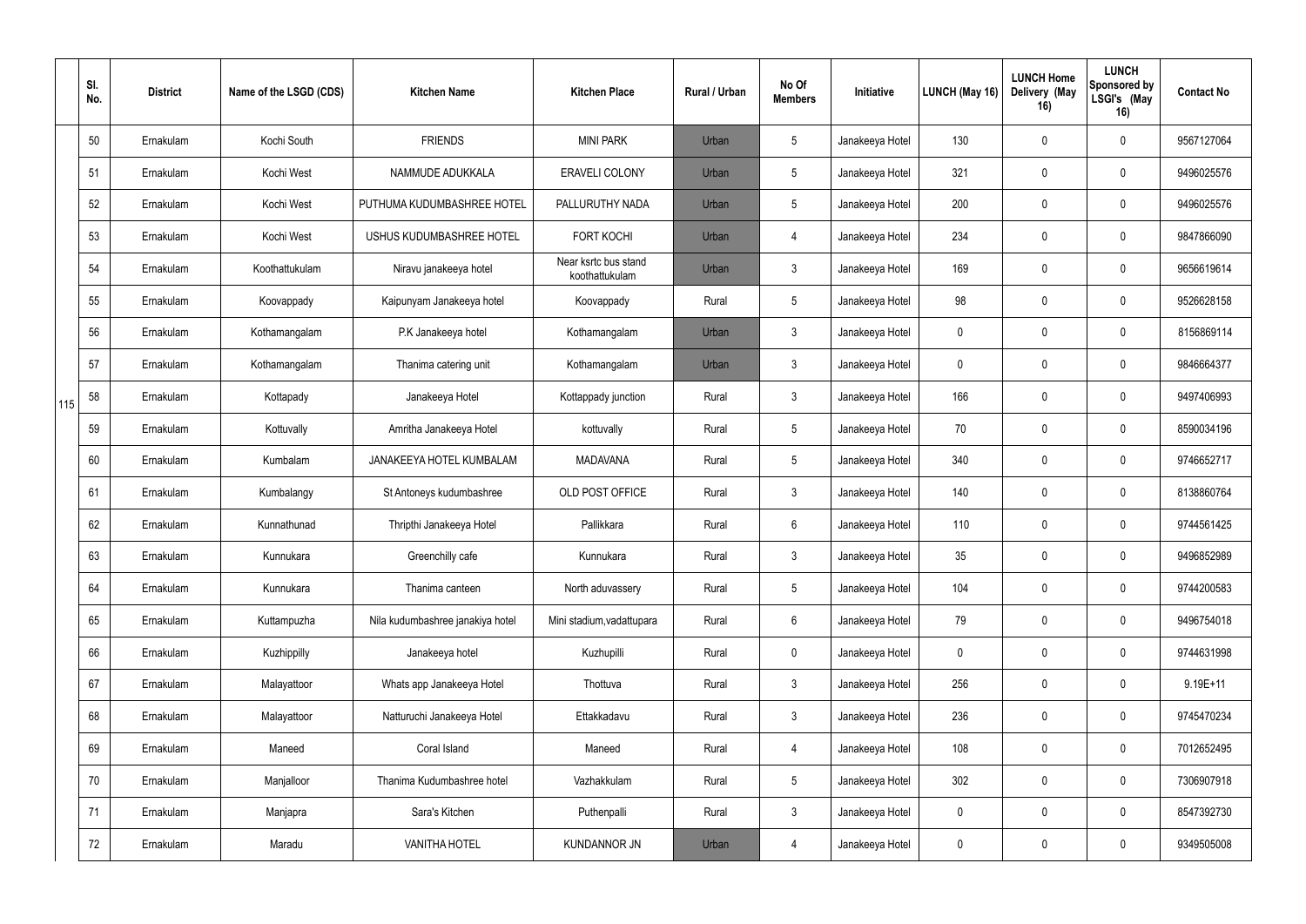| | Sl. No. | District | Name of the LSGD (CDS) | Kitchen Name | Kitchen Place | Rural / Urban | No Of Members | Initiative | LUNCH (May 16) | LUNCH Home Delivery (May 16) | LUNCH Sponsored by LSGI's (May 16) | Contact No |
|---|---|---|---|---|---|---|---|---|---|---|---|---|
| 115 | 50 | Ernakulam | Kochi South | FRIENDS | MINI PARK | Urban | 5 | Janakeeya Hotel | 130 | 0 | 0 | 9567127064 |
| | 51 | Ernakulam | Kochi West | NAMMUDE ADUKKALA | ERAVELI COLONY | Urban | 5 | Janakeeya Hotel | 321 | 0 | 0 | 9496025576 |
| | 52 | Ernakulam | Kochi West | PUTHUMA KUDUMBASHREE HOTEL | PALLURUTHY NADA | Urban | 5 | Janakeeya Hotel | 200 | 0 | 0 | 9496025576 |
| | 53 | Ernakulam | Kochi West | USHUS KUDUMBASHREE HOTEL | FORT KOCHI | Urban | 4 | Janakeeya Hotel | 234 | 0 | 0 | 9847866090 |
| | 54 | Ernakulam | Koothattukulam | Niravu janakeeya hotel | Near ksrtc bus stand koothattukulam | Urban | 3 | Janakeeya Hotel | 169 | 0 | 0 | 9656619614 |
| | 55 | Ernakulam | Koovappady | Kaipunyam Janakeeya hotel | Koovappady | Rural | 5 | Janakeeya Hotel | 98 | 0 | 0 | 9526628158 |
| | 56 | Ernakulam | Kothamangalam | P.K Janakeeya hotel | Kothamangalam | Urban | 3 | Janakeeya Hotel | 0 | 0 | 0 | 8156869114 |
| | 57 | Ernakulam | Kothamangalam | Thanima catering unit | Kothamangalam | Urban | 3 | Janakeeya Hotel | 0 | 0 | 0 | 9846664377 |
| | 58 | Ernakulam | Kottapady | Janakeeya Hotel | Kottappady junction | Rural | 3 | Janakeeya Hotel | 166 | 0 | 0 | 9497406993 |
| | 59 | Ernakulam | Kottuvally | Amritha Janakeeya Hotel | kottuvally | Rural | 5 | Janakeeya Hotel | 70 | 0 | 0 | 8590034196 |
| | 60 | Ernakulam | Kumbalam | JANAKEEYA HOTEL KUMBALAM | MADAVANA | Rural | 5 | Janakeeya Hotel | 340 | 0 | 0 | 9746652717 |
| | 61 | Ernakulam | Kumbalangy | St Antoneys kudumbashree | OLD POST OFFICE | Rural | 3 | Janakeeya Hotel | 140 | 0 | 0 | 8138860764 |
| | 62 | Ernakulam | Kunnathunad | Thripthi Janakeeya Hotel | Pallikkara | Rural | 6 | Janakeeya Hotel | 110 | 0 | 0 | 9744561425 |
| | 63 | Ernakulam | Kunnukara | Greenchilly cafe | Kunnukara | Rural | 3 | Janakeeya Hotel | 35 | 0 | 0 | 9496852989 |
| | 64 | Ernakulam | Kunnukara | Thanima canteen | North aduvassery | Rural | 5 | Janakeeya Hotel | 104 | 0 | 0 | 9744200583 |
| | 65 | Ernakulam | Kuttampuzha | Nila kudumbashree janakiya hotel | Mini stadium,vadattupara | Rural | 6 | Janakeeya Hotel | 79 | 0 | 0 | 9496754018 |
| | 66 | Ernakulam | Kuzhippilly | Janakeeya hotel | Kuzhupilli | Rural | 0 | Janakeeya Hotel | 0 | 0 | 0 | 9744631998 |
| | 67 | Ernakulam | Malayattoor | Whats app Janakeeya Hotel | Thottuva | Rural | 3 | Janakeeya Hotel | 256 | 0 | 0 | 9.19E+11 |
| | 68 | Ernakulam | Malayattoor | Natturuchi Janakeeya Hotel | Ettakkadavu | Rural | 3 | Janakeeya Hotel | 236 | 0 | 0 | 9745470234 |
| | 69 | Ernakulam | Maneed | Coral Island | Maneed | Rural | 4 | Janakeeya Hotel | 108 | 0 | 0 | 7012652495 |
| | 70 | Ernakulam | Manjalloor | Thanima Kudumbashree hotel | Vazhakkulam | Rural | 5 | Janakeeya Hotel | 302 | 0 | 0 | 7306907918 |
| | 71 | Ernakulam | Manjapra | Sara's Kitchen | Puthenpalli | Rural | 3 | Janakeeya Hotel | 0 | 0 | 0 | 8547392730 |
| | 72 | Ernakulam | Maradu | VANITHA HOTEL | KUNDANNOR JN | Urban | 4 | Janakeeya Hotel | 0 | 0 | 0 | 9349505008 |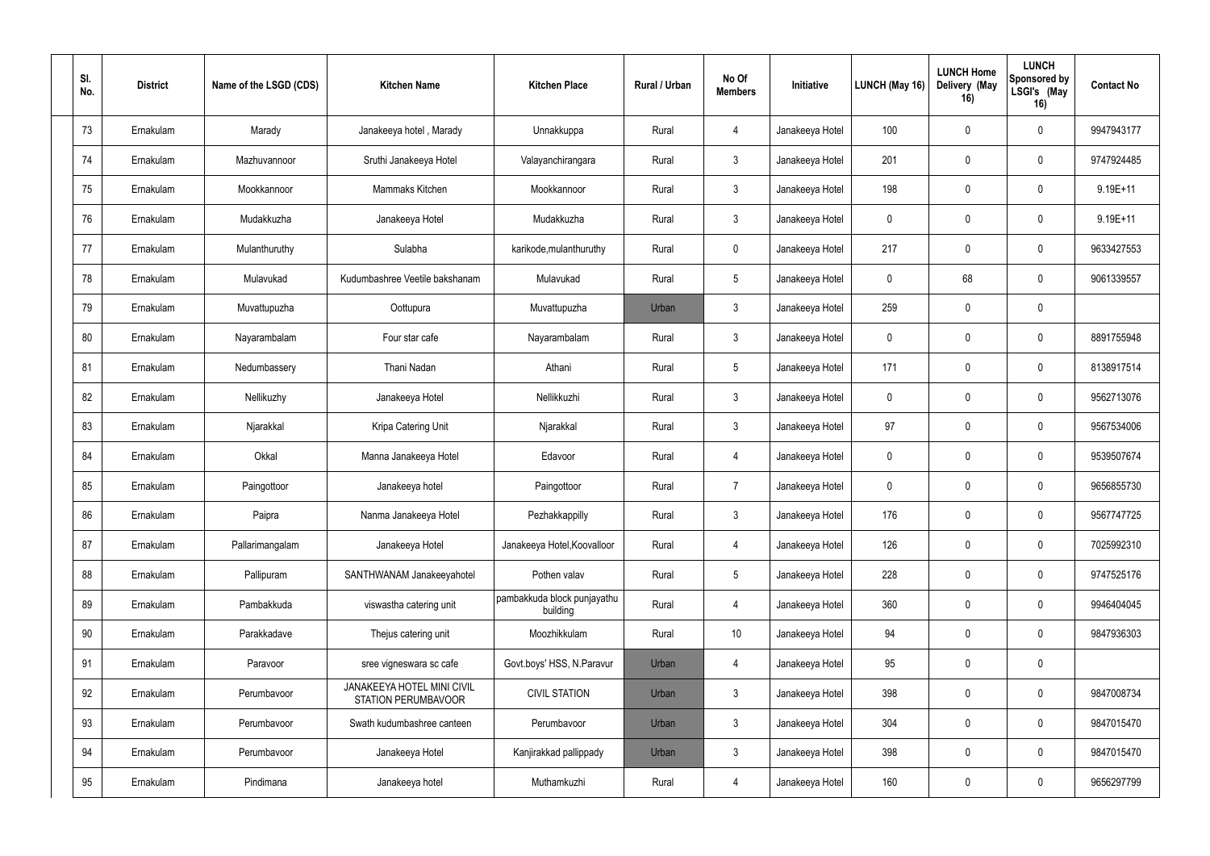| Sl. No. | District | Name of the LSGD (CDS) | Kitchen Name | Kitchen Place | Rural / Urban | No Of Members | Initiative | LUNCH (May 16) | LUNCH Home Delivery (May 16) | LUNCH Sponsored by LSGI's (May 16) | Contact No |
|---|---|---|---|---|---|---|---|---|---|---|---|
| 73 | Ernakulam | Marady | Janakeeya hotel , Marady | Unnakkuppa | Rural | 4 | Janakeeya Hotel | 100 | 0 | 0 | 9947943177 |
| 74 | Ernakulam | Mazhuvannoor | Sruthi Janakeeya Hotel | Valayanchirangara | Rural | 3 | Janakeeya Hotel | 201 | 0 | 0 | 9747924485 |
| 75 | Ernakulam | Mookkannoor | Mammaks Kitchen | Mookkannoor | Rural | 3 | Janakeeya Hotel | 198 | 0 | 0 | 9.19E+11 |
| 76 | Ernakulam | Mudakkuzha | Janakeeya Hotel | Mudakkuzha | Rural | 3 | Janakeeya Hotel | 0 | 0 | 0 | 9.19E+11 |
| 77 | Ernakulam | Mulanthuruthy | Sulabha | karikode,mulanthuruthy | Rural | 0 | Janakeeya Hotel | 217 | 0 | 0 | 9633427553 |
| 78 | Ernakulam | Mulavukad | Kudumbashree Veetile bakshanam | Mulavukad | Rural | 5 | Janakeeya Hotel | 0 | 68 | 0 | 9061339557 |
| 79 | Ernakulam | Muvattupuzha | Oottupura | Muvattupuzha | Urban | 3 | Janakeeya Hotel | 259 | 0 | 0 | |
| 80 | Ernakulam | Nayarambalam | Four star cafe | Nayarambalam | Rural | 3 | Janakeeya Hotel | 0 | 0 | 0 | 8891755948 |
| 81 | Ernakulam | Nedumbassery | Thani Nadan | Athani | Rural | 5 | Janakeeya Hotel | 171 | 0 | 0 | 8138917514 |
| 82 | Ernakulam | Nellikuzhy | Janakeeya Hotel | Nellikkuzhi | Rural | 3 | Janakeeya Hotel | 0 | 0 | 0 | 9562713076 |
| 83 | Ernakulam | Njarakkal | Kripa Catering Unit | Njarakkal | Rural | 3 | Janakeeya Hotel | 97 | 0 | 0 | 9567534006 |
| 84 | Ernakulam | Okkal | Manna Janakeeya Hotel | Edavoor | Rural | 4 | Janakeeya Hotel | 0 | 0 | 0 | 9539507674 |
| 85 | Ernakulam | Paingottoor | Janakeeya hotel | Paingottoor | Rural | 7 | Janakeeya Hotel | 0 | 0 | 0 | 9656855730 |
| 86 | Ernakulam | Paipra | Nanma Janakeeya Hotel | Pezhakkappilly | Rural | 3 | Janakeeya Hotel | 176 | 0 | 0 | 9567747725 |
| 87 | Ernakulam | Pallarimangalam | Janakeeya Hotel | Janakeeya Hotel,Koovalloor | Rural | 4 | Janakeeya Hotel | 126 | 0 | 0 | 7025992310 |
| 88 | Ernakulam | Pallipuram | SANTHWANAM Janakeeyahotel | Pothen valav | Rural | 5 | Janakeeya Hotel | 228 | 0 | 0 | 9747525176 |
| 89 | Ernakulam | Pambakkuda | viswastha catering unit | pambakkuda block punjayathu building | Rural | 4 | Janakeeya Hotel | 360 | 0 | 0 | 9946404045 |
| 90 | Ernakulam | Parakkadave | Thejus catering unit | Moozhikkulam | Rural | 10 | Janakeeya Hotel | 94 | 0 | 0 | 9847936303 |
| 91 | Ernakulam | Paravoor | sree vigneswara sc cafe | Govt.boys' HSS, N.Paravur | Urban | 4 | Janakeeya Hotel | 95 | 0 | 0 | |
| 92 | Ernakulam | Perumbavoor | JANAKEEYA HOTEL MINI CIVIL STATION PERUMBAVOOR | CIVIL STATION | Urban | 3 | Janakeeya Hotel | 398 | 0 | 0 | 9847008734 |
| 93 | Ernakulam | Perumbavoor | Swath kudumbashree canteen | Perumbavoor | Urban | 3 | Janakeeya Hotel | 304 | 0 | 0 | 9847015470 |
| 94 | Ernakulam | Perumbavoor | Janakeeya Hotel | Kanjirakkad pallippady | Urban | 3 | Janakeeya Hotel | 398 | 0 | 0 | 9847015470 |
| 95 | Ernakulam | Pindimana | Janakeeya hotel | Muthamkuzhi | Rural | 4 | Janakeeya Hotel | 160 | 0 | 0 | 9656297799 |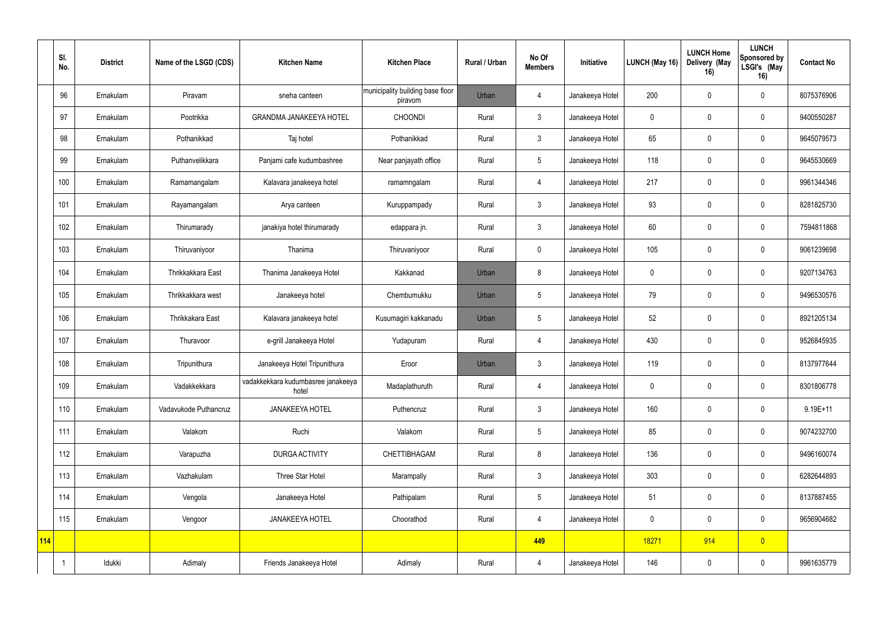|  | Sl. No. | District | Name of the LSGD (CDS) | Kitchen Name | Kitchen Place | Rural / Urban | No Of Members | Initiative | LUNCH (May 16) | LUNCH Home Delivery (May 16) | LUNCH Sponsored by LSGI's (May 16) | Contact No |
|---|---|---|---|---|---|---|---|---|---|---|---|---|
|  | 96 | Ernakulam | Piravam | sneha canteen | municipality building base floor piravom | Urban | 4 | Janakeeya Hotel | 200 | 0 | 0 | 8075376906 |
|  | 97 | Ernakulam | Pootrikka | GRANDMA JANAKEEYA HOTEL | CHOONDI | Rural | 3 | Janakeeya Hotel | 0 | 0 | 0 | 9400550287 |
|  | 98 | Ernakulam | Pothanikkad | Taj hotel | Pothanikkad | Rural | 3 | Janakeeya Hotel | 65 | 0 | 0 | 9645079573 |
|  | 99 | Ernakulam | Puthanvelikkara | Panjami cafe kudumbashree | Near panjayath office | Rural | 5 | Janakeeya Hotel | 118 | 0 | 0 | 9645530669 |
|  | 100 | Ernakulam | Ramamangalam | Kalavara janakeeya hotel | ramamngalam | Rural | 4 | Janakeeya Hotel | 217 | 0 | 0 | 9961344346 |
|  | 101 | Ernakulam | Rayamangalam | Arya canteen | Kuruppampady | Rural | 3 | Janakeeya Hotel | 93 | 0 | 0 | 8281825730 |
|  | 102 | Ernakulam | Thirumarady | janakiya hotel thirumarady | edappara jn. | Rural | 3 | Janakeeya Hotel | 60 | 0 | 0 | 7594811868 |
|  | 103 | Ernakulam | Thiruvaniyoor | Thanima | Thiruvaniyoor | Rural | 0 | Janakeeya Hotel | 105 | 0 | 0 | 9061239698 |
|  | 104 | Ernakulam | Thrikkakkara East | Thanima Janakeeya Hotel | Kakkanad | Urban | 8 | Janakeeya Hotel | 0 | 0 | 0 | 9207134763 |
|  | 105 | Ernakulam | Thrikkakkara west | Janakeeya hotel | Chembumukku | Urban | 5 | Janakeeya Hotel | 79 | 0 | 0 | 9496530576 |
|  | 106 | Ernakulam | Thrikkakara East | Kalavara janakeeya hotel | Kusumagiri kakkanadu | Urban | 5 | Janakeeya Hotel | 52 | 0 | 0 | 8921205134 |
|  | 107 | Ernakulam | Thuravoor | e-grill Janakeeya Hotel | Yudapuram | Rural | 4 | Janakeeya Hotel | 430 | 0 | 0 | 9526845935 |
|  | 108 | Ernakulam | Tripunithura | Janakeeya Hotel Tripunithura | Eroor | Urban | 3 | Janakeeya Hotel | 119 | 0 | 0 | 8137977644 |
|  | 109 | Ernakulam | Vadakkekkara | vadakkekkara kudumbasree janakeeya hotel | Madaplathuruth | Rural | 4 | Janakeeya Hotel | 0 | 0 | 0 | 8301806778 |
|  | 110 | Ernakulam | Vadavukode Puthancruz | JANAKEEYA HOTEL | Puthencruz | Rural | 3 | Janakeeya Hotel | 160 | 0 | 0 | 9.19E+11 |
|  | 111 | Ernakulam | Valakom | Ruchi | Valakom | Rural | 5 | Janakeeya Hotel | 85 | 0 | 0 | 9074232700 |
|  | 112 | Ernakulam | Varapuzha | DURGA ACTIVITY | CHETTIBHAGAM | Rural | 8 | Janakeeya Hotel | 136 | 0 | 0 | 9496160074 |
|  | 113 | Ernakulam | Vazhakulam | Three Star Hotel | Marampally | Rural | 3 | Janakeeya Hotel | 303 | 0 | 0 | 6282644893 |
|  | 114 | Ernakulam | Vengola | Janakeeya Hotel | Pathipalam | Rural | 5 | Janakeeya Hotel | 51 | 0 | 0 | 8137887455 |
|  | 115 | Ernakulam | Vengoor | JANAKEEYA HOTEL | Choorathod | Rural | 4 | Janakeeya Hotel | 0 | 0 | 0 | 9656904682 |
| 114 |  |  |  |  |  |  | 449 |  | 18271 | 914 | 0 |  |
|  | 1 | Idukki | Adimaly | Friends Janakeeya Hotel | Adimaly | Rural | 4 | Janakeeya Hotel | 146 | 0 | 0 | 9961635779 |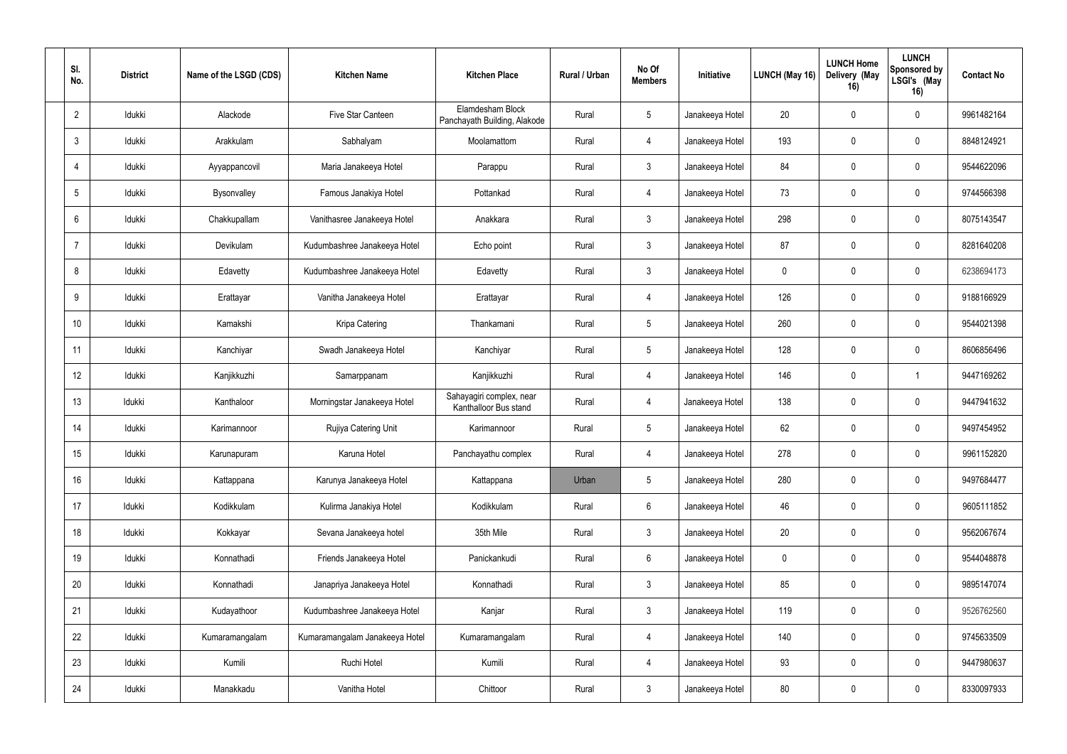| Sl. No. | District | Name of the LSGD (CDS) | Kitchen Name | Kitchen Place | Rural / Urban | No Of Members | Initiative | LUNCH (May 16) | LUNCH Home Delivery (May 16) | LUNCH Sponsored by LSGI's (May 16) | Contact No |
|---|---|---|---|---|---|---|---|---|---|---|---|
| 2 | Idukki | Alackode | Five Star Canteen | Elamdesham Block Panchayath Building, Alakode | Rural | 5 | Janakeeya Hotel | 20 | 0 | 0 | 9961482164 |
| 3 | Idukki | Arakkulam | Sabhalyam | Moolamattom | Rural | 4 | Janakeeya Hotel | 193 | 0 | 0 | 8848124921 |
| 4 | Idukki | Ayyappancovil | Maria Janakeeya Hotel | Parappu | Rural | 3 | Janakeeya Hotel | 84 | 0 | 0 | 9544622096 |
| 5 | Idukki | Bysonvalley | Famous Janakiya Hotel | Pottankad | Rural | 4 | Janakeeya Hotel | 73 | 0 | 0 | 9744566398 |
| 6 | Idukki | Chakkupallam | Vanithasree Janakeeya Hotel | Anakkara | Rural | 3 | Janakeeya Hotel | 298 | 0 | 0 | 8075143547 |
| 7 | Idukki | Devikulam | Kudumbashree Janakeeya Hotel | Echo point | Rural | 3 | Janakeeya Hotel | 87 | 0 | 0 | 8281640208 |
| 8 | Idukki | Edavetty | Kudumbashree Janakeeya Hotel | Edavetty | Rural | 3 | Janakeeya Hotel | 0 | 0 | 0 | 6238694173 |
| 9 | Idukki | Erattayar | Vanitha Janakeeya Hotel | Erattayar | Rural | 4 | Janakeeya Hotel | 126 | 0 | 0 | 9188166929 |
| 10 | Idukki | Kamakshi | Kripa Catering | Thankamani | Rural | 5 | Janakeeya Hotel | 260 | 0 | 0 | 9544021398 |
| 11 | Idukki | Kanchiyar | Swadh Janakeeya Hotel | Kanchiyar | Rural | 5 | Janakeeya Hotel | 128 | 0 | 0 | 8606856496 |
| 12 | Idukki | Kanjikkuzhi | Samarppanam | Kanjikkuzhi | Rural | 4 | Janakeeya Hotel | 146 | 0 | 1 | 9447169262 |
| 13 | Idukki | Kanthaloor | Morningstar Janakeeya Hotel | Sahayagiri complex, near Kanthalloor Bus stand | Rural | 4 | Janakeeya Hotel | 138 | 0 | 0 | 9447941632 |
| 14 | Idukki | Karimannoor | Rujiya Catering Unit | Karimannoor | Rural | 5 | Janakeeya Hotel | 62 | 0 | 0 | 9497454952 |
| 15 | Idukki | Karunapuram | Karuna Hotel | Panchayathu complex | Rural | 4 | Janakeeya Hotel | 278 | 0 | 0 | 9961152820 |
| 16 | Idukki | Kattappana | Karunya Janakeeya Hotel | Kattappana | Urban | 5 | Janakeeya Hotel | 280 | 0 | 0 | 9497684477 |
| 17 | Idukki | Kodikkulam | Kulirma Janakiya Hotel | Kodikkulam | Rural | 6 | Janakeeya Hotel | 46 | 0 | 0 | 9605111852 |
| 18 | Idukki | Kokkayar | Sevana Janakeeya hotel | 35th Mile | Rural | 3 | Janakeeya Hotel | 20 | 0 | 0 | 9562067674 |
| 19 | Idukki | Konnathadi | Friends Janakeeya Hotel | Panickankudi | Rural | 6 | Janakeeya Hotel | 0 | 0 | 0 | 9544048878 |
| 20 | Idukki | Konnathadi | Janapriya Janakeeya Hotel | Konnathadi | Rural | 3 | Janakeeya Hotel | 85 | 0 | 0 | 9895147074 |
| 21 | Idukki | Kudayathoor | Kudumbashree Janakeeya Hotel | Kanjar | Rural | 3 | Janakeeya Hotel | 119 | 0 | 0 | 9526762560 |
| 22 | Idukki | Kumaramangalam | Kumaramangalam Janakeeya Hotel | Kumaramangalam | Rural | 4 | Janakeeya Hotel | 140 | 0 | 0 | 9745633509 |
| 23 | Idukki | Kumili | Ruchi Hotel | Kumili | Rural | 4 | Janakeeya Hotel | 93 | 0 | 0 | 9447980637 |
| 24 | Idukki | Manakkadu | Vanitha Hotel | Chittoor | Rural | 3 | Janakeeya Hotel | 80 | 0 | 0 | 8330097933 |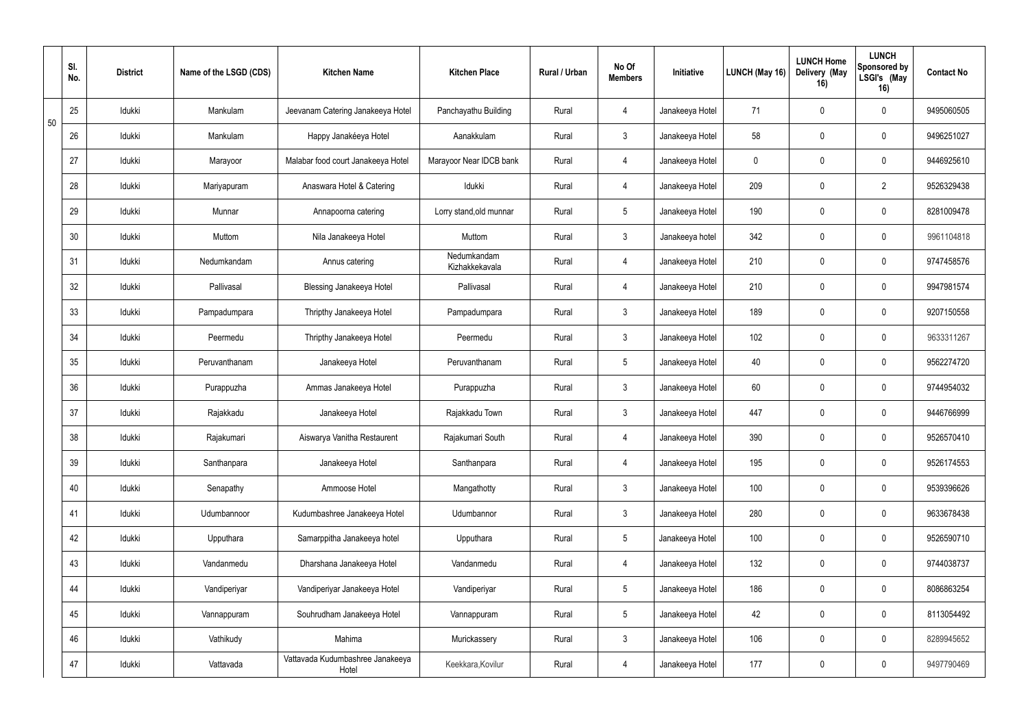| | Sl. No. | District | Name of the LSGD (CDS) | Kitchen Name | Kitchen Place | Rural / Urban | No Of Members | Initiative | LUNCH (May 16) | LUNCH Home Delivery (May 16) | LUNCH Sponsored by LSGI's (May 16) | Contact No |
|---|---|---|---|---|---|---|---|---|---|---|---|---|
| 50 | 25 | Idukki | Mankulam | Jeevanam Catering Janakeeya Hotel | Panchayathu Building | Rural | 4 | Janakeeya Hotel | 71 | 0 | 0 | 9495060505 |
| | 26 | Idukki | Mankulam | Happy Janakéeya Hotel | Aanakkulam | Rural | 3 | Janakeeya Hotel | 58 | 0 | 0 | 9496251027 |
| | 27 | Idukki | Marayoor | Malabar food court Janakeeya Hotel | Marayoor Near IDCB bank | Rural | 4 | Janakeeya Hotel | 0 | 0 | 0 | 9446925610 |
| | 28 | Idukki | Mariyapuram | Anaswara Hotel & Catering | Idukki | Rural | 4 | Janakeeya Hotel | 209 | 0 | 2 | 9526329438 |
| | 29 | Idukki | Munnar | Annapoorna catering | Lorry stand,old munnar | Rural | 5 | Janakeeya Hotel | 190 | 0 | 0 | 8281009478 |
| | 30 | Idukki | Muttom | Nila Janakeeya Hotel | Muttom | Rural | 3 | Janakeeya hotel | 342 | 0 | 0 | 9961104818 |
| | 31 | Idukki | Nedumkandam | Annus catering | Nedumkandam Kizhakkekavala | Rural | 4 | Janakeeya Hotel | 210 | 0 | 0 | 9747458576 |
| | 32 | Idukki | Pallivasal | Blessing Janakeeya Hotel | Pallivasal | Rural | 4 | Janakeeya Hotel | 210 | 0 | 0 | 9947981574 |
| | 33 | Idukki | Pampadumpara | Thripthy Janakeeya Hotel | Pampadumpara | Rural | 3 | Janakeeya Hotel | 189 | 0 | 0 | 9207150558 |
| | 34 | Idukki | Peermedu | Thripthy Janakeeya Hotel | Peermedu | Rural | 3 | Janakeeya Hotel | 102 | 0 | 0 | 9633311267 |
| | 35 | Idukki | Peruvanthanam | Janakeeya Hotel | Peruvanthanam | Rural | 5 | Janakeeya Hotel | 40 | 0 | 0 | 9562274720 |
| | 36 | Idukki | Purappuzha | Ammas Janakeeya Hotel | Purappuzha | Rural | 3 | Janakeeya Hotel | 60 | 0 | 0 | 9744954032 |
| | 37 | Idukki | Rajakkadu | Janakeeya Hotel | Rajakkadu Town | Rural | 3 | Janakeeya Hotel | 447 | 0 | 0 | 9446766999 |
| | 38 | Idukki | Rajakumari | Aiswarya Vanitha Restaurent | Rajakumari South | Rural | 4 | Janakeeya Hotel | 390 | 0 | 0 | 9526570410 |
| | 39 | Idukki | Santhanpara | Janakeeya Hotel | Santhanpara | Rural | 4 | Janakeeya Hotel | 195 | 0 | 0 | 9526174553 |
| | 40 | Idukki | Senapathy | Ammoose Hotel | Mangathotty | Rural | 3 | Janakeeya Hotel | 100 | 0 | 0 | 9539396626 |
| | 41 | Idukki | Udumbannoor | Kudumbashree Janakeeya Hotel | Udumbannor | Rural | 3 | Janakeeya Hotel | 280 | 0 | 0 | 9633678438 |
| | 42 | Idukki | Upputhara | Samarppitha Janakeeya hotel | Upputhara | Rural | 5 | Janakeeya Hotel | 100 | 0 | 0 | 9526590710 |
| | 43 | Idukki | Vandanmedu | Dharshana Janakeeya Hotel | Vandanmedu | Rural | 4 | Janakeeya Hotel | 132 | 0 | 0 | 9744038737 |
| | 44 | Idukki | Vandiperiyar | Vandiperiyar Janakeeya Hotel | Vandiperiyar | Rural | 5 | Janakeeya Hotel | 186 | 0 | 0 | 8086863254 |
| | 45 | Idukki | Vannappuram | Souhrudham Janakeeya Hotel | Vannappuram | Rural | 5 | Janakeeya Hotel | 42 | 0 | 0 | 8113054492 |
| | 46 | Idukki | Vathikudy | Mahima | Murickassery | Rural | 3 | Janakeeya Hotel | 106 | 0 | 0 | 8289945652 |
| | 47 | Idukki | Vattavada | Vattavada Kudumbashree Janakeeya Hotel | Keekkara,Kovilur | Rural | 4 | Janakeeya Hotel | 177 | 0 | 0 | 9497790469 |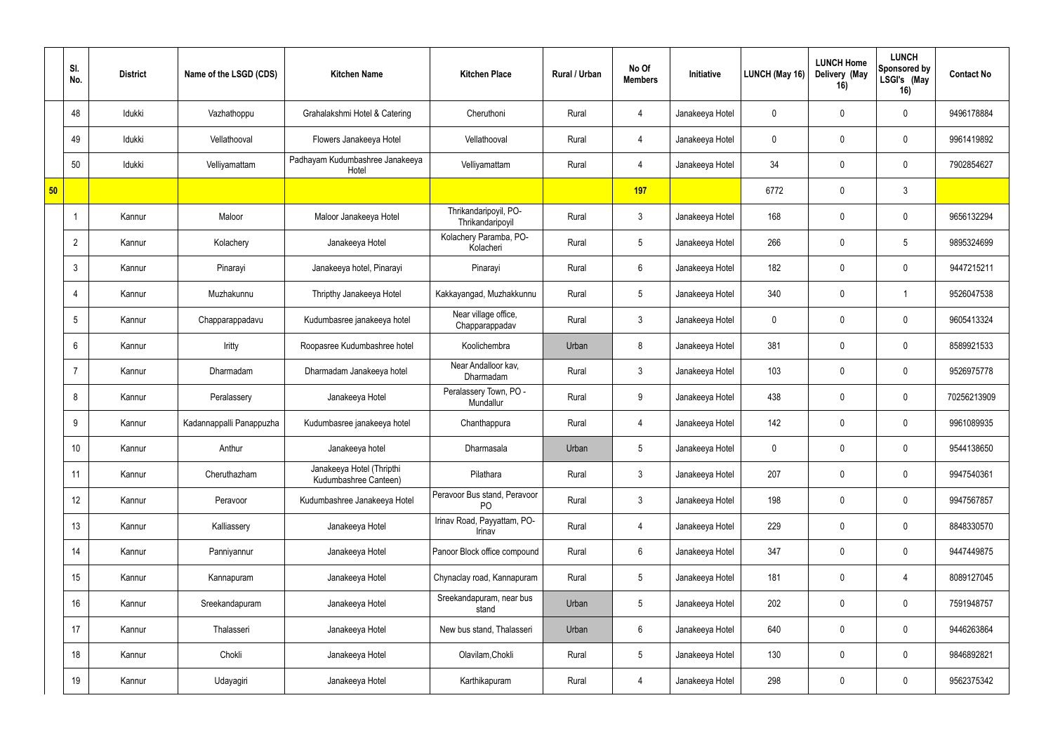|  | Sl. No. | District | Name of the LSGD (CDS) | Kitchen Name | Kitchen Place | Rural / Urban | No Of Members | Initiative | LUNCH (May 16) | LUNCH Home Delivery (May 16) | LUNCH Sponsored by LSGI's (May 16) | Contact No |
|---|---|---|---|---|---|---|---|---|---|---|---|---|
|  | 48 | Idukki | Vazhathoppu | Grahalakshmi Hotel & Catering | Cheruthoni | Rural | 4 | Janakeeya Hotel | 0 | 0 | 0 | 9496178884 |
|  | 49 | Idukki | Vellathooval | Flowers Janakeeya Hotel | Vellathooval | Rural | 4 | Janakeeya Hotel | 0 | 0 | 0 | 9961419892 |
|  | 50 | Idukki | Velliyamattam | Padhayam Kudumbashree Janakeeya Hotel | Velliyamattam | Rural | 4 | Janakeeya Hotel | 34 | 0 | 0 | 7902854627 |
| 50 |  |  |  |  |  |  | 197 |  | 6772 | 0 | 3 |  |
|  | 1 | Kannur | Maloor | Maloor Janakeeya Hotel | Thrikandaripoyil, PO-Thrikandaripoyil | Rural | 3 | Janakeeya Hotel | 168 | 0 | 0 | 9656132294 |
|  | 2 | Kannur | Kolachery | Janakeeya Hotel | Kolachery Paramba, PO-Kolacheri | Rural | 5 | Janakeeya Hotel | 266 | 0 | 5 | 9895324699 |
|  | 3 | Kannur | Pinarayi | Janakeeya hotel, Pinarayi | Pinarayi | Rural | 6 | Janakeeya Hotel | 182 | 0 | 0 | 9447215211 |
|  | 4 | Kannur | Muzhakunnu | Thripthy Janakeeya Hotel | Kakkayangad, Muzhakkunnu | Rural | 5 | Janakeeya Hotel | 340 | 0 | 1 | 9526047538 |
|  | 5 | Kannur | Chapparappadavu | Kudumbasree janakeeya hotel | Near village office, Chapparappadav | Rural | 3 | Janakeeya Hotel | 0 | 0 | 0 | 9605413324 |
|  | 6 | Kannur | Iritty | Roopasree Kudumbashree hotel | Koolichembra | Urban | 8 | Janakeeya Hotel | 381 | 0 | 0 | 8589921533 |
|  | 7 | Kannur | Dharmadam | Dharmadam Janakeeya hotel | Near Andalloor kav, Dharmadam | Rural | 3 | Janakeeya Hotel | 103 | 0 | 0 | 9526975778 |
|  | 8 | Kannur | Peralassery | Janakeeya Hotel | Peralassery Town, PO - Mundallur | Rural | 9 | Janakeeya Hotel | 438 | 0 | 0 | 70256213909 |
|  | 9 | Kannur | Kadannappalli Panappuzha | Kudumbasree janakeeya hotel | Chanthappura | Rural | 4 | Janakeeya Hotel | 142 | 0 | 0 | 9961089935 |
|  | 10 | Kannur | Anthur | Janakeeya hotel | Dharmasala | Urban | 5 | Janakeeya Hotel | 0 | 0 | 0 | 9544138650 |
|  | 11 | Kannur | Cheruthazham | Janakeeya Hotel (Thripthi Kudumbashree Canteen) | Pilathara | Rural | 3 | Janakeeya Hotel | 207 | 0 | 0 | 9947540361 |
|  | 12 | Kannur | Peravoor | Kudumbashree Janakeeya Hotel | Peravoor Bus stand, Peravoor PO | Rural | 3 | Janakeeya Hotel | 198 | 0 | 0 | 9947567857 |
|  | 13 | Kannur | Kalliassery | Janakeeya Hotel | Irinav Road, Payyattam, PO-Irinav | Rural | 4 | Janakeeya Hotel | 229 | 0 | 0 | 8848330570 |
|  | 14 | Kannur | Panniyannur | Janakeeya Hotel | Panoor Block office compound | Rural | 6 | Janakeeya Hotel | 347 | 0 | 0 | 9447449875 |
|  | 15 | Kannur | Kannapuram | Janakeeya Hotel | Chynaclay road, Kannapuram | Rural | 5 | Janakeeya Hotel | 181 | 0 | 4 | 8089127045 |
|  | 16 | Kannur | Sreekandapuram | Janakeeya Hotel | Sreekandapuram, near bus stand | Urban | 5 | Janakeeya Hotel | 202 | 0 | 0 | 7591948757 |
|  | 17 | Kannur | Thalasseri | Janakeeya Hotel | New bus stand, Thalasseri | Urban | 6 | Janakeeya Hotel | 640 | 0 | 0 | 9446263864 |
|  | 18 | Kannur | Chokli | Janakeeya Hotel | Olavilam,Chokli | Rural | 5 | Janakeeya Hotel | 130 | 0 | 0 | 9846892821 |
|  | 19 | Kannur | Udayagiri | Janakeeya Hotel | Karthikapuram | Rural | 4 | Janakeeya Hotel | 298 | 0 | 0 | 9562375342 |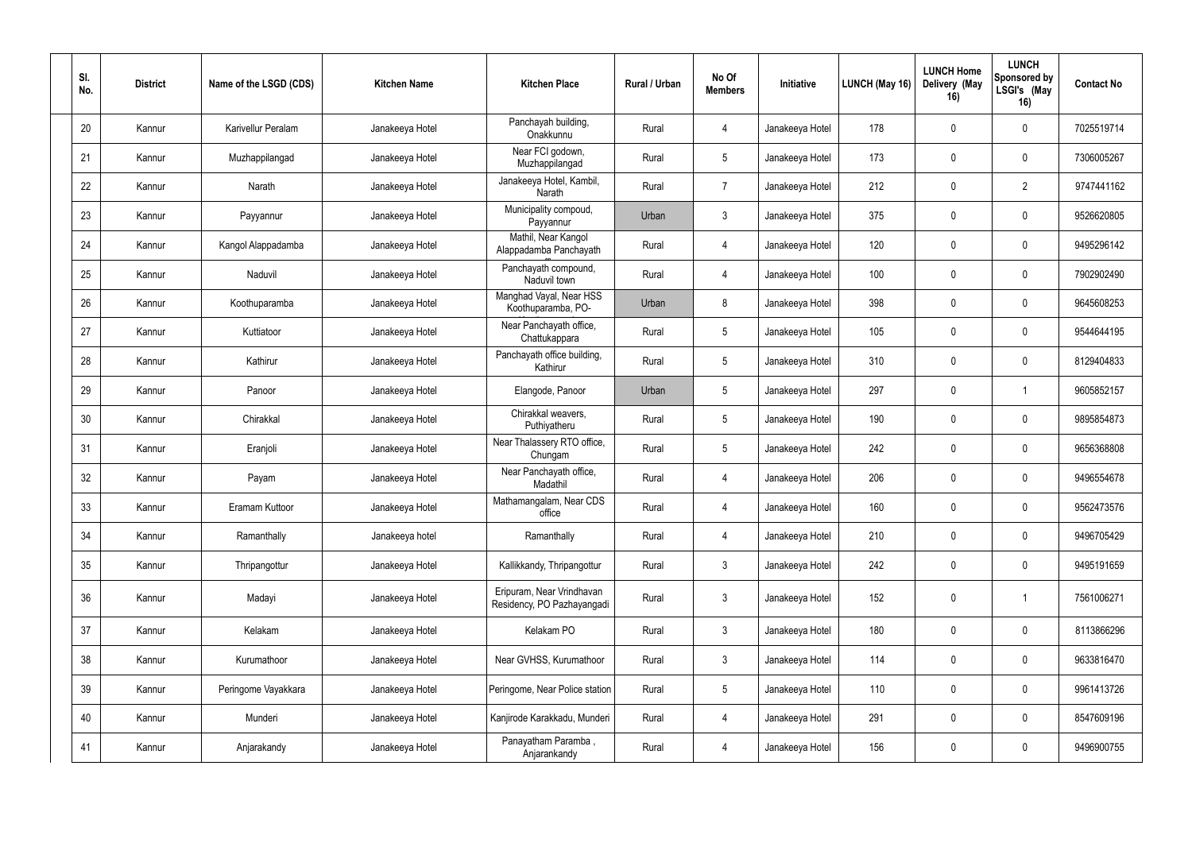| Sl. No. | District | Name of the LSGD (CDS) | Kitchen Name | Kitchen Place | Rural / Urban | No Of Members | Initiative | LUNCH (May 16) | LUNCH Home Delivery (May 16) | LUNCH Sponsored by LSGI's (May 16) | Contact No |
|---|---|---|---|---|---|---|---|---|---|---|---|
| 20 | Kannur | Karivellur Peralam | Janakeeya Hotel | Panchayah building, Onakkunnu | Rural | 4 | Janakeeya Hotel | 178 | 0 | 0 | 7025519714 |
| 21 | Kannur | Muzhappilangad | Janakeeya Hotel | Near FCI godown, Muzhappilangad | Rural | 5 | Janakeeya Hotel | 173 | 0 | 0 | 7306005267 |
| 22 | Kannur | Narath | Janakeeya Hotel | Janakeeya Hotel, Kambil, Narath | Rural | 7 | Janakeeya Hotel | 212 | 0 | 2 | 9747441162 |
| 23 | Kannur | Payyannur | Janakeeya Hotel | Municipality compoud, Payyannur | Urban | 3 | Janakeeya Hotel | 375 | 0 | 0 | 9526620805 |
| 24 | Kannur | Kangol Alappadamba | Janakeeya Hotel | Mathil, Near Kangol Alappadamba Panchayath | Rural | 4 | Janakeeya Hotel | 120 | 0 | 0 | 9495296142 |
| 25 | Kannur | Naduvil | Janakeeya Hotel | Panchayath compound, Naduvil town | Rural | 4 | Janakeeya Hotel | 100 | 0 | 0 | 7902902490 |
| 26 | Kannur | Koothuparamba | Janakeeya Hotel | Manghad Vayal, Near HSS Koothuparamba, PO- | Urban | 8 | Janakeeya Hotel | 398 | 0 | 0 | 9645608253 |
| 27 | Kannur | Kuttiatoor | Janakeeya Hotel | Near Panchayath office, Chattukappara | Rural | 5 | Janakeeya Hotel | 105 | 0 | 0 | 9544644195 |
| 28 | Kannur | Kathirur | Janakeeya Hotel | Panchayath office building, Kathirur | Rural | 5 | Janakeeya Hotel | 310 | 0 | 0 | 8129404833 |
| 29 | Kannur | Panoor | Janakeeya Hotel | Elangode, Panoor | Urban | 5 | Janakeeya Hotel | 297 | 0 | 1 | 9605852157 |
| 30 | Kannur | Chirakkal | Janakeeya Hotel | Chirakkal weavers, Puthiyatheru | Rural | 5 | Janakeeya Hotel | 190 | 0 | 0 | 9895854873 |
| 31 | Kannur | Eranjoli | Janakeeya Hotel | Near Thalassery RTO office, Chungam | Rural | 5 | Janakeeya Hotel | 242 | 0 | 0 | 9656368808 |
| 32 | Kannur | Payam | Janakeeya Hotel | Near Panchayath office, Madathil | Rural | 4 | Janakeeya Hotel | 206 | 0 | 0 | 9496554678 |
| 33 | Kannur | Eramam Kuttoor | Janakeeya Hotel | Mathamangalam, Near CDS office | Rural | 4 | Janakeeya Hotel | 160 | 0 | 0 | 9562473576 |
| 34 | Kannur | Ramanthally | Janakeeya hotel | Ramanthally | Rural | 4 | Janakeeya Hotel | 210 | 0 | 0 | 9496705429 |
| 35 | Kannur | Thripangottur | Janakeeya Hotel | Kallikkandy, Thripangottur | Rural | 3 | Janakeeya Hotel | 242 | 0 | 0 | 9495191659 |
| 36 | Kannur | Madayi | Janakeeya Hotel | Eripuram, Near Vrindhavan Residency, PO Pazhayangadi | Rural | 3 | Janakeeya Hotel | 152 | 0 | 1 | 7561006271 |
| 37 | Kannur | Kelakam | Janakeeya Hotel | Kelakam PO | Rural | 3 | Janakeeya Hotel | 180 | 0 | 0 | 8113866296 |
| 38 | Kannur | Kurumathoor | Janakeeya Hotel | Near GVHSS, Kurumathoor | Rural | 3 | Janakeeya Hotel | 114 | 0 | 0 | 9633816470 |
| 39 | Kannur | Peringome Vayakkara | Janakeeya Hotel | Peringome, Near Police station | Rural | 5 | Janakeeya Hotel | 110 | 0 | 0 | 9961413726 |
| 40 | Kannur | Munderi | Janakeeya Hotel | Kanjirode Karakkadu, Munderi | Rural | 4 | Janakeeya Hotel | 291 | 0 | 0 | 8547609196 |
| 41 | Kannur | Anjarakandy | Janakeeya Hotel | Panayatham Paramba , Anjarankandy | Rural | 4 | Janakeeya Hotel | 156 | 0 | 0 | 9496900755 |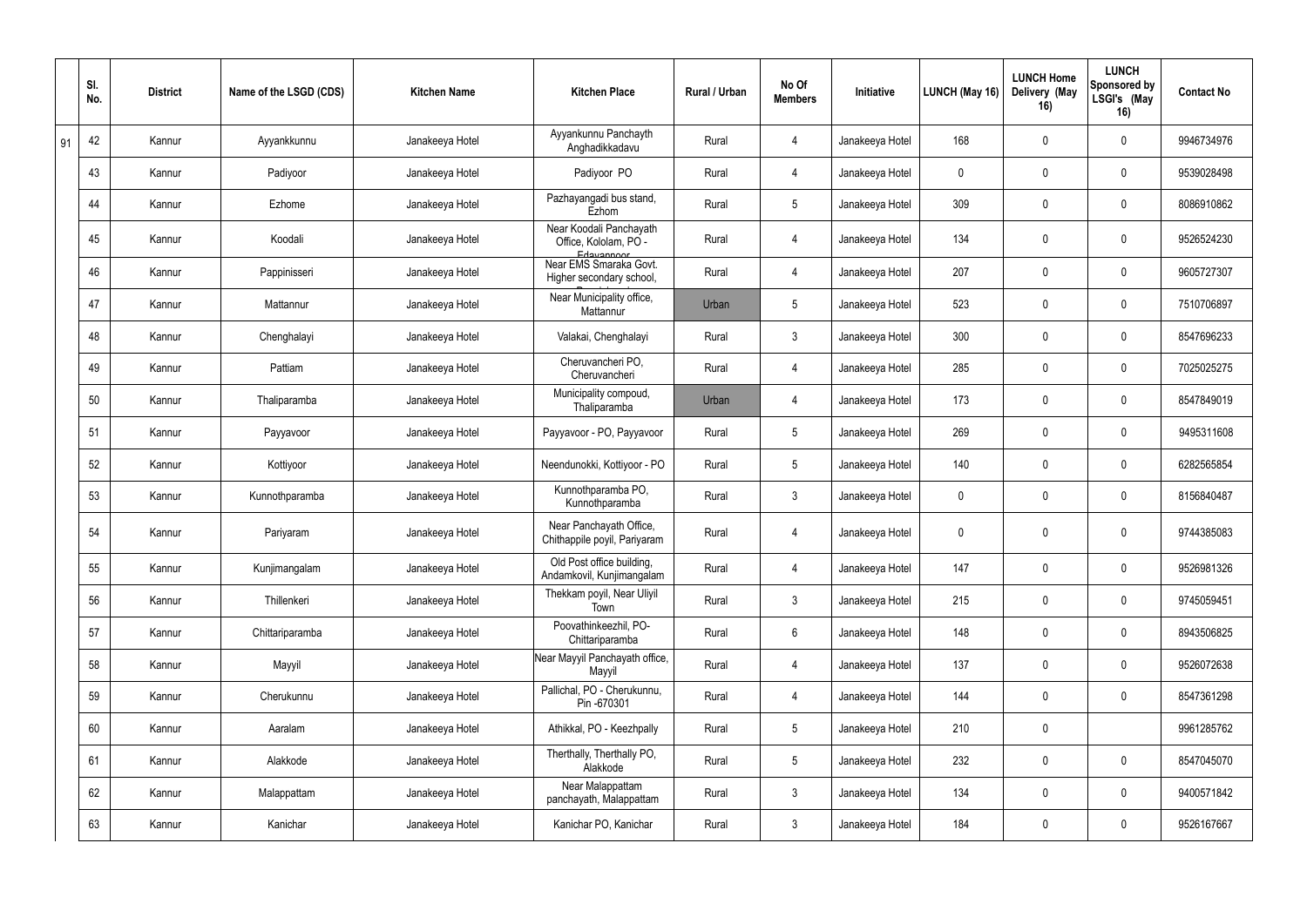| | Sl. No. | District | Name of the LSGD (CDS) | Kitchen Name | Kitchen Place | Rural / Urban | No Of Members | Initiative | LUNCH (May 16) | LUNCH Home Delivery (May 16) | LUNCH Sponsored by LSGI's (May 16) | Contact No |
|---|---|---|---|---|---|---|---|---|---|---|---|---|
| 91 | 42 | Kannur | Ayyankkunnu | Janakeeya Hotel | Ayyankunnu Panchayth Anghadikkadavu | Rural | 4 | Janakeeya Hotel | 168 | 0 | 0 | 9946734976 |
| | 43 | Kannur | Padiyoor | Janakeeya Hotel | Padiyoor PO | Rural | 4 | Janakeeya Hotel | 0 | 0 | 0 | 9539028498 |
| | 44 | Kannur | Ezhome | Janakeeya Hotel | Pazhayangadi bus stand, Ezhom | Rural | 5 | Janakeeya Hotel | 309 | 0 | 0 | 8086910862 |
| | 45 | Kannur | Koodali | Janakeeya Hotel | Near Koodali Panchayath Office, Kololam, PO - Edayannoor | Rural | 4 | Janakeeya Hotel | 134 | 0 | 0 | 9526524230 |
| | 46 | Kannur | Pappinisseri | Janakeeya Hotel | Near EMS Smaraka Govt. Higher secondary school, | Rural | 4 | Janakeeya Hotel | 207 | 0 | 0 | 9605727307 |
| | 47 | Kannur | Mattannur | Janakeeya Hotel | Near Municipality office, Mattannur | Urban | 5 | Janakeeya Hotel | 523 | 0 | 0 | 7510706897 |
| | 48 | Kannur | Chenghalayi | Janakeeya Hotel | Valakai, Chenghalayi | Rural | 3 | Janakeeya Hotel | 300 | 0 | 0 | 8547696233 |
| | 49 | Kannur | Pattiam | Janakeeya Hotel | Cheruvancheri PO, Cheruvancheri | Rural | 4 | Janakeeya Hotel | 285 | 0 | 0 | 7025025275 |
| | 50 | Kannur | Thaliparamba | Janakeeya Hotel | Municipality compoud, Thaliparamba | Urban | 4 | Janakeeya Hotel | 173 | 0 | 0 | 8547849019 |
| | 51 | Kannur | Payyavoor | Janakeeya Hotel | Payyavoor - PO, Payyavoor | Rural | 5 | Janakeeya Hotel | 269 | 0 | 0 | 9495311608 |
| | 52 | Kannur | Kottiyoor | Janakeeya Hotel | Neendunokki, Kottiyoor - PO | Rural | 5 | Janakeeya Hotel | 140 | 0 | 0 | 6282565854 |
| | 53 | Kannur | Kunnothparamba | Janakeeya Hotel | Kunnothparamba PO, Kunnothparamba | Rural | 3 | Janakeeya Hotel | 0 | 0 | 0 | 8156840487 |
| | 54 | Kannur | Pariyaram | Janakeeya Hotel | Near Panchayath Office, Chithappile poyil, Pariyaram | Rural | 4 | Janakeeya Hotel | 0 | 0 | 0 | 9744385083 |
| | 55 | Kannur | Kunjimangalam | Janakeeya Hotel | Old Post office building, Andamkovil, Kunjimangalam | Rural | 4 | Janakeeya Hotel | 147 | 0 | 0 | 9526981326 |
| | 56 | Kannur | Thillenkeri | Janakeeya Hotel | Thekkam poyil, Near Uliyil Town | Rural | 3 | Janakeeya Hotel | 215 | 0 | 0 | 9745059451 |
| | 57 | Kannur | Chittariparamba | Janakeeya Hotel | Poovathinkeezhil, PO-Chittariparamba | Rural | 6 | Janakeeya Hotel | 148 | 0 | 0 | 8943506825 |
| | 58 | Kannur | Mayyil | Janakeeya Hotel | Near Mayyil Panchayath office, Mayyil | Rural | 4 | Janakeeya Hotel | 137 | 0 | 0 | 9526072638 |
| | 59 | Kannur | Cherukunnu | Janakeeya Hotel | Pallichal, PO - Cherukunnu, Pin -670301 | Rural | 4 | Janakeeya Hotel | 144 | 0 | 0 | 8547361298 |
| | 60 | Kannur | Aaralam | Janakeeya Hotel | Athikkal, PO - Keezhpally | Rural | 5 | Janakeeya Hotel | 210 | 0 | | 9961285762 |
| | 61 | Kannur | Alakkode | Janakeeya Hotel | Therthally, Therthally PO, Alakkode | Rural | 5 | Janakeeya Hotel | 232 | 0 | 0 | 8547045070 |
| | 62 | Kannur | Malappattam | Janakeeya Hotel | Near Malappattam panchayath, Malappattam | Rural | 3 | Janakeeya Hotel | 134 | 0 | 0 | 9400571842 |
| | 63 | Kannur | Kanichar | Janakeeya Hotel | Kanichar PO, Kanichar | Rural | 3 | Janakeeya Hotel | 184 | 0 | 0 | 9526167667 |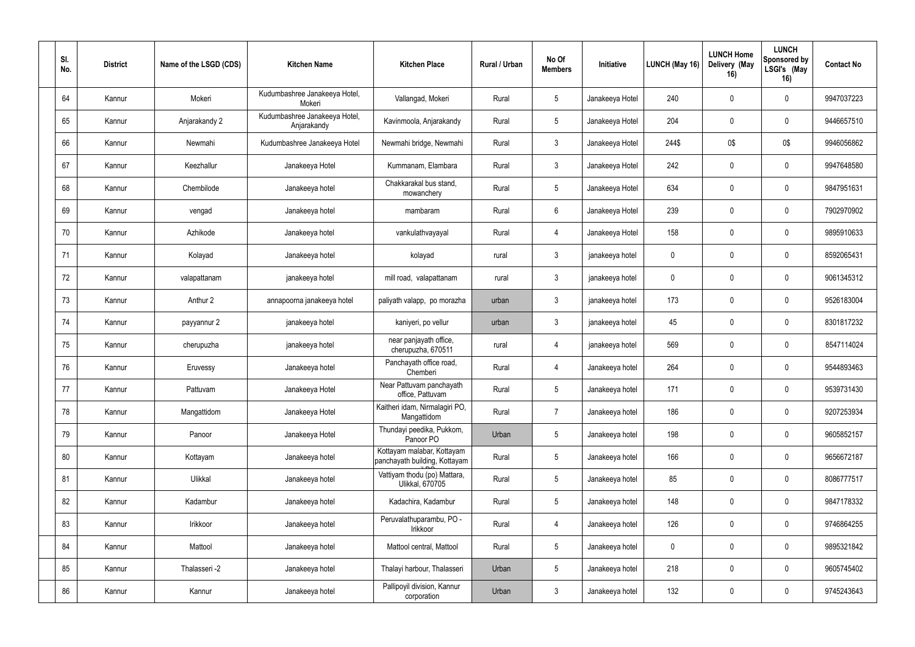| Sl. No. | District | Name of the LSGD (CDS) | Kitchen Name | Kitchen Place | Rural / Urban | No Of Members | Initiative | LUNCH (May 16) | LUNCH Home Delivery (May 16) | LUNCH Sponsored by LSGI's (May 16) | Contact No |
|---|---|---|---|---|---|---|---|---|---|---|---|
| 64 | Kannur | Mokeri | Kudumbashree Janakeeya Hotel, Mokeri | Vallangad, Mokeri | Rural | 5 | Janakeeya Hotel | 240 | 0 | 0 | 9947037223 |
| 65 | Kannur | Anjarakandy 2 | Kudumbashree Janakeeya Hotel, Anjarakandy | Kavinmoola, Anjarakandy | Rural | 5 | Janakeeya Hotel | 204 | 0 | 0 | 9446657510 |
| 66 | Kannur | Newmahi | Kudumbashree Janakeeya Hotel | Newmahi bridge, Newmahi | Rural | 3 | Janakeeya Hotel | 244$ | 0$ | 0$ | 9946056862 |
| 67 | Kannur | Keezhallur | Janakeeya Hotel | Kummanam, Elambara | Rural | 3 | Janakeeya Hotel | 242 | 0 | 0 | 9947648580 |
| 68 | Kannur | Chembilode | Janakeeya hotel | Chakkarakal bus stand, mowanchery | Rural | 5 | Janakeeya Hotel | 634 | 0 | 0 | 9847951631 |
| 69 | Kannur | vengad | Janakeeya hotel | mambaram | Rural | 6 | Janakeeya Hotel | 239 | 0 | 0 | 7902970902 |
| 70 | Kannur | Azhikode | Janakeeya hotel | vankulathvayayal | Rural | 4 | Janakeeya Hotel | 158 | 0 | 0 | 9895910633 |
| 71 | Kannur | Kolayad | Janakeeya hotel | kolayad | rural | 3 | janakeeya hotel | 0 | 0 | 0 | 8592065431 |
| 72 | Kannur | valapattanam | janakeeya hotel | mill road, valapattanam | rural | 3 | janakeeya hotel | 0 | 0 | 0 | 9061345312 |
| 73 | Kannur | Anthur 2 | annapoorna janakeeya hotel | paliyath valapp, po morazha | urban | 3 | janakeeya hotel | 173 | 0 | 0 | 9526183004 |
| 74 | Kannur | payyannur 2 | janakeeya hotel | kaniyeri, po vellur | urban | 3 | janakeeya hotel | 45 | 0 | 0 | 8301817232 |
| 75 | Kannur | cherupuzha | janakeeya hotel | near panjayath office, cherupuzha, 670511 | rural | 4 | janakeeya hotel | 569 | 0 | 0 | 8547114024 |
| 76 | Kannur | Eruvessy | Janakeeya hotel | Panchayath office road, Chemberi | Rural | 4 | Janakeeya hotel | 264 | 0 | 0 | 9544893463 |
| 77 | Kannur | Pattuvam | Janakeeya Hotel | Near Pattuvam panchayath office, Pattuvam | Rural | 5 | Janakeeya hotel | 171 | 0 | 0 | 9539731430 |
| 78 | Kannur | Mangattidom | Janakeeya Hotel | Kaitheri idam, Nirmalagiri PO, Mangattidom | Rural | 7 | Janakeeya hotel | 186 | 0 | 0 | 9207253934 |
| 79 | Kannur | Panoor | Janakeeya Hotel | Thundayi peedika, Pukkom, Panoor PO | Urban | 5 | Janakeeya hotel | 198 | 0 | 0 | 9605852157 |
| 80 | Kannur | Kottayam | Janakeeya hotel | Kottayam malabar, Kottayam panchayath building, Kottayam | Rural | 5 | Janakeeya hotel | 166 | 0 | 0 | 9656672187 |
| 81 | Kannur | Ulikkal | Janakeeya hotel | Vattiyam thodu (po) Mattara, Ulikkal, 670705 | Rural | 5 | Janakeeya hotel | 85 | 0 | 0 | 8086777517 |
| 82 | Kannur | Kadambur | Janakeeya hotel | Kadachira, Kadambur | Rural | 5 | Janakeeya hotel | 148 | 0 | 0 | 9847178332 |
| 83 | Kannur | Irikkoor | Janakeeya hotel | Peruvalathuparambu, PO - Irikkoor | Rural | 4 | Janakeeya hotel | 126 | 0 | 0 | 9746864255 |
| 84 | Kannur | Mattool | Janakeeya hotel | Mattool central, Mattool | Rural | 5 | Janakeeya hotel | 0 | 0 | 0 | 9895321842 |
| 85 | Kannur | Thalasseri -2 | Janakeeya hotel | Thalayi harbour, Thalasseri | Urban | 5 | Janakeeya hotel | 218 | 0 | 0 | 9605745402 |
| 86 | Kannur | Kannur | Janakeeya hotel | Pallipoyil division, Kannur corporation | Urban | 3 | Janakeeya hotel | 132 | 0 | 0 | 9745243643 |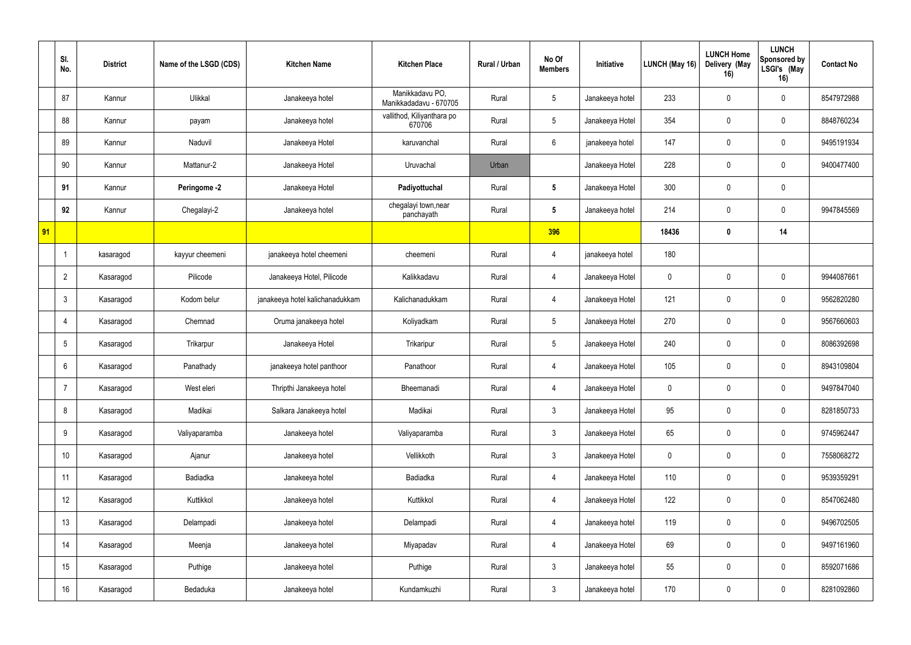| | Sl. No. | District | Name of the LSGD (CDS) | Kitchen Name | Kitchen Place | Rural / Urban | No Of Members | Initiative | LUNCH (May 16) | LUNCH Home Delivery (May 16) | LUNCH Sponsored by LSGI's (May 16) | Contact No |
|---|---|---|---|---|---|---|---|---|---|---|---|---|
| | 87 | Kannur | Ulikkal | Janakeeya hotel | Manikkadavu PO, Manikkadadavu - 670705 | Rural | 5 | Janakeeya hotel | 233 | 0 | 0 | 8547972988 |
| | 88 | Kannur | payam | Janakeeya hotel | vallithod, Kiliyanthara po 670706 | Rural | 5 | Janakeeya Hotel | 354 | 0 | 0 | 8848760234 |
| | 89 | Kannur | Naduvil | Janakeeya Hotel | karuvanchal | Rural | 6 | janakeeya hotel | 147 | 0 | 0 | 9495191934 |
| | 90 | Kannur | Mattanur-2 | Janakeeya Hotel | Uruvachal | Urban | | Janakeeya Hotel | 228 | 0 | 0 | 9400477400 |
| | **91** | Kannur | **Peringome -2** | Janakeeya Hotel | **Padiyottuchal** | Rural | **5** | Janakeeya Hotel | 300 | 0 | 0 | |
| | **92** | Kannur | Chegalayi-2 | Janakeeya hotel | chegalayi town,near panchayath | Rural | **5** | Janakeeya hotel | 214 | 0 | 0 | 9947845569 |
| **91** | | | | | | | **396** | | **18436** | **0** | **14** | |
| | 1 | kasaragod | kayyur cheemeni | janakeeya hotel cheemeni | cheemeni | Rural | 4 | janakeeya hotel | 180 | | | |
| | 2 | Kasaragod | Pilicode | Janakeeya Hotel, Pilicode | Kalikkadavu | Rural | 4 | Janakeeya Hotel | 0 | 0 | 0 | 9944087661 |
| | 3 | Kasaragod | Kodom belur | janakeeya hotel kalichanadukkam | Kalichanadukkam | Rural | 4 | Janakeeya Hotel | 121 | 0 | 0 | 9562820280 |
| | 4 | Kasaragod | Chemnad | Oruma janakeeya hotel | Koliyadkam | Rural | 5 | Janakeeya Hotel | 270 | 0 | 0 | 9567660603 |
| | 5 | Kasaragod | Trikarpur | Janakeeya Hotel | Trikaripur | Rural | 5 | Janakeeya Hotel | 240 | 0 | 0 | 8086392698 |
| | 6 | Kasaragod | Panathady | janakeeya hotel panthoor | Panathoor | Rural | 4 | Janakeeya Hotel | 105 | 0 | 0 | 8943109804 |
| | 7 | Kasaragod | West eleri | Thripthi Janakeeya hotel | Bheemanadi | Rural | 4 | Janakeeya Hotel | 0 | 0 | 0 | 9497847040 |
| | 8 | Kasaragod | Madikai | Salkara Janakeeya hotel | Madikai | Rural | 3 | Janakeeya Hotel | 95 | 0 | 0 | 8281850733 |
| | 9 | Kasaragod | Valiyaparamba | Janakeeya hotel | Valiyaparamba | Rural | 3 | Janakeeya Hotel | 65 | 0 | 0 | 9745962447 |
| | 10 | Kasaragod | Ajanur | Janakeeya hotel | Vellikkoth | Rural | 3 | Janakeeya Hotel | 0 | 0 | 0 | 7558068272 |
| | 11 | Kasaragod | Badiadka | Janakeeya hotel | Badiadka | Rural | 4 | Janakeeya Hotel | 110 | 0 | 0 | 9539359291 |
| | 12 | Kasaragod | Kuttikkol | Janakeeya hotel | Kuttikkol | Rural | 4 | Janakeeya Hotel | 122 | 0 | 0 | 8547062480 |
| | 13 | Kasaragod | Delampadi | Janakeeya hotel | Delampadi | Rural | 4 | Janakeeya hotel | 119 | 0 | 0 | 9496702505 |
| | 14 | Kasaragod | Meenja | Janakeeya hotel | Miyapadav | Rural | 4 | Janakeeya Hotel | 69 | 0 | 0 | 9497161960 |
| | 15 | Kasaragod | Puthige | Janakeeya hotel | Puthige | Rural | 3 | Janakeeya hotel | 55 | 0 | 0 | 8592071686 |
| | 16 | Kasaragod | Bedaduka | Janakeeya hotel | Kundamkuzhi | Rural | 3 | Janakeeya hotel | 170 | 0 | 0 | 8281092860 |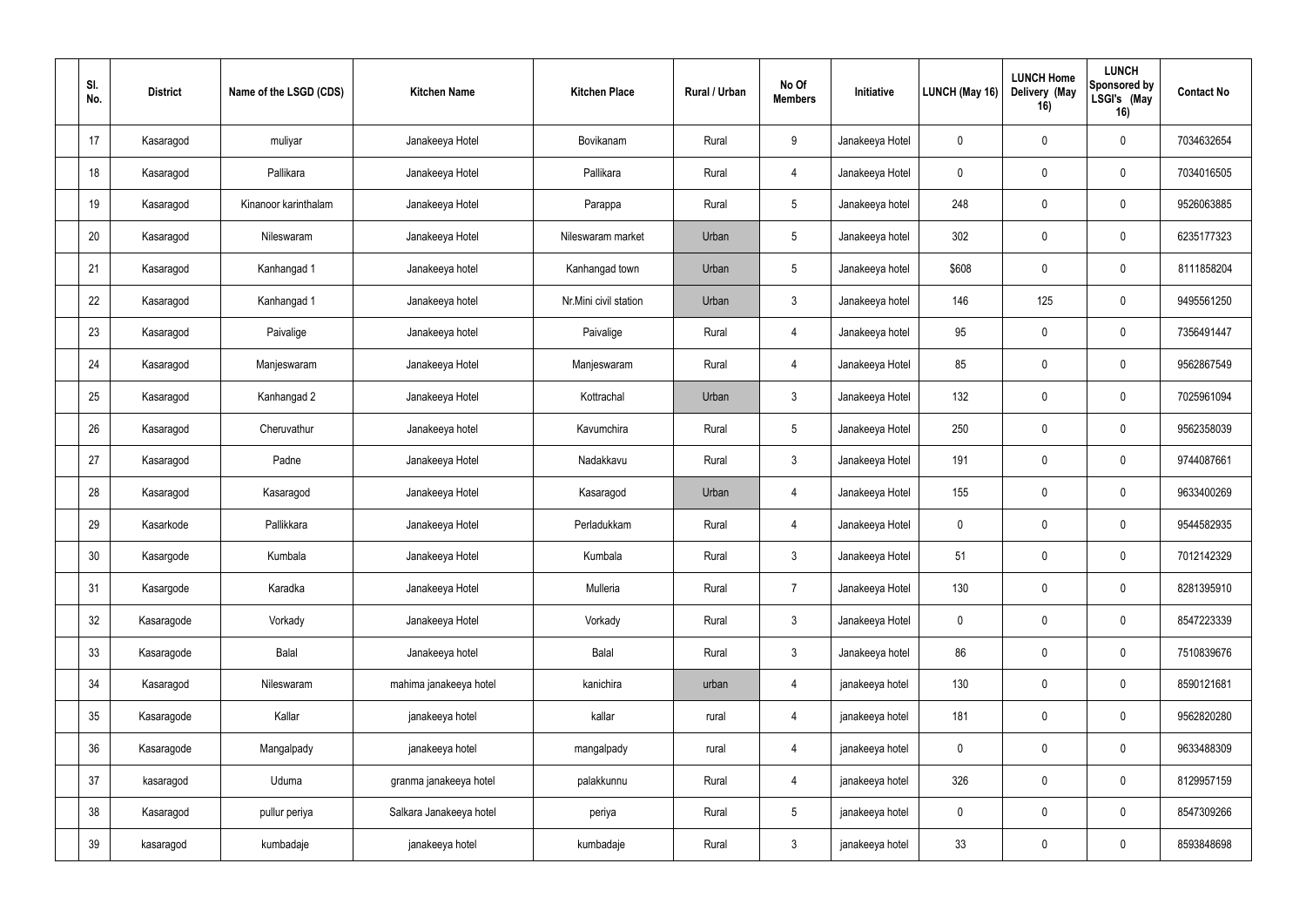| Sl. No. | District | Name of the LSGD (CDS) | Kitchen Name | Kitchen Place | Rural / Urban | No Of Members | Initiative | LUNCH (May 16) | LUNCH Home Delivery (May 16) | LUNCH Sponsored by LSGI's (May 16) | Contact No |
|---|---|---|---|---|---|---|---|---|---|---|---|
| 17 | Kasaragod | muliyar | Janakeeya Hotel | Bovikanam | Rural | 9 | Janakeeya Hotel | 0 | 0 | 0 | 7034632654 |
| 18 | Kasaragod | Pallikara | Janakeeya Hotel | Pallikara | Rural | 4 | Janakeeya Hotel | 0 | 0 | 0 | 7034016505 |
| 19 | Kasaragod | Kinanoor karinthalam | Janakeeya Hotel | Parappa | Rural | 5 | Janakeeya hotel | 248 | 0 | 0 | 9526063885 |
| 20 | Kasaragod | Nileswaram | Janakeeya Hotel | Nileswaram market | Urban | 5 | Janakeeya hotel | 302 | 0 | 0 | 6235177323 |
| 21 | Kasaragod | Kanhangad 1 | Janakeeya hotel | Kanhangad town | Urban | 5 | Janakeeya hotel | $608 | 0 | 0 | 8111858204 |
| 22 | Kasaragod | Kanhangad 1 | Janakeeya hotel | Nr.Mini civil station | Urban | 3 | Janakeeya hotel | 146 | 125 | 0 | 9495561250 |
| 23 | Kasaragod | Paivalige | Janakeeya hotel | Paivalige | Rural | 4 | Janakeeya hotel | 95 | 0 | 0 | 7356491447 |
| 24 | Kasaragod | Manjeswaram | Janakeeya Hotel | Manjeswaram | Rural | 4 | Janakeeya Hotel | 85 | 0 | 0 | 9562867549 |
| 25 | Kasaragod | Kanhangad 2 | Janakeeya Hotel | Kottrachal | Urban | 3 | Janakeeya Hotel | 132 | 0 | 0 | 7025961094 |
| 26 | Kasaragod | Cheruvathur | Janakeeya hotel | Kavumchira | Rural | 5 | Janakeeya Hotel | 250 | 0 | 0 | 9562358039 |
| 27 | Kasaragod | Padne | Janakeeya Hotel | Nadakkavu | Rural | 3 | Janakeeya Hotel | 191 | 0 | 0 | 9744087661 |
| 28 | Kasaragod | Kasaragod | Janakeeya Hotel | Kasaragod | Urban | 4 | Janakeeya Hotel | 155 | 0 | 0 | 9633400269 |
| 29 | Kasarkode | Pallikkara | Janakeeya Hotel | Perladukkam | Rural | 4 | Janakeeya Hotel | 0 | 0 | 0 | 9544582935 |
| 30 | Kasargode | Kumbala | Janakeeya Hotel | Kumbala | Rural | 3 | Janakeeya Hotel | 51 | 0 | 0 | 7012142329 |
| 31 | Kasargode | Karadka | Janakeeya Hotel | Mulleria | Rural | 7 | Janakeeya Hotel | 130 | 0 | 0 | 8281395910 |
| 32 | Kasaragode | Vorkady | Janakeeya Hotel | Vorkady | Rural | 3 | Janakeeya Hotel | 0 | 0 | 0 | 8547223339 |
| 33 | Kasaragode | Balal | Janakeeya hotel | Balal | Rural | 3 | Janakeeya hotel | 86 | 0 | 0 | 7510839676 |
| 34 | Kasaragod | Nileswaram | mahima janakeeya hotel | kanichira | urban | 4 | janakeeya hotel | 130 | 0 | 0 | 8590121681 |
| 35 | Kasaragode | Kallar | janakeeya hotel | kallar | rural | 4 | janakeeya hotel | 181 | 0 | 0 | 9562820280 |
| 36 | Kasaragode | Mangalpady | janakeeya hotel | mangalpady | rural | 4 | janakeeya hotel | 0 | 0 | 0 | 9633488309 |
| 37 | kasaragod | Uduma | granma janakeeya hotel | palakkunnu | Rural | 4 | janakeeya hotel | 326 | 0 | 0 | 8129957159 |
| 38 | Kasaragod | pullur periya | Salkara Janakeeya hotel | periya | Rural | 5 | janakeeya hotel | 0 | 0 | 0 | 8547309266 |
| 39 | kasaragod | kumbadaje | janakeeya hotel | kumbadaje | Rural | 3 | janakeeya hotel | 33 | 0 | 0 | 8593848698 |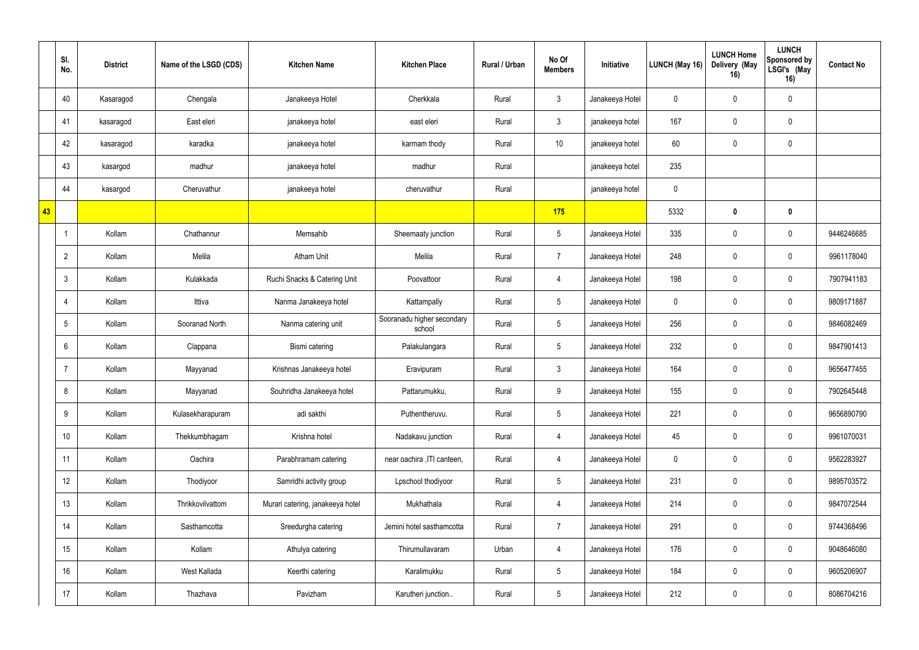|  | Sl. No. | District | Name of the LSGD (CDS) | Kitchen Name | Kitchen Place | Rural / Urban | No Of Members | Initiative | LUNCH (May 16) | LUNCH Home Delivery (May 16) | LUNCH Sponsored by LSGI's (May 16) | Contact No |
|---|---|---|---|---|---|---|---|---|---|---|---|---|
|  | 40 | Kasaragod | Chengala | Janakeeya Hotel | Cherkkala | Rural | 3 | Janakeeya Hotel | 0 | 0 | 0 |  |
|  | 41 | kasaragod | East eleri | janakeeya hotel | east eleri | Rural | 3 | janakeeya hotel | 167 | 0 | 0 |  |
|  | 42 | kasaragod | karadka | janakeeya hotel | karmam thody | Rural | 10 | janakeeya hotel | 60 | 0 | 0 |  |
|  | 43 | kasargod | madhur | janakeeya hotel | madhur | Rural |  | janakeeya hotel | 235 |  |  |  |
|  | 44 | kasargod | Cheruvathur | janakeeya hotel | cheruvathur | Rural |  | janakeeya hotel | 0 |  |  |  |
| 43 |  |  |  |  |  |  | 175 |  | 5332 | 0 | 0 |  |
|  | 1 | Kollam | Chathannur | Memsahib | Sheemaaty junction | Rural | 5 | Janakeeya Hotel | 335 | 0 | 0 | 9446246685 |
|  | 2 | Kollam | Melila | Atham Unit | Melila | Rural | 7 | Janakeeya Hotel | 248 | 0 | 0 | 9961178040 |
|  | 3 | Kollam | Kulakkada | Ruchi Snacks & Catering Unit | Poovattoor | Rural | 4 | Janakeeya Hotel | 198 | 0 | 0 | 7907941183 |
|  | 4 | Kollam | Ittiva | Nanma Janakeeya hotel | Kattampally | Rural | 5 | Janakeeya Hotel | 0 | 0 | 0 | 9809171887 |
|  | 5 | Kollam | Sooranad North | Nanma catering unit | Sooranadu higher secondary school | Rural | 5 | Janakeeya Hotel | 256 | 0 | 0 | 9846082469 |
|  | 6 | Kollam | Clappana | Bismi catering | Palakulangara | Rural | 5 | Janakeeya Hotel | 232 | 0 | 0 | 9847901413 |
|  | 7 | Kollam | Mayyanad | Krishnas Janakeeya hotel | Eravipuram | Rural | 3 | Janakeeya Hotel | 164 | 0 | 0 | 9656477455 |
|  | 8 | Kollam | Mayyanad | Souhridha Janakeeya hotel | Pattarumukku, | Rural | 9 | Janakeeya Hotel | 155 | 0 | 0 | 7902645448 |
|  | 9 | Kollam | Kulasekharapuram | adi sakthi | Puthentheruvu. | Rural | 5 | Janakeeya Hotel | 221 | 0 | 0 | 9656890790 |
|  | 10 | Kollam | Thekkumbhagam | Krishna hotel | Nadakavu junction | Rural | 4 | Janakeeya Hotel | 45 | 0 | 0 | 9961070031 |
|  | 11 | Kollam | Oachira | Parabhramam catering | near oachira ,ITI canteen, | Rural | 4 | Janakeeya Hotel | 0 | 0 | 0 | 9562283927 |
|  | 12 | Kollam | Thodiyoor | Samridhi activity group | Lpschool thodiyoor | Rural | 5 | Janakeeya Hotel | 231 | 0 | 0 | 9895703572 |
|  | 13 | Kollam | Thrikkovilvattom | Murari catering, janakeeya hotel | Mukhathala | Rural | 4 | Janakeeya Hotel | 214 | 0 | 0 | 9847072544 |
|  | 14 | Kollam | Sasthamcotta | Sreedurgha catering | Jemini hotel sasthamcotta | Rural | 7 | Janakeeya Hotel | 291 | 0 | 0 | 9744368496 |
|  | 15 | Kollam | Kollam | Athulya catering | Thirumullavaram | Urban | 4 | Janakeeya Hotel | 176 | 0 | 0 | 9048646080 |
|  | 16 | Kollam | West Kallada | Keerthi catering | Karalimukku | Rural | 5 | Janakeeya Hotel | 184 | 0 | 0 | 9605206907 |
|  | 17 | Kollam | Thazhava | Pavizham | Karutheri junction.. | Rural | 5 | Janakeeya Hotel | 212 | 0 | 0 | 8086704216 |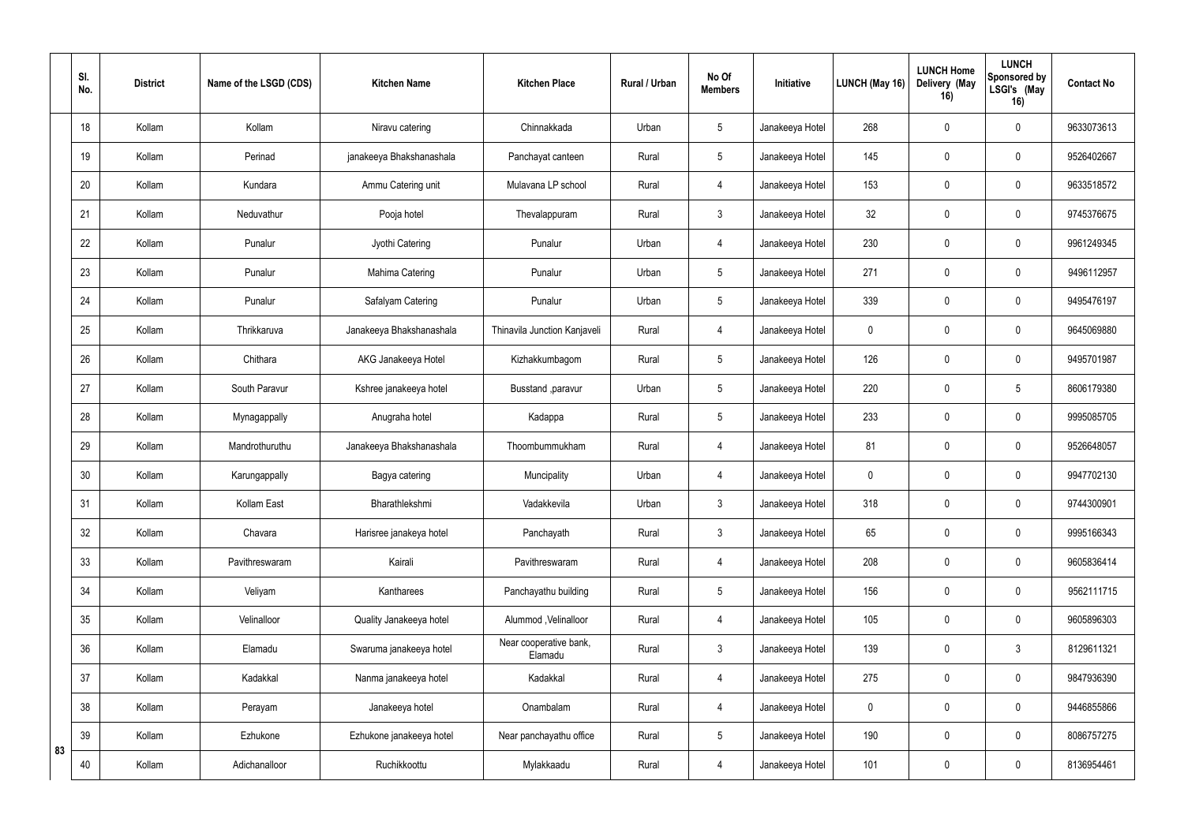|  | Sl. No. | District | Name of the LSGD (CDS) | Kitchen Name | Kitchen Place | Rural / Urban | No Of Members | Initiative | LUNCH (May 16) | LUNCH Home Delivery (May 16) | LUNCH Sponsored by LSGI's (May 16) | Contact No |
|---|---|---|---|---|---|---|---|---|---|---|---|---|
|  | 18 | Kollam | Kollam | Niravu catering | Chinnakkada | Urban | 5 | Janakeeya Hotel | 268 | 0 | 0 | 9633073613 |
|  | 19 | Kollam | Perinad | janakeeya Bhakshanashala | Panchayat canteen | Rural | 5 | Janakeeya Hotel | 145 | 0 | 0 | 9526402667 |
|  | 20 | Kollam | Kundara | Ammu Catering unit | Mulavana LP school | Rural | 4 | Janakeeya Hotel | 153 | 0 | 0 | 9633518572 |
|  | 21 | Kollam | Neduvathur | Pooja hotel | Thevalappuram | Rural | 3 | Janakeeya Hotel | 32 | 0 | 0 | 9745376675 |
|  | 22 | Kollam | Punalur | Jyothi Catering | Punalur | Urban | 4 | Janakeeya Hotel | 230 | 0 | 0 | 9961249345 |
|  | 23 | Kollam | Punalur | Mahima Catering | Punalur | Urban | 5 | Janakeeya Hotel | 271 | 0 | 0 | 9496112957 |
|  | 24 | Kollam | Punalur | Safalyam Catering | Punalur | Urban | 5 | Janakeeya Hotel | 339 | 0 | 0 | 9495476197 |
|  | 25 | Kollam | Thrikkaruva | Janakeeya Bhakshanashala | Thinavila Junction Kanjaveli | Rural | 4 | Janakeeya Hotel | 0 | 0 | 0 | 9645069880 |
|  | 26 | Kollam | Chithara | AKG Janakeeya Hotel | Kizhakkumbagom | Rural | 5 | Janakeeya Hotel | 126 | 0 | 0 | 9495701987 |
|  | 27 | Kollam | South Paravur | Kshree janakeeya hotel | Busstand ,paravur | Urban | 5 | Janakeeya Hotel | 220 | 0 | 5 | 8606179380 |
|  | 28 | Kollam | Mynagappally | Anugraha hotel | Kadappa | Rural | 5 | Janakeeya Hotel | 233 | 0 | 0 | 9995085705 |
|  | 29 | Kollam | Mandrothuruthu | Janakeeya Bhakshanashala | Thoombummukham | Rural | 4 | Janakeeya Hotel | 81 | 0 | 0 | 9526648057 |
|  | 30 | Kollam | Karungappally | Bagya catering | Muncipality | Urban | 4 | Janakeeya Hotel | 0 | 0 | 0 | 9947702130 |
|  | 31 | Kollam | Kollam East | Bharathlekshmi | Vadakkevila | Urban | 3 | Janakeeya Hotel | 318 | 0 | 0 | 9744300901 |
|  | 32 | Kollam | Chavara | Harisree janakeya hotel | Panchayath | Rural | 3 | Janakeeya Hotel | 65 | 0 | 0 | 9995166343 |
|  | 33 | Kollam | Pavithreswaram | Kairali | Pavithreswaram | Rural | 4 | Janakeeya Hotel | 208 | 0 | 0 | 9605836414 |
|  | 34 | Kollam | Veliyam | Kantharees | Panchayathu building | Rural | 5 | Janakeeya Hotel | 156 | 0 | 0 | 9562111715 |
|  | 35 | Kollam | Velinalloor | Quality Janakeeya hotel | Alummod ,Velinalloor | Rural | 4 | Janakeeya Hotel | 105 | 0 | 0 | 9605896303 |
|  | 36 | Kollam | Elamadu | Swaruma janakeeya hotel | Near cooperative bank, Elamadu | Rural | 3 | Janakeeya Hotel | 139 | 0 | 3 | 8129611321 |
|  | 37 | Kollam | Kadakkal | Nanma janakeeya hotel | Kadakkal | Rural | 4 | Janakeeya Hotel | 275 | 0 | 0 | 9847936390 |
|  | 38 | Kollam | Perayam | Janakeeya hotel | Onambalam | Rural | 4 | Janakeeya Hotel | 0 | 0 | 0 | 9446855866 |
|  | 39 | Kollam | Ezhukone | Ezhukone janakeeya hotel | Near panchayathu office | Rural | 5 | Janakeeya Hotel | 190 | 0 | 0 | 8086757275 |
| 83 | 40 | Kollam | Adichanalloor | Ruchikkoottu | Mylakkaadu | Rural | 4 | Janakeeya Hotel | 101 | 0 | 0 | 8136954461 |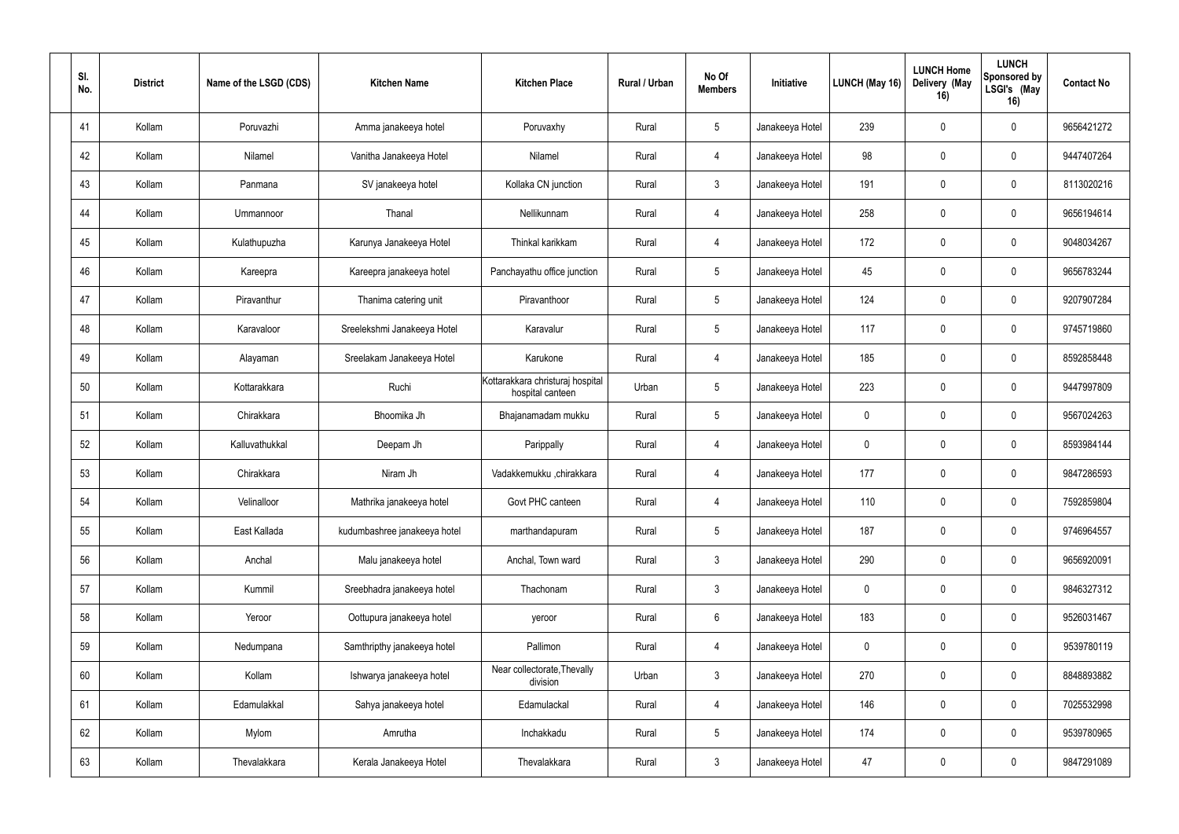| Sl. No. | District | Name of the LSGD (CDS) | Kitchen Name | Kitchen Place | Rural / Urban | No Of Members | Initiative | LUNCH (May 16) | LUNCH Home Delivery (May 16) | LUNCH Sponsored by LSGI's (May 16) | Contact No |
|---|---|---|---|---|---|---|---|---|---|---|---|
| 41 | Kollam | Poruvazhi | Amma janakeeya hotel | Poruvaxhy | Rural | 5 | Janakeeya Hotel | 239 | 0 | 0 | 9656421272 |
| 42 | Kollam | Nilamel | Vanitha Janakeeya Hotel | Nilamel | Rural | 4 | Janakeeya Hotel | 98 | 0 | 0 | 9447407264 |
| 43 | Kollam | Panmana | SV janakeeya hotel | Kollaka CN junction | Rural | 3 | Janakeeya Hotel | 191 | 0 | 0 | 8113020216 |
| 44 | Kollam | Ummannoor | Thanal | Nellikunnam | Rural | 4 | Janakeeya Hotel | 258 | 0 | 0 | 9656194614 |
| 45 | Kollam | Kulathupuzha | Karunya Janakeeya Hotel | Thinkal karikkam | Rural | 4 | Janakeeya Hotel | 172 | 0 | 0 | 9048034267 |
| 46 | Kollam | Kareepra | Kareepra janakeeya hotel | Panchayathu office junction | Rural | 5 | Janakeeya Hotel | 45 | 0 | 0 | 9656783244 |
| 47 | Kollam | Piravanthur | Thanima catering unit | Piravanthoor | Rural | 5 | Janakeeya Hotel | 124 | 0 | 0 | 9207907284 |
| 48 | Kollam | Karavaloor | Sreelekshmi Janakeeya Hotel | Karavalur | Rural | 5 | Janakeeya Hotel | 117 | 0 | 0 | 9745719860 |
| 49 | Kollam | Alayaman | Sreelakam Janakeeya Hotel | Karukone | Rural | 4 | Janakeeya Hotel | 185 | 0 | 0 | 8592858448 |
| 50 | Kollam | Kottarakkara | Ruchi | Kottarakkara christuraj hospital hospital canteen | Urban | 5 | Janakeeya Hotel | 223 | 0 | 0 | 9447997809 |
| 51 | Kollam | Chirakkara | Bhoomika Jh | Bhajanamadam mukku | Rural | 5 | Janakeeya Hotel | 0 | 0 | 0 | 9567024263 |
| 52 | Kollam | Kalluvathukkal | Deepam Jh | Parippally | Rural | 4 | Janakeeya Hotel | 0 | 0 | 0 | 8593984144 |
| 53 | Kollam | Chirakkara | Niram Jh | Vadakkemukku ,chirakkara | Rural | 4 | Janakeeya Hotel | 177 | 0 | 0 | 9847286593 |
| 54 | Kollam | Velinalloor | Mathrika janakeeya hotel | Govt PHC canteen | Rural | 4 | Janakeeya Hotel | 110 | 0 | 0 | 7592859804 |
| 55 | Kollam | East Kallada | kudumbashree janakeeya hotel | marthandapuram | Rural | 5 | Janakeeya Hotel | 187 | 0 | 0 | 9746964557 |
| 56 | Kollam | Anchal | Malu janakeeya hotel | Anchal, Town ward | Rural | 3 | Janakeeya Hotel | 290 | 0 | 0 | 9656920091 |
| 57 | Kollam | Kummil | Sreebhadra janakeeya hotel | Thachonam | Rural | 3 | Janakeeya Hotel | 0 | 0 | 0 | 9846327312 |
| 58 | Kollam | Yeroor | Oottupura janakeeya hotel | yeroor | Rural | 6 | Janakeeya Hotel | 183 | 0 | 0 | 9526031467 |
| 59 | Kollam | Nedumpana | Samthripthy janakeeya hotel | Pallimon | Rural | 4 | Janakeeya Hotel | 0 | 0 | 0 | 9539780119 |
| 60 | Kollam | Kollam | Ishwarya janakeeya hotel | Near collectorate,Thevally division | Urban | 3 | Janakeeya Hotel | 270 | 0 | 0 | 8848893882 |
| 61 | Kollam | Edamulakkal | Sahya janakeeya hotel | Edamulackal | Rural | 4 | Janakeeya Hotel | 146 | 0 | 0 | 7025532998 |
| 62 | Kollam | Mylom | Amrutha | Inchakkadu | Rural | 5 | Janakeeya Hotel | 174 | 0 | 0 | 9539780965 |
| 63 | Kollam | Thevalakkara | Kerala Janakeeya Hotel | Thevalakkara | Rural | 3 | Janakeeya Hotel | 47 | 0 | 0 | 9847291089 |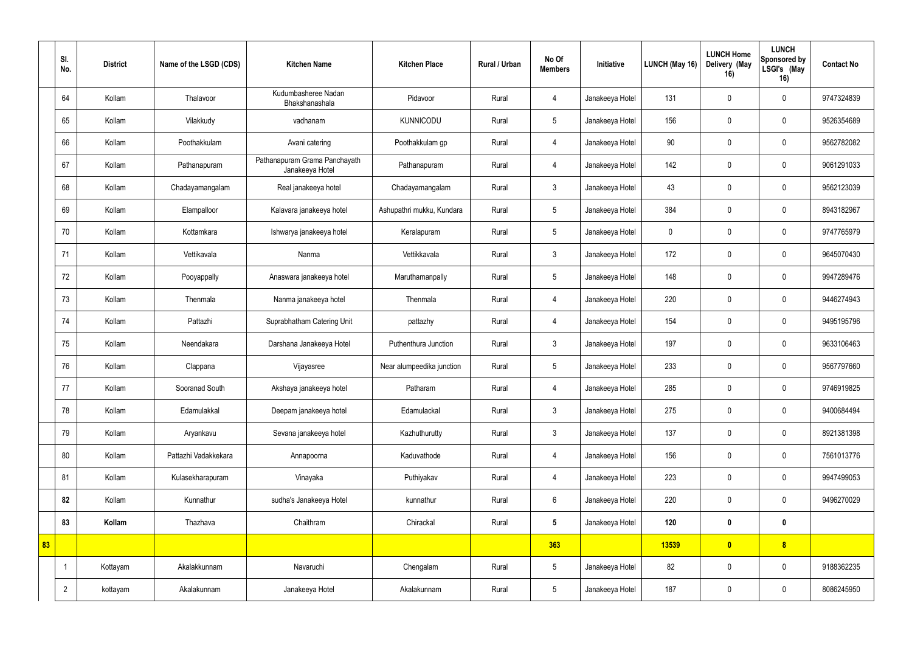| | Sl. No. | District | Name of the LSGD (CDS) | Kitchen Name | Kitchen Place | Rural / Urban | No Of Members | Initiative | LUNCH (May 16) | LUNCH Home Delivery (May 16) | LUNCH Sponsored by LSGI's (May 16) | Contact No |
|---|---|---|---|---|---|---|---|---|---|---|---|---|
| | 64 | Kollam | Thalavoor | Kudumbasheree Nadan Bhakshanashala | Pidavoor | Rural | 4 | Janakeeya Hotel | 131 | 0 | 0 | 9747324839 |
| | 65 | Kollam | Vilakkudy | vadhanam | KUNNICODU | Rural | 5 | Janakeeya Hotel | 156 | 0 | 0 | 9526354689 |
| | 66 | Kollam | Poothakkulam | Avani catering | Poothakkulam gp | Rural | 4 | Janakeeya Hotel | 90 | 0 | 0 | 9562782082 |
| | 67 | Kollam | Pathanapuram | Pathanapuram Grama Panchayath Janakeeya Hotel | Pathanapuram | Rural | 4 | Janakeeya Hotel | 142 | 0 | 0 | 9061291033 |
| | 68 | Kollam | Chadayamangalam | Real janakeeya hotel | Chadayamangalam | Rural | 3 | Janakeeya Hotel | 43 | 0 | 0 | 9562123039 |
| | 69 | Kollam | Elampalloor | Kalavara janakeeya hotel | Ashupathri mukku, Kundara | Rural | 5 | Janakeeya Hotel | 384 | 0 | 0 | 8943182967 |
| | 70 | Kollam | Kottamkara | Ishwarya janakeeya hotel | Keralapuram | Rural | 5 | Janakeeya Hotel | 0 | 0 | 0 | 9747765979 |
| | 71 | Kollam | Vettikavala | Nanma | Vettikkavala | Rural | 3 | Janakeeya Hotel | 172 | 0 | 0 | 9645070430 |
| | 72 | Kollam | Pooyappally | Anaswara janakeeya hotel | Maruthamanpally | Rural | 5 | Janakeeya Hotel | 148 | 0 | 0 | 9947289476 |
| | 73 | Kollam | Thenmala | Nanma janakeeya hotel | Thenmala | Rural | 4 | Janakeeya Hotel | 220 | 0 | 0 | 9446274943 |
| | 74 | Kollam | Pattazhi | Suprabhatham Catering Unit | pattazhy | Rural | 4 | Janakeeya Hotel | 154 | 0 | 0 | 9495195796 |
| | 75 | Kollam | Neendakara | Darshana Janakeeya Hotel | Puthenthura Junction | Rural | 3 | Janakeeya Hotel | 197 | 0 | 0 | 9633106463 |
| | 76 | Kollam | Clappana | Vijayasree | Near alumpeedika junction | Rural | 5 | Janakeeya Hotel | 233 | 0 | 0 | 9567797660 |
| | 77 | Kollam | Sooranad South | Akshaya janakeeya hotel | Patharam | Rural | 4 | Janakeeya Hotel | 285 | 0 | 0 | 9746919825 |
| | 78 | Kollam | Edamulakkal | Deepam janakeeya hotel | Edamulackal | Rural | 3 | Janakeeya Hotel | 275 | 0 | 0 | 9400684494 |
| | 79 | Kollam | Aryankavu | Sevana janakeeya hotel | Kazhuthurutty | Rural | 3 | Janakeeya Hotel | 137 | 0 | 0 | 8921381398 |
| | 80 | Kollam | Pattazhi Vadakkekara | Annapoorna | Kaduvathode | Rural | 4 | Janakeeya Hotel | 156 | 0 | 0 | 7561013776 |
| | 81 | Kollam | Kulasekharapuram | Vinayaka | Puthiyakav | Rural | 4 | Janakeeya Hotel | 223 | 0 | 0 | 9947499053 |
| | **82** | Kollam | Kunnathur | sudha's Janakeeya Hotel | kunnathur | Rural | 6 | Janakeeya Hotel | 220 | 0 | 0 | 9496270029 |
| | **83** | **Kollam** | Thazhava | Chaithram | Chirackal | Rural | **5** | Janakeeya Hotel | **120** | **0** | **0** | |
| **83** | | | | | | | **363** | | **13539** | **0** | **8** | |
| | 1 | Kottayam | Akalakkunnam | Navaruchi | Chengalam | Rural | 5 | Janakeeya Hotel | 82 | 0 | 0 | 9188362235 |
| | 2 | kottayam | Akalakunnam | Janakeeya Hotel | Akalakunnam | Rural | 5 | Janakeeya Hotel | 187 | 0 | 0 | 8086245950 |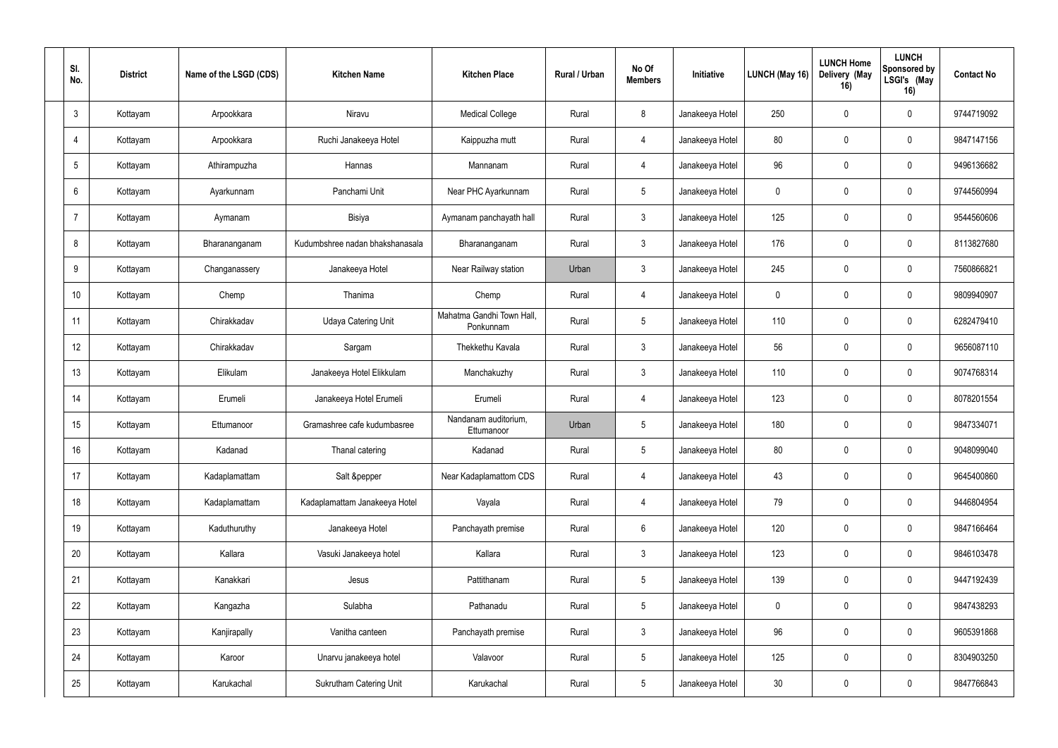| Sl. No. | District | Name of the LSGD (CDS) | Kitchen Name | Kitchen Place | Rural / Urban | No Of Members | Initiative | LUNCH (May 16) | LUNCH Home Delivery (May 16) | LUNCH Sponsored by LSGI's (May 16) | Contact No |
|---|---|---|---|---|---|---|---|---|---|---|---|
| 3 | Kottayam | Arpookkara | Niravu | Medical College | Rural | 8 | Janakeeya Hotel | 250 | 0 | 0 | 9744719092 |
| 4 | Kottayam | Arpookkara | Ruchi Janakeeya Hotel | Kaippuzha mutt | Rural | 4 | Janakeeya Hotel | 80 | 0 | 0 | 9847147156 |
| 5 | Kottayam | Athirampuzha | Hannas | Mannanam | Rural | 4 | Janakeeya Hotel | 96 | 0 | 0 | 9496136682 |
| 6 | Kottayam | Ayarkunnam | Panchami Unit | Near PHC Ayarkunnam | Rural | 5 | Janakeeya Hotel | 0 | 0 | 0 | 9744560994 |
| 7 | Kottayam | Aymanam | Bisiya | Aymanam panchayath hall | Rural | 3 | Janakeeya Hotel | 125 | 0 | 0 | 9544560606 |
| 8 | Kottayam | Bharananganam | Kudumbshree nadan bhakshanasala | Bharananganam | Rural | 3 | Janakeeya Hotel | 176 | 0 | 0 | 8113827680 |
| 9 | Kottayam | Changanassery | Janakeeya Hotel | Near Railway station | Urban | 3 | Janakeeya Hotel | 245 | 0 | 0 | 7560866821 |
| 10 | Kottayam | Chemp | Thanima | Chemp | Rural | 4 | Janakeeya Hotel | 0 | 0 | 0 | 9809940907 |
| 11 | Kottayam | Chirakkadav | Udaya Catering Unit | Mahatma Gandhi Town Hall, Ponkunnam | Rural | 5 | Janakeeya Hotel | 110 | 0 | 0 | 6282479410 |
| 12 | Kottayam | Chirakkadav | Sargam | Thekkethu Kavala | Rural | 3 | Janakeeya Hotel | 56 | 0 | 0 | 9656087110 |
| 13 | Kottayam | Elikulam | Janakeeya Hotel Elikkulam | Manchakuzhy | Rural | 3 | Janakeeya Hotel | 110 | 0 | 0 | 9074768314 |
| 14 | Kottayam | Erumeli | Janakeeya Hotel Erumeli | Erumeli | Rural | 4 | Janakeeya Hotel | 123 | 0 | 0 | 8078201554 |
| 15 | Kottayam | Ettumanoor | Gramashree cafe kudumbasree | Nandanam auditorium, Ettumanoor | Urban | 5 | Janakeeya Hotel | 180 | 0 | 0 | 9847334071 |
| 16 | Kottayam | Kadanad | Thanal catering | Kadanad | Rural | 5 | Janakeeya Hotel | 80 | 0 | 0 | 9048099040 |
| 17 | Kottayam | Kadaplamattam | Salt &pepper | Near Kadaplamattom CDS | Rural | 4 | Janakeeya Hotel | 43 | 0 | 0 | 9645400860 |
| 18 | Kottayam | Kadaplamattam | Kadaplamattam Janakeeya Hotel | Vayala | Rural | 4 | Janakeeya Hotel | 79 | 0 | 0 | 9446804954 |
| 19 | Kottayam | Kaduthuruthy | Janakeeya Hotel | Panchayath premise | Rural | 6 | Janakeeya Hotel | 120 | 0 | 0 | 9847166464 |
| 20 | Kottayam | Kallara | Vasuki Janakeeya hotel | Kallara | Rural | 3 | Janakeeya Hotel | 123 | 0 | 0 | 9846103478 |
| 21 | Kottayam | Kanakkari | Jesus | Pattithanam | Rural | 5 | Janakeeya Hotel | 139 | 0 | 0 | 9447192439 |
| 22 | Kottayam | Kangazha | Sulabha | Pathanadu | Rural | 5 | Janakeeya Hotel | 0 | 0 | 0 | 9847438293 |
| 23 | Kottayam | Kanjirapally | Vanitha canteen | Panchayath premise | Rural | 3 | Janakeeya Hotel | 96 | 0 | 0 | 9605391868 |
| 24 | Kottayam | Karoor | Unarvu janakeeya hotel | Valavoor | Rural | 5 | Janakeeya Hotel | 125 | 0 | 0 | 8304903250 |
| 25 | Kottayam | Karukachal | Sukrutham Catering Unit | Karukachal | Rural | 5 | Janakeeya Hotel | 30 | 0 | 0 | 9847766843 |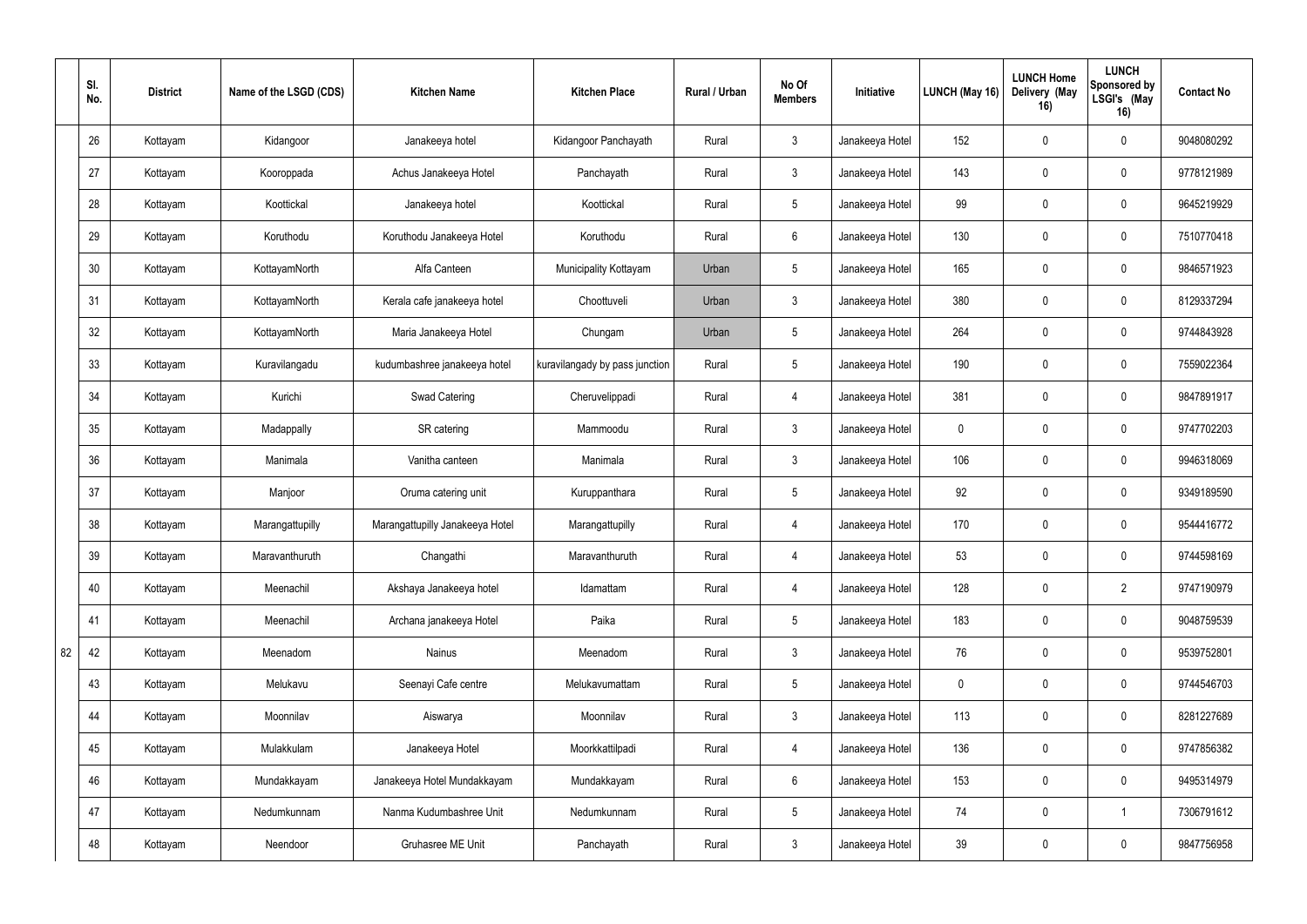| | Sl. No. | District | Name of the LSGD (CDS) | Kitchen Name | Kitchen Place | Rural / Urban | No Of Members | Initiative | LUNCH (May 16) | LUNCH Home Delivery (May 16) | LUNCH Sponsored by LSGI's (May 16) | Contact No |
|---|---|---|---|---|---|---|---|---|---|---|---|---|
| | 26 | Kottayam | Kidangoor | Janakeeya hotel | Kidangoor Panchayath | Rural | 3 | Janakeeya Hotel | 152 | 0 | 0 | 9048080292 |
| | 27 | Kottayam | Kooroppada | Achus Janakeeya Hotel | Panchayath | Rural | 3 | Janakeeya Hotel | 143 | 0 | 0 | 9778121989 |
| | 28 | Kottayam | Koottickal | Janakeeya hotel | Koottickal | Rural | 5 | Janakeeya Hotel | 99 | 0 | 0 | 9645219929 |
| | 29 | Kottayam | Koruthodu | Koruthodu Janakeeya Hotel | Koruthodu | Rural | 6 | Janakeeya Hotel | 130 | 0 | 0 | 7510770418 |
| | 30 | Kottayam | KottayamNorth | Alfa Canteen | Municipality Kottayam | Urban | 5 | Janakeeya Hotel | 165 | 0 | 0 | 9846571923 |
| | 31 | Kottayam | KottayamNorth | Kerala cafe janakeeya hotel | Choottuveli | Urban | 3 | Janakeeya Hotel | 380 | 0 | 0 | 8129337294 |
| | 32 | Kottayam | KottayamNorth | Maria Janakeeya Hotel | Chungam | Urban | 5 | Janakeeya Hotel | 264 | 0 | 0 | 9744843928 |
| | 33 | Kottayam | Kuravilangadu | kudumbashree janakeeya hotel | kuravilangady by pass junction | Rural | 5 | Janakeeya Hotel | 190 | 0 | 0 | 7559022364 |
| | 34 | Kottayam | Kurichi | Swad Catering | Cheruvelippadi | Rural | 4 | Janakeeya Hotel | 381 | 0 | 0 | 9847891917 |
| | 35 | Kottayam | Madappally | SR catering | Mammoodu | Rural | 3 | Janakeeya Hotel | 0 | 0 | 0 | 9747702203 |
| | 36 | Kottayam | Manimala | Vanitha canteen | Manimala | Rural | 3 | Janakeeya Hotel | 106 | 0 | 0 | 9946318069 |
| | 37 | Kottayam | Manjoor | Oruma catering unit | Kuruppanthara | Rural | 5 | Janakeeya Hotel | 92 | 0 | 0 | 9349189590 |
| | 38 | Kottayam | Marangattupilly | Marangattupilly Janakeeya Hotel | Marangattupilly | Rural | 4 | Janakeeya Hotel | 170 | 0 | 0 | 9544416772 |
| | 39 | Kottayam | Maravanthuruth | Changathi | Maravanthuruth | Rural | 4 | Janakeeya Hotel | 53 | 0 | 0 | 9744598169 |
| | 40 | Kottayam | Meenachil | Akshaya Janakeeya hotel | Idamattam | Rural | 4 | Janakeeya Hotel | 128 | 0 | 2 | 9747190979 |
| | 41 | Kottayam | Meenachil | Archana janakeeya Hotel | Paika | Rural | 5 | Janakeeya Hotel | 183 | 0 | 0 | 9048759539 |
| 82 | 42 | Kottayam | Meenadom | Nainus | Meenadom | Rural | 3 | Janakeeya Hotel | 76 | 0 | 0 | 9539752801 |
| | 43 | Kottayam | Melukavu | Seenayi Cafe centre | Melukavumattam | Rural | 5 | Janakeeya Hotel | 0 | 0 | 0 | 9744546703 |
| | 44 | Kottayam | Moonnilav | Aiswarya | Moonnilav | Rural | 3 | Janakeeya Hotel | 113 | 0 | 0 | 8281227689 |
| | 45 | Kottayam | Mulakkulam | Janakeeya Hotel | Moorkkattilpadi | Rural | 4 | Janakeeya Hotel | 136 | 0 | 0 | 9747856382 |
| | 46 | Kottayam | Mundakkayam | Janakeeya Hotel Mundakkayam | Mundakkayam | Rural | 6 | Janakeeya Hotel | 153 | 0 | 0 | 9495314979 |
| | 47 | Kottayam | Nedumkunnam | Nanma Kudumbashree Unit | Nedumkunnam | Rural | 5 | Janakeeya Hotel | 74 | 0 | 1 | 7306791612 |
| | 48 | Kottayam | Neendoor | Gruhasree ME Unit | Panchayath | Rural | 3 | Janakeeya Hotel | 39 | 0 | 0 | 9847756958 |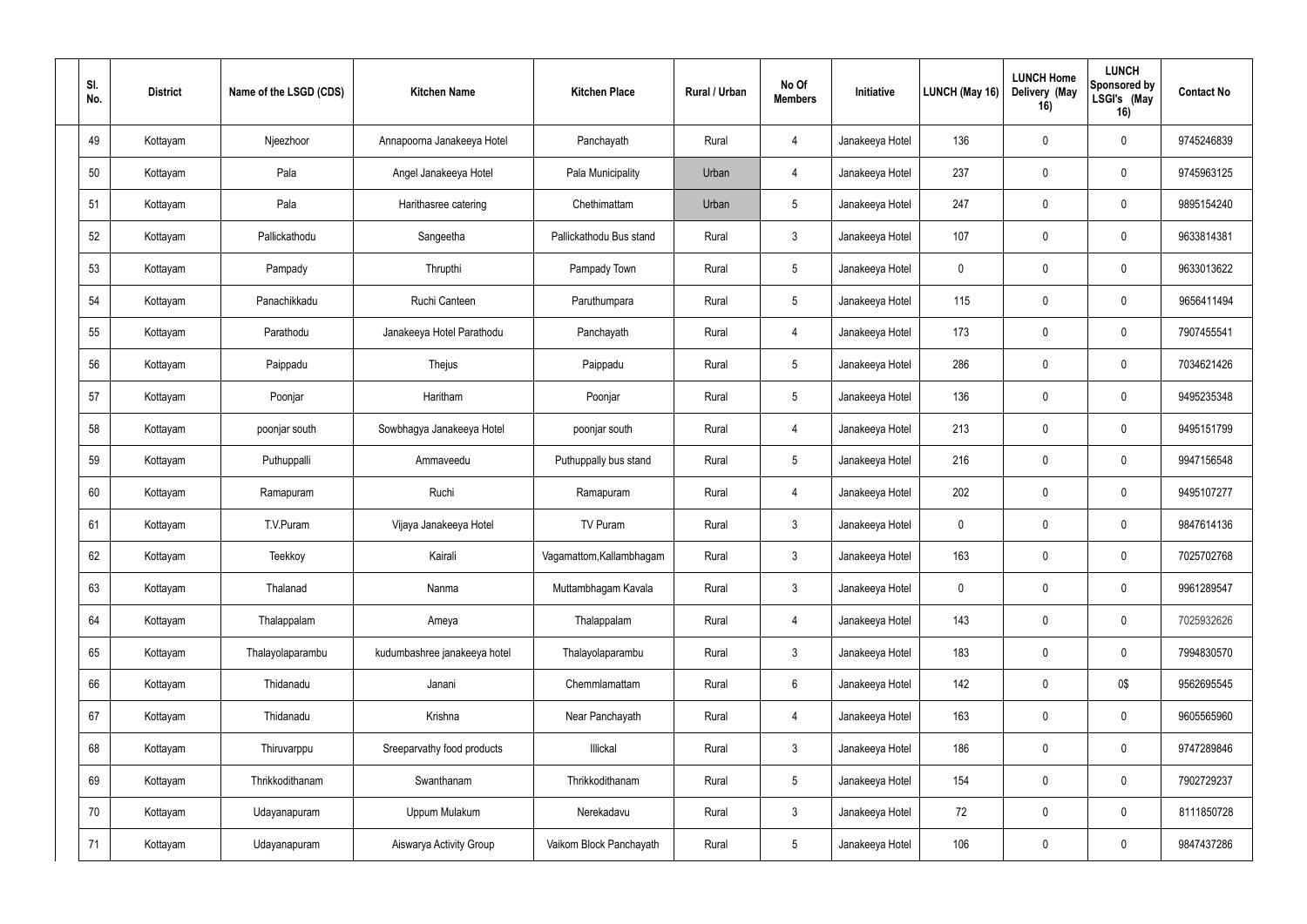| Sl. No. | District | Name of the LSGD (CDS) | Kitchen Name | Kitchen Place | Rural / Urban | No Of Members | Initiative | LUNCH (May 16) | LUNCH Home Delivery (May 16) | LUNCH Sponsored by LSGI's (May 16) | Contact No |
|---|---|---|---|---|---|---|---|---|---|---|---|
| 49 | Kottayam | Njeezhoor | Annapoorna Janakeeya Hotel | Panchayath | Rural | 4 | Janakeeya Hotel | 136 | 0 | 0 | 9745246839 |
| 50 | Kottayam | Pala | Angel Janakeeya Hotel | Pala Municipality | Urban | 4 | Janakeeya Hotel | 237 | 0 | 0 | 9745963125 |
| 51 | Kottayam | Pala | Harithasree catering | Chethimattam | Urban | 5 | Janakeeya Hotel | 247 | 0 | 0 | 9895154240 |
| 52 | Kottayam | Pallickathodu | Sangeetha | Pallickathodu Bus stand | Rural | 3 | Janakeeya Hotel | 107 | 0 | 0 | 9633814381 |
| 53 | Kottayam | Pampady | Thrupthi | Pampady Town | Rural | 5 | Janakeeya Hotel | 0 | 0 | 0 | 9633013622 |
| 54 | Kottayam | Panachikkadu | Ruchi Canteen | Paruthumpara | Rural | 5 | Janakeeya Hotel | 115 | 0 | 0 | 9656411494 |
| 55 | Kottayam | Parathodu | Janakeeya Hotel Parathodu | Panchayath | Rural | 4 | Janakeeya Hotel | 173 | 0 | 0 | 7907455541 |
| 56 | Kottayam | Paippadu | Thejus | Paippadu | Rural | 5 | Janakeeya Hotel | 286 | 0 | 0 | 7034621426 |
| 57 | Kottayam | Poonjar | Haritham | Poonjar | Rural | 5 | Janakeeya Hotel | 136 | 0 | 0 | 9495235348 |
| 58 | Kottayam | poonjar south | Sowbhagya Janakeeya Hotel | poonjar south | Rural | 4 | Janakeeya Hotel | 213 | 0 | 0 | 9495151799 |
| 59 | Kottayam | Puthuppalli | Ammaveedu | Puthuppally bus stand | Rural | 5 | Janakeeya Hotel | 216 | 0 | 0 | 9947156548 |
| 60 | Kottayam | Ramapuram | Ruchi | Ramapuram | Rural | 4 | Janakeeya Hotel | 202 | 0 | 0 | 9495107277 |
| 61 | Kottayam | T.V.Puram | Vijaya Janakeeya Hotel | TV Puram | Rural | 3 | Janakeeya Hotel | 0 | 0 | 0 | 9847614136 |
| 62 | Kottayam | Teekkoy | Kairali | Vagamattom,Kallambhagam | Rural | 3 | Janakeeya Hotel | 163 | 0 | 0 | 7025702768 |
| 63 | Kottayam | Thalanad | Nanma | Muttambhagam Kavala | Rural | 3 | Janakeeya Hotel | 0 | 0 | 0 | 9961289547 |
| 64 | Kottayam | Thalappalam | Ameya | Thalappalam | Rural | 4 | Janakeeya Hotel | 143 | 0 | 0 | 7025932626 |
| 65 | Kottayam | Thalayolaparambu | kudumbashree janakeeya hotel | Thalayolaparambu | Rural | 3 | Janakeeya Hotel | 183 | 0 | 0 | 7994830570 |
| 66 | Kottayam | Thidanadu | Janani | Chemmlamattam | Rural | 6 | Janakeeya Hotel | 142 | 0 | 0$ | 9562695545 |
| 67 | Kottayam | Thidanadu | Krishna | Near Panchayath | Rural | 4 | Janakeeya Hotel | 163 | 0 | 0 | 9605565960 |
| 68 | Kottayam | Thiruvarppu | Sreeparvathy food products | Illickal | Rural | 3 | Janakeeya Hotel | 186 | 0 | 0 | 9747289846 |
| 69 | Kottayam | Thrikkodithanam | Swanthanam | Thrikkodithanam | Rural | 5 | Janakeeya Hotel | 154 | 0 | 0 | 7902729237 |
| 70 | Kottayam | Udayanapuram | Uppum Mulakum | Nerekadavu | Rural | 3 | Janakeeya Hotel | 72 | 0 | 0 | 8111850728 |
| 71 | Kottayam | Udayanapuram | Aiswarya Activity Group | Vaikom Block Panchayath | Rural | 5 | Janakeeya Hotel | 106 | 0 | 0 | 9847437286 |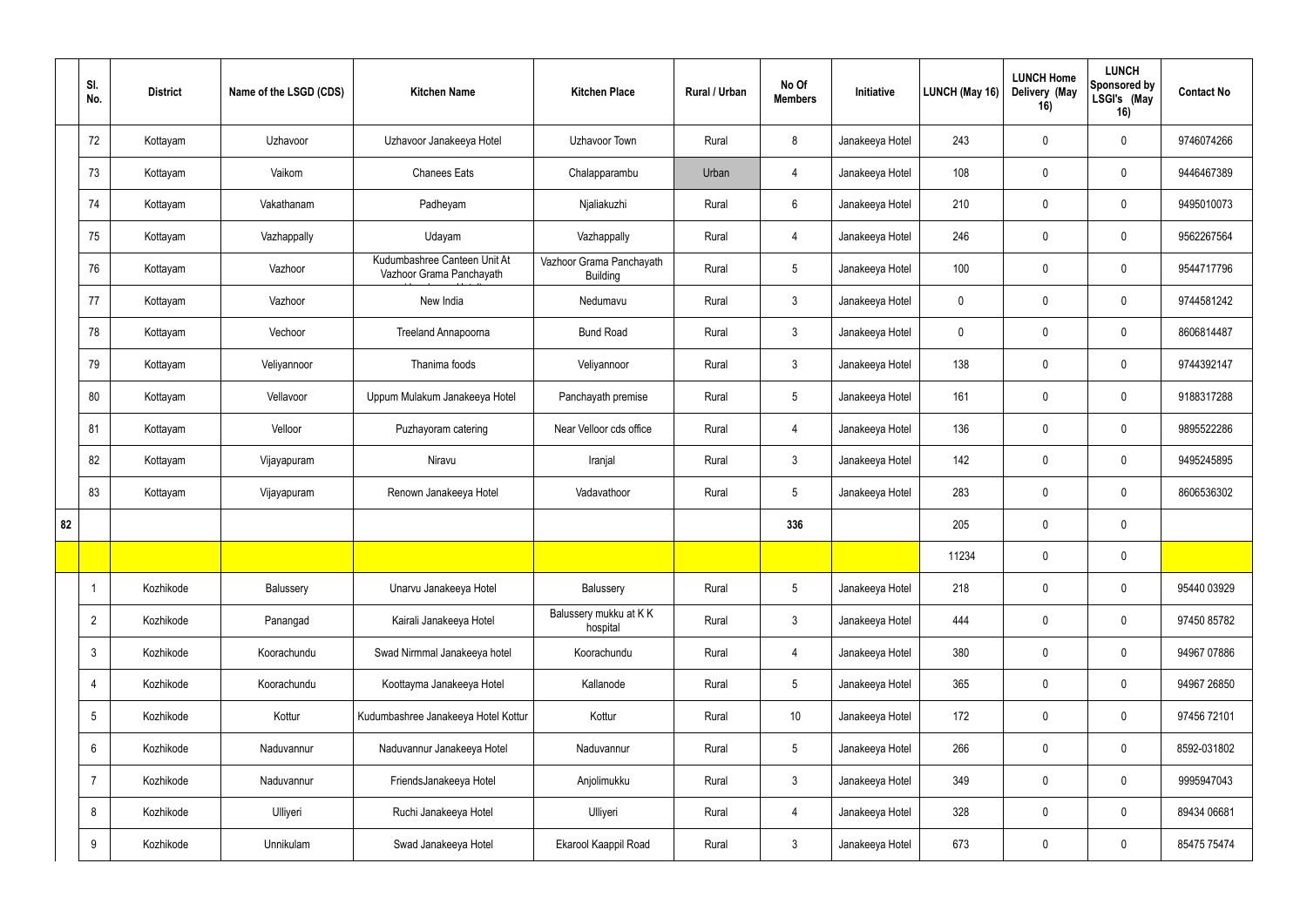| | Sl. No. | District | Name of the LSGD (CDS) | Kitchen Name | Kitchen Place | Rural / Urban | No Of Members | Initiative | LUNCH (May 16) | LUNCH Home Delivery (May 16) | LUNCH Sponsored by LSGI's (May 16) | Contact No |
|---|---|---|---|---|---|---|---|---|---|---|---|---|
| | 72 | Kottayam | Uzhavoor | Uzhavoor Janakeeya Hotel | Uzhavoor Town | Rural | 8 | Janakeeya Hotel | 243 | 0 | 0 | 9746074266 |
| | 73 | Kottayam | Vaikom | Chanees Eats | Chalapparambu | Urban | 4 | Janakeeya Hotel | 108 | 0 | 0 | 9446467389 |
| | 74 | Kottayam | Vakathanam | Padheyam | Njaliakuzhi | Rural | 6 | Janakeeya Hotel | 210 | 0 | 0 | 9495010073 |
| | 75 | Kottayam | Vazhappally | Udayam | Vazhappally | Rural | 4 | Janakeeya Hotel | 246 | 0 | 0 | 9562267564 |
| | 76 | Kottayam | Vazhoor | Kudumbashree Canteen Unit At Vazhoor Grama Panchayath | Vazhoor Grama Panchayath Building | Rural | 5 | Janakeeya Hotel | 100 | 0 | 0 | 9544717796 |
| | 77 | Kottayam | Vazhoor | New India | Nedumavu | Rural | 3 | Janakeeya Hotel | 0 | 0 | 0 | 9744581242 |
| | 78 | Kottayam | Vechoor | Treeland Annapoorna | Bund Road | Rural | 3 | Janakeeya Hotel | 0 | 0 | 0 | 8606814487 |
| | 79 | Kottayam | Veliyannoor | Thanima foods | Veliyannoor | Rural | 3 | Janakeeya Hotel | 138 | 0 | 0 | 9744392147 |
| | 80 | Kottayam | Vellavoor | Uppum Mulakum Janakeeya Hotel | Panchayath premise | Rural | 5 | Janakeeya Hotel | 161 | 0 | 0 | 9188317288 |
| | 81 | Kottayam | Velloor | Puzhayoram catering | Near Velloor cds office | Rural | 4 | Janakeeya Hotel | 136 | 0 | 0 | 9895522286 |
| | 82 | Kottayam | Vijayapuram | Niravu | Iranjal | Rural | 3 | Janakeeya Hotel | 142 | 0 | 0 | 9495245895 |
| | 83 | Kottayam | Vijayapuram | Renown Janakeeya Hotel | Vadavathoor | Rural | 5 | Janakeeya Hotel | 283 | 0 | 0 | 8606536302 |
| 82 | | | | | | | 336 | | 205 | 0 | 0 | |
| | | | | | | | | | 11234 | 0 | 0 | |
| | 1 | Kozhikode | Balussery | Unarvu Janakeeya Hotel | Balussery | Rural | 5 | Janakeeya Hotel | 218 | 0 | 0 | 95440 03929 |
| | 2 | Kozhikode | Panangad | Kairali Janakeeya Hotel | Balussery mukku at K K hospital | Rural | 3 | Janakeeya Hotel | 444 | 0 | 0 | 97450 85782 |
| | 3 | Kozhikode | Koorachundu | Swad Nirmmal Janakeeya hotel | Koorachundu | Rural | 4 | Janakeeya Hotel | 380 | 0 | 0 | 94967 07886 |
| | 4 | Kozhikode | Koorachundu | Koottayma Janakeeya Hotel | Kallanode | Rural | 5 | Janakeeya Hotel | 365 | 0 | 0 | 94967 26850 |
| | 5 | Kozhikode | Kottur | Kudumbashree Janakeeya Hotel Kottur | Kottur | Rural | 10 | Janakeeya Hotel | 172 | 0 | 0 | 97456 72101 |
| | 6 | Kozhikode | Naduvannur | Naduvannur Janakeeya Hotel | Naduvannur | Rural | 5 | Janakeeya Hotel | 266 | 0 | 0 | 8592-031802 |
| | 7 | Kozhikode | Naduvannur | FriendsJanakeeya Hotel | Anjolimukku | Rural | 3 | Janakeeya Hotel | 349 | 0 | 0 | 9995947043 |
| | 8 | Kozhikode | Ulliyeri | Ruchi Janakeeya Hotel | Ulliyeri | Rural | 4 | Janakeeya Hotel | 328 | 0 | 0 | 89434 06681 |
| | 9 | Kozhikode | Unnikulam | Swad Janakeeya Hotel | Ekarool Kaappil Road | Rural | 3 | Janakeeya Hotel | 673 | 0 | 0 | 85475 75474 |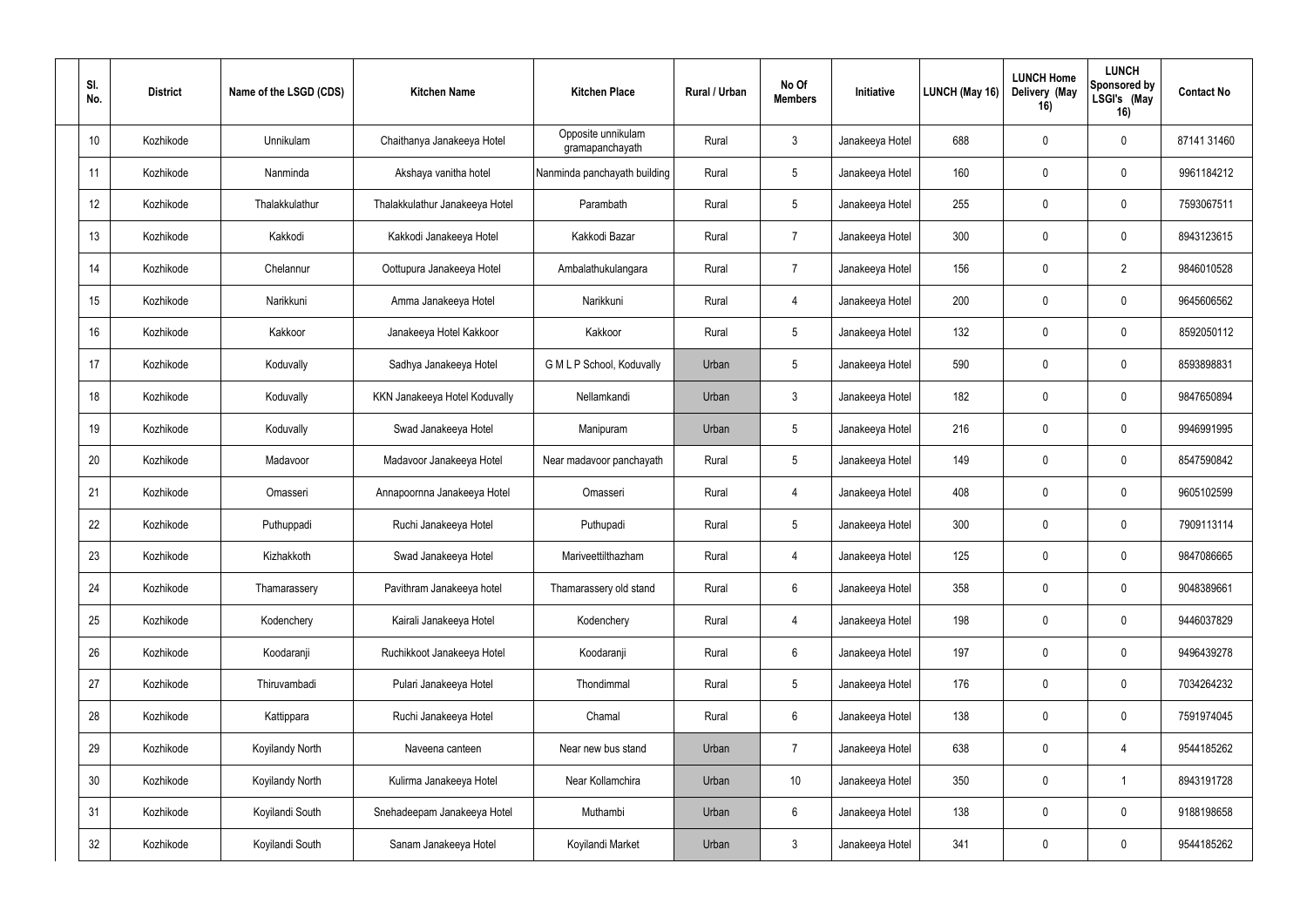| Sl. No. | District | Name of the LSGD (CDS) | Kitchen Name | Kitchen Place | Rural / Urban | No Of Members | Initiative | LUNCH (May 16) | LUNCH Home Delivery (May 16) | LUNCH Sponsored by LSGI's (May 16) | Contact No |
|---|---|---|---|---|---|---|---|---|---|---|---|
| 10 | Kozhikode | Unnikulam | Chaithanya Janakeeya Hotel | Opposite unnikulam gramapanchayath | Rural | 3 | Janakeeya Hotel | 688 | 0 | 0 | 87141 31460 |
| 11 | Kozhikode | Nanminda | Akshaya vanitha hotel | Nanminda panchayath building | Rural | 5 | Janakeeya Hotel | 160 | 0 | 0 | 9961184212 |
| 12 | Kozhikode | Thalakkulathur | Thalakkulathur Janakeeya Hotel | Parambath | Rural | 5 | Janakeeya Hotel | 255 | 0 | 0 | 7593067511 |
| 13 | Kozhikode | Kakkodi | Kakkodi Janakeeya Hotel | Kakkodi Bazar | Rural | 7 | Janakeeya Hotel | 300 | 0 | 0 | 8943123615 |
| 14 | Kozhikode | Chelannur | Oottupura Janakeeya Hotel | Ambalathukulangara | Rural | 7 | Janakeeya Hotel | 156 | 0 | 2 | 9846010528 |
| 15 | Kozhikode | Narikkuni | Amma Janakeeya Hotel | Narikkuni | Rural | 4 | Janakeeya Hotel | 200 | 0 | 0 | 9645606562 |
| 16 | Kozhikode | Kakkoor | Janakeeya Hotel Kakkoor | Kakkoor | Rural | 5 | Janakeeya Hotel | 132 | 0 | 0 | 8592050112 |
| 17 | Kozhikode | Koduvally | Sadhya Janakeeya Hotel | G M L P School, Koduvally | Urban | 5 | Janakeeya Hotel | 590 | 0 | 0 | 8593898831 |
| 18 | Kozhikode | Koduvally | KKN Janakeeya Hotel Koduvally | Nellamkandi | Urban | 3 | Janakeeya Hotel | 182 | 0 | 0 | 9847650894 |
| 19 | Kozhikode | Koduvally | Swad Janakeeya Hotel | Manipuram | Urban | 5 | Janakeeya Hotel | 216 | 0 | 0 | 9946991995 |
| 20 | Kozhikode | Madavoor | Madavoor Janakeeya Hotel | Near madavoor panchayath | Rural | 5 | Janakeeya Hotel | 149 | 0 | 0 | 8547590842 |
| 21 | Kozhikode | Omasseri | Annapoornna Janakeeya Hotel | Omasseri | Rural | 4 | Janakeeya Hotel | 408 | 0 | 0 | 9605102599 |
| 22 | Kozhikode | Puthuppadi | Ruchi Janakeeya Hotel | Puthupadi | Rural | 5 | Janakeeya Hotel | 300 | 0 | 0 | 7909113114 |
| 23 | Kozhikode | Kizhakkoth | Swad Janakeeya Hotel | Mariveettilthazham | Rural | 4 | Janakeeya Hotel | 125 | 0 | 0 | 9847086665 |
| 24 | Kozhikode | Thamarassery | Pavithram Janakeeya hotel | Thamarassery old stand | Rural | 6 | Janakeeya Hotel | 358 | 0 | 0 | 9048389661 |
| 25 | Kozhikode | Kodenchery | Kairali Janakeeya Hotel | Kodenchery | Rural | 4 | Janakeeya Hotel | 198 | 0 | 0 | 9446037829 |
| 26 | Kozhikode | Koodaranji | Ruchikkoot Janakeeya Hotel | Koodaranji | Rural | 6 | Janakeeya Hotel | 197 | 0 | 0 | 9496439278 |
| 27 | Kozhikode | Thiruvambadi | Pulari Janakeeya Hotel | Thondimmal | Rural | 5 | Janakeeya Hotel | 176 | 0 | 0 | 7034264232 |
| 28 | Kozhikode | Kattippara | Ruchi Janakeeya Hotel | Chamal | Rural | 6 | Janakeeya Hotel | 138 | 0 | 0 | 7591974045 |
| 29 | Kozhikode | Koyilandy North | Naveena canteen | Near new bus stand | Urban | 7 | Janakeeya Hotel | 638 | 0 | 4 | 9544185262 |
| 30 | Kozhikode | Koyilandy North | Kulirma Janakeeya Hotel | Near Kollamchira | Urban | 10 | Janakeeya Hotel | 350 | 0 | 1 | 8943191728 |
| 31 | Kozhikode | Koyilandi South | Snehadeepam Janakeeya Hotel | Muthambi | Urban | 6 | Janakeeya Hotel | 138 | 0 | 0 | 9188198658 |
| 32 | Kozhikode | Koyilandi South | Sanam Janakeeya Hotel | Koyilandi Market | Urban | 3 | Janakeeya Hotel | 341 | 0 | 0 | 9544185262 |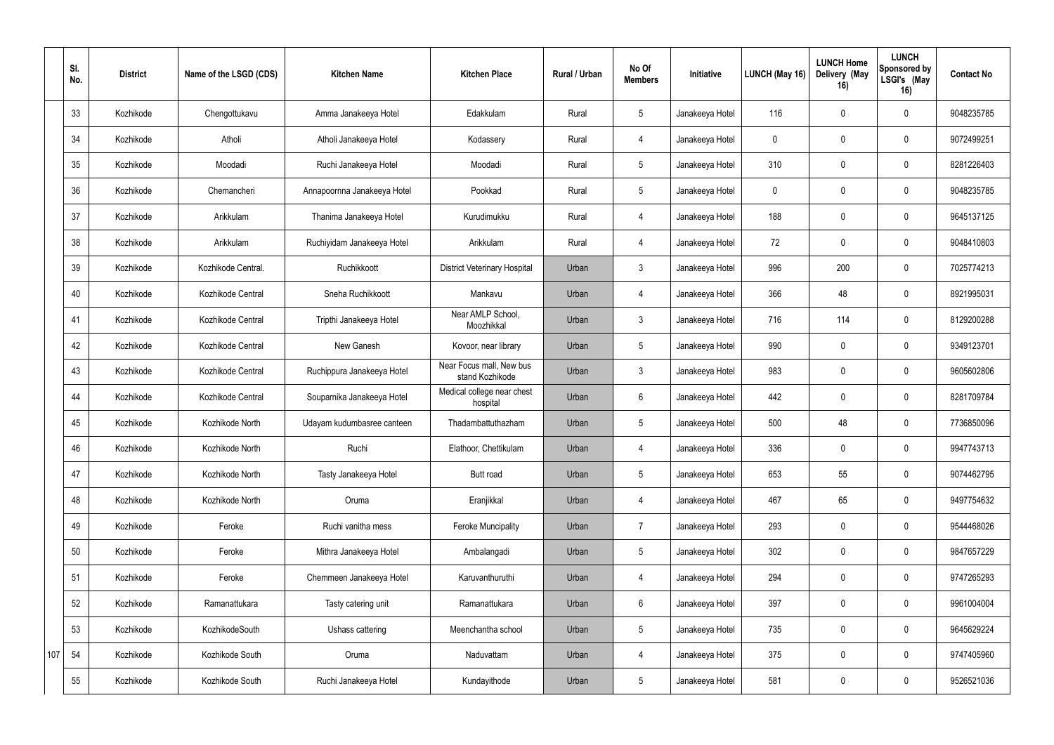|  | Sl. No. | District | Name of the LSGD (CDS) | Kitchen Name | Kitchen Place | Rural / Urban | No Of Members | Initiative | LUNCH (May 16) | LUNCH Home Delivery (May 16) | LUNCH Sponsored by LSGI's (May 16) | Contact No |
|---|---|---|---|---|---|---|---|---|---|---|---|---|
|  | 33 | Kozhikode | Chengottukavu | Amma Janakeeya Hotel | Edakkulam | Rural | 5 | Janakeeya Hotel | 116 | 0 | 0 | 9048235785 |
|  | 34 | Kozhikode | Atholi | Atholi Janakeeya Hotel | Kodassery | Rural | 4 | Janakeeya Hotel | 0 | 0 | 0 | 9072499251 |
|  | 35 | Kozhikode | Moodadi | Ruchi Janakeeya Hotel | Moodadi | Rural | 5 | Janakeeya Hotel | 310 | 0 | 0 | 8281226403 |
|  | 36 | Kozhikode | Chemancheri | Annapoornna Janakeeya Hotel | Pookkad | Rural | 5 | Janakeeya Hotel | 0 | 0 | 0 | 9048235785 |
|  | 37 | Kozhikode | Arikkulam | Thanima Janakeeya Hotel | Kurudimukku | Rural | 4 | Janakeeya Hotel | 188 | 0 | 0 | 9645137125 |
|  | 38 | Kozhikode | Arikkulam | Ruchiyidam Janakeeya Hotel | Arikkulam | Rural | 4 | Janakeeya Hotel | 72 | 0 | 0 | 9048410803 |
|  | 39 | Kozhikode | Kozhikode Central. | Ruchikkoott | District Veterinary Hospital | Urban | 3 | Janakeeya Hotel | 996 | 200 | 0 | 7025774213 |
|  | 40 | Kozhikode | Kozhikode Central | Sneha Ruchikkoott | Mankavu | Urban | 4 | Janakeeya Hotel | 366 | 48 | 0 | 8921995031 |
|  | 41 | Kozhikode | Kozhikode Central | Tripthi Janakeeya Hotel | Near AMLP School, Moozhikkal | Urban | 3 | Janakeeya Hotel | 716 | 114 | 0 | 8129200288 |
|  | 42 | Kozhikode | Kozhikode Central | New Ganesh | Kovoor, near library | Urban | 5 | Janakeeya Hotel | 990 | 0 | 0 | 9349123701 |
|  | 43 | Kozhikode | Kozhikode Central | Ruchippura Janakeeya Hotel | Near Focus mall, New bus stand Kozhikode | Urban | 3 | Janakeeya Hotel | 983 | 0 | 0 | 9605602806 |
|  | 44 | Kozhikode | Kozhikode Central | Souparnika Janakeeya Hotel | Medical college near chest hospital | Urban | 6 | Janakeeya Hotel | 442 | 0 | 0 | 8281709784 |
|  | 45 | Kozhikode | Kozhikode North | Udayam kudumbasree canteen | Thadambattuthazham | Urban | 5 | Janakeeya Hotel | 500 | 48 | 0 | 7736850096 |
|  | 46 | Kozhikode | Kozhikode North | Ruchi | Elathoor, Chettikulam | Urban | 4 | Janakeeya Hotel | 336 | 0 | 0 | 9947743713 |
|  | 47 | Kozhikode | Kozhikode North | Tasty Janakeeya Hotel | Butt road | Urban | 5 | Janakeeya Hotel | 653 | 55 | 0 | 9074462795 |
|  | 48 | Kozhikode | Kozhikode North | Oruma | Eranjikkal | Urban | 4 | Janakeeya Hotel | 467 | 65 | 0 | 9497754632 |
|  | 49 | Kozhikode | Feroke | Ruchi vanitha mess | Feroke Muncipality | Urban | 7 | Janakeeya Hotel | 293 | 0 | 0 | 9544468026 |
|  | 50 | Kozhikode | Feroke | Mithra Janakeeya Hotel | Ambalangadi | Urban | 5 | Janakeeya Hotel | 302 | 0 | 0 | 9847657229 |
|  | 51 | Kozhikode | Feroke | Chemmeen Janakeeya Hotel | Karuvanthuruthi | Urban | 4 | Janakeeya Hotel | 294 | 0 | 0 | 9747265293 |
|  | 52 | Kozhikode | Ramanattukara | Tasty catering unit | Ramanattukara | Urban | 6 | Janakeeya Hotel | 397 | 0 | 0 | 9961004004 |
|  | 53 | Kozhikode | KozhikodeSouth | Ushass cattering | Meenchantha school | Urban | 5 | Janakeeya Hotel | 735 | 0 | 0 | 9645629224 |
| 107 | 54 | Kozhikode | Kozhikode South | Oruma | Naduvattam | Urban | 4 | Janakeeya Hotel | 375 | 0 | 0 | 9747405960 |
|  | 55 | Kozhikode | Kozhikode South | Ruchi Janakeeya Hotel | Kundayithode | Urban | 5 | Janakeeya Hotel | 581 | 0 | 0 | 9526521036 |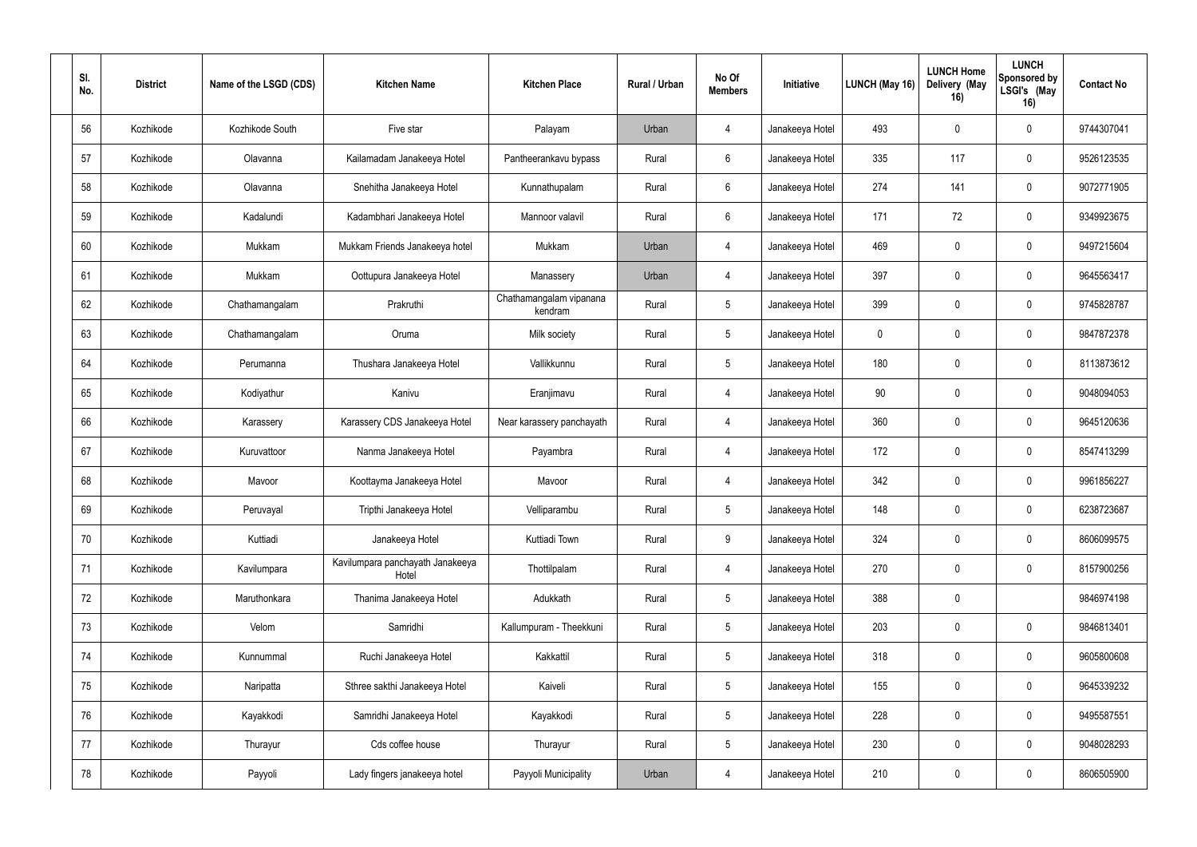| Sl. No. | District | Name of the LSGD (CDS) | Kitchen Name | Kitchen Place | Rural / Urban | No Of Members | Initiative | LUNCH (May 16) | LUNCH Home Delivery (May 16) | LUNCH Sponsored by LSGI's (May 16) | Contact No |
|---|---|---|---|---|---|---|---|---|---|---|---|
| 56 | Kozhikode | Kozhikode South | Five star | Palayam | Urban | 4 | Janakeeya Hotel | 493 | 0 | 0 | 9744307041 |
| 57 | Kozhikode | Olavanna | Kailamadam Janakeeya Hotel | Pantheerankavu bypass | Rural | 6 | Janakeeya Hotel | 335 | 117 | 0 | 9526123535 |
| 58 | Kozhikode | Olavanna | Snehitha Janakeeya Hotel | Kunnathupalam | Rural | 6 | Janakeeya Hotel | 274 | 141 | 0 | 9072771905 |
| 59 | Kozhikode | Kadalundi | Kadambhari Janakeeya Hotel | Mannoor valavil | Rural | 6 | Janakeeya Hotel | 171 | 72 | 0 | 9349923675 |
| 60 | Kozhikode | Mukkam | Mukkam Friends Janakeeya hotel | Mukkam | Urban | 4 | Janakeeya Hotel | 469 | 0 | 0 | 9497215604 |
| 61 | Kozhikode | Mukkam | Oottupura Janakeeya Hotel | Manassery | Urban | 4 | Janakeeya Hotel | 397 | 0 | 0 | 9645563417 |
| 62 | Kozhikode | Chathamangalam | Prakruthi | Chathamangalam vipanana kendram | Rural | 5 | Janakeeya Hotel | 399 | 0 | 0 | 9745828787 |
| 63 | Kozhikode | Chathamangalam | Oruma | Milk society | Rural | 5 | Janakeeya Hotel | 0 | 0 | 0 | 9847872378 |
| 64 | Kozhikode | Perumanna | Thushara Janakeeya Hotel | Vallikkunnu | Rural | 5 | Janakeeya Hotel | 180 | 0 | 0 | 8113873612 |
| 65 | Kozhikode | Kodiyathur | Kanivu | Eranjimavu | Rural | 4 | Janakeeya Hotel | 90 | 0 | 0 | 9048094053 |
| 66 | Kozhikode | Karassery | Karassery CDS Janakeeya Hotel | Near karassery panchayath | Rural | 4 | Janakeeya Hotel | 360 | 0 | 0 | 9645120636 |
| 67 | Kozhikode | Kuruvattoor | Nanma Janakeeya Hotel | Payambra | Rural | 4 | Janakeeya Hotel | 172 | 0 | 0 | 8547413299 |
| 68 | Kozhikode | Mavoor | Koottayma Janakeeya Hotel | Mavoor | Rural | 4 | Janakeeya Hotel | 342 | 0 | 0 | 9961856227 |
| 69 | Kozhikode | Peruvayal | Tripthi Janakeeya Hotel | Velliparambu | Rural | 5 | Janakeeya Hotel | 148 | 0 | 0 | 6238723687 |
| 70 | Kozhikode | Kuttiadi | Janakeeya Hotel | Kuttiadi Town | Rural | 9 | Janakeeya Hotel | 324 | 0 | 0 | 8606099575 |
| 71 | Kozhikode | Kavilumpara | Kavilumpara panchayath Janakeeya Hotel | Thottilpalam | Rural | 4 | Janakeeya Hotel | 270 | 0 | 0 | 8157900256 |
| 72 | Kozhikode | Maruthonkara | Thanima Janakeeya Hotel | Adukkath | Rural | 5 | Janakeeya Hotel | 388 | 0 | | 9846974198 |
| 73 | Kozhikode | Velom | Samridhi | Kallumpuram - Theekkuni | Rural | 5 | Janakeeya Hotel | 203 | 0 | 0 | 9846813401 |
| 74 | Kozhikode | Kunnummal | Ruchi Janakeeya Hotel | Kakkattil | Rural | 5 | Janakeeya Hotel | 318 | 0 | 0 | 9605800608 |
| 75 | Kozhikode | Naripatta | Sthree sakthi Janakeeya Hotel | Kaiveli | Rural | 5 | Janakeeya Hotel | 155 | 0 | 0 | 9645339232 |
| 76 | Kozhikode | Kayakkodi | Samridhi Janakeeya Hotel | Kayakkodi | Rural | 5 | Janakeeya Hotel | 228 | 0 | 0 | 9495587551 |
| 77 | Kozhikode | Thurayur | Cds coffee house | Thurayur | Rural | 5 | Janakeeya Hotel | 230 | 0 | 0 | 9048028293 |
| 78 | Kozhikode | Payyoli | Lady fingers janakeeya hotel | Payyoli Municipality | Urban | 4 | Janakeeya Hotel | 210 | 0 | 0 | 8606505900 |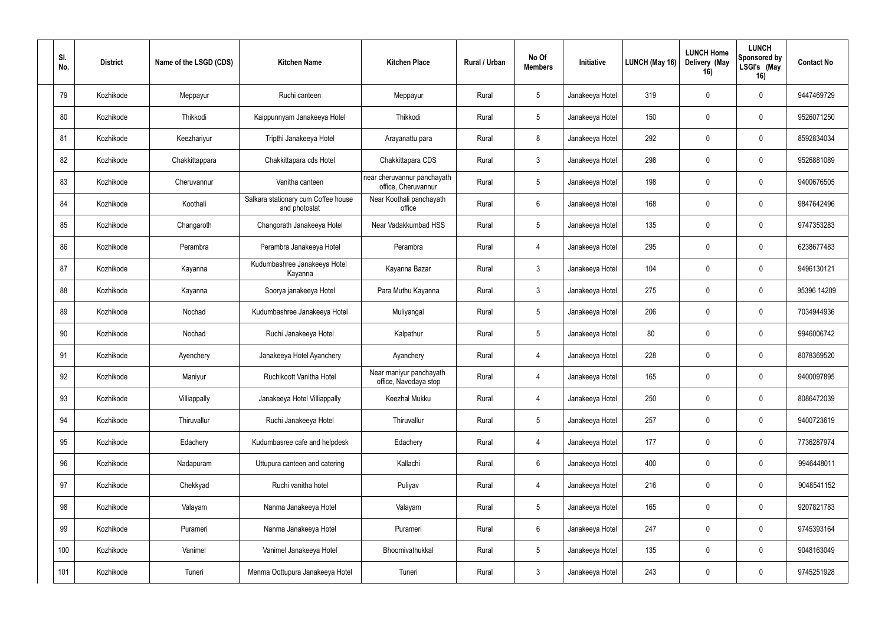| Sl. No. | District | Name of the LSGD (CDS) | Kitchen Name | Kitchen Place | Rural / Urban | No Of Members | Initiative | LUNCH (May 16) | LUNCH Home Delivery (May 16) | LUNCH Sponsored by LSGI's (May 16) | Contact No |
|---|---|---|---|---|---|---|---|---|---|---|---|
| 79 | Kozhikode | Meppayur | Ruchi canteen | Meppayur | Rural | 5 | Janakeeya Hotel | 319 | 0 | 0 | 9447469729 |
| 80 | Kozhikode | Thikkodi | Kaippunnyam Janakeeya Hotel | Thikkodi | Rural | 5 | Janakeeya Hotel | 150 | 0 | 0 | 9526071250 |
| 81 | Kozhikode | Keezhariyur | Tripthi Janakeeya Hotel | Arayanattu para | Rural | 8 | Janakeeya Hotel | 292 | 0 | 0 | 8592834034 |
| 82 | Kozhikode | Chakkittappara | Chakkittapara cds Hotel | Chakkittapara CDS | Rural | 3 | Janakeeya Hotel | 298 | 0 | 0 | 9526881089 |
| 83 | Kozhikode | Cheruvannur | Vanitha canteen | near cheruvannur panchayath office, Cheruvannur | Rural | 5 | Janakeeya Hotel | 198 | 0 | 0 | 9400676505 |
| 84 | Kozhikode | Koothali | Salkara stationary cum Coffee house and photostat | Near Koothali panchayath office | Rural | 6 | Janakeeya Hotel | 168 | 0 | 0 | 9847642496 |
| 85 | Kozhikode | Changaroth | Changorath Janakeeya Hotel | Near Vadakkumbad HSS | Rural | 5 | Janakeeya Hotel | 135 | 0 | 0 | 9747353283 |
| 86 | Kozhikode | Perambra | Perambra Janakeeya Hotel | Perambra | Rural | 4 | Janakeeya Hotel | 295 | 0 | 0 | 6238677483 |
| 87 | Kozhikode | Kayanna | Kudumbashree Janakeeya Hotel Kayanna | Kayanna Bazar | Rural | 3 | Janakeeya Hotel | 104 | 0 | 0 | 9496130121 |
| 88 | Kozhikode | Kayanna | Soorya janakeeya Hotel | Para Muthu Kayanna | Rural | 3 | Janakeeya Hotel | 275 | 0 | 0 | 95396 14209 |
| 89 | Kozhikode | Nochad | Kudumbashree Janakeeya Hotel | Muliyangal | Rural | 5 | Janakeeya Hotel | 206 | 0 | 0 | 7034944936 |
| 90 | Kozhikode | Nochad | Ruchi Janakeeya Hotel | Kalpathur | Rural | 5 | Janakeeya Hotel | 80 | 0 | 0 | 9946006742 |
| 91 | Kozhikode | Ayenchery | Janakeeya Hotel Ayanchery | Ayanchery | Rural | 4 | Janakeeya Hotel | 228 | 0 | 0 | 8078369520 |
| 92 | Kozhikode | Maniyur | Ruchikoott Vanitha Hotel | Near maniyur panchayath office, Navodaya stop | Rural | 4 | Janakeeya Hotel | 165 | 0 | 0 | 9400097895 |
| 93 | Kozhikode | Villiappally | Janakeeya Hotel Villiappally | Keezhal Mukku | Rural | 4 | Janakeeya Hotel | 250 | 0 | 0 | 8086472039 |
| 94 | Kozhikode | Thiruvallur | Ruchi Janakeeya Hotel | Thiruvallur | Rural | 5 | Janakeeya Hotel | 257 | 0 | 0 | 9400723619 |
| 95 | Kozhikode | Edachery | Kudumbasree cafe and helpdesk | Edachery | Rural | 4 | Janakeeya Hotel | 177 | 0 | 0 | 7736287974 |
| 96 | Kozhikode | Nadapuram | Uttupura canteen and catering | Kallachi | Rural | 6 | Janakeeya Hotel | 400 | 0 | 0 | 9946448011 |
| 97 | Kozhikode | Chekkyad | Ruchi vanitha hotel | Puliyav | Rural | 4 | Janakeeya Hotel | 216 | 0 | 0 | 9048541152 |
| 98 | Kozhikode | Valayam | Nanma Janakeeya Hotel | Valayam | Rural | 5 | Janakeeya Hotel | 165 | 0 | 0 | 9207821783 |
| 99 | Kozhikode | Purameri | Nanma Janakeeya Hotel | Purameri | Rural | 6 | Janakeeya Hotel | 247 | 0 | 0 | 9745393164 |
| 100 | Kozhikode | Vanimel | Vanimel Janakeeya Hotel | Bhoomivathukkal | Rural | 5 | Janakeeya Hotel | 135 | 0 | 0 | 9048163049 |
| 101 | Kozhikode | Tuneri | Menma Oottupura Janakeeya Hotel | Tuneri | Rural | 3 | Janakeeya Hotel | 243 | 0 | 0 | 9745251928 |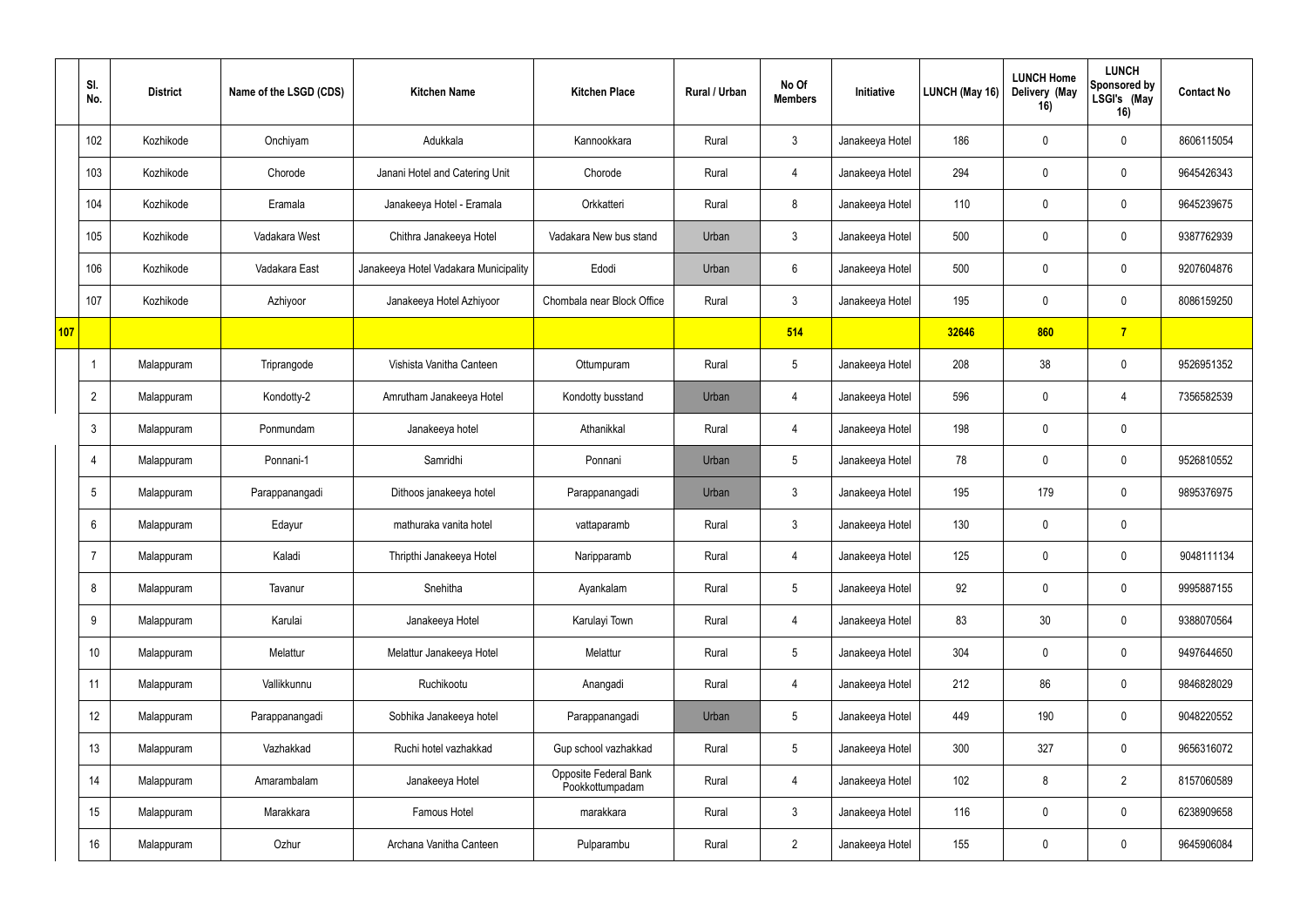| | Sl. No. | District | Name of the LSGD (CDS) | Kitchen Name | Kitchen Place | Rural / Urban | No Of Members | Initiative | LUNCH (May 16) | LUNCH Home Delivery (May 16) | LUNCH Sponsored by LSGI's (May 16) | Contact No |
|---|---|---|---|---|---|---|---|---|---|---|---|---|
| | 102 | Kozhikode | Onchiyam | Adukkala | Kannookkara | Rural | 3 | Janakeeya Hotel | 186 | 0 | 0 | 8606115054 |
| | 103 | Kozhikode | Chorode | Janani Hotel and Catering Unit | Chorode | Rural | 4 | Janakeeya Hotel | 294 | 0 | 0 | 9645426343 |
| | 104 | Kozhikode | Eramala | Janakeeya Hotel - Eramala | Orkkatteri | Rural | 8 | Janakeeya Hotel | 110 | 0 | 0 | 9645239675 |
| | 105 | Kozhikode | Vadakara West | Chithra Janakeeya Hotel | Vadakara New bus stand | Urban | 3 | Janakeeya Hotel | 500 | 0 | 0 | 9387762939 |
| | 106 | Kozhikode | Vadakara East | Janakeeya Hotel Vadakara Municipality | Edodi | Urban | 6 | Janakeeya Hotel | 500 | 0 | 0 | 9207604876 |
| | 107 | Kozhikode | Azhiyoor | Janakeeya Hotel Azhiyoor | Chombala near Block Office | Rural | 3 | Janakeeya Hotel | 195 | 0 | 0 | 8086159250 |
| **107** | | | | | | | **514** | | **32646** | **860** | **7** | |
| | 1 | Malappuram | Triprangode | Vishista Vanitha Canteen | Ottumpuram | Rural | 5 | Janakeeya Hotel | 208 | 38 | 0 | 9526951352 |
| | 2 | Malappuram | Kondotty-2 | Amrutham Janakeeya Hotel | Kondotty busstand | Urban | 4 | Janakeeya Hotel | 596 | 0 | 4 | 7356582539 |
| | 3 | Malappuram | Ponmundam | Janakeeya hotel | Athanikkal | Rural | 4 | Janakeeya Hotel | 198 | 0 | 0 | |
| | 4 | Malappuram | Ponnani-1 | Samridhi | Ponnani | Urban | 5 | Janakeeya Hotel | 78 | 0 | 0 | 9526810552 |
| | 5 | Malappuram | Parappanangadi | Dithoos janakeeya hotel | Parappanangadi | Urban | 3 | Janakeeya Hotel | 195 | 179 | 0 | 9895376975 |
| | 6 | Malappuram | Edayur | mathuraka vanita hotel | vattaparamb | Rural | 3 | Janakeeya Hotel | 130 | 0 | 0 | |
| | 7 | Malappuram | Kaladi | Thripthi Janakeeya Hotel | Naripparamb | Rural | 4 | Janakeeya Hotel | 125 | 0 | 0 | 9048111134 |
| | 8 | Malappuram | Tavanur | Snehitha | Ayankalam | Rural | 5 | Janakeeya Hotel | 92 | 0 | 0 | 9995887155 |
| | 9 | Malappuram | Karulai | Janakeeya Hotel | Karulayi Town | Rural | 4 | Janakeeya Hotel | 83 | 30 | 0 | 9388070564 |
| | 10 | Malappuram | Melattur | Melattur Janakeeya Hotel | Melattur | Rural | 5 | Janakeeya Hotel | 304 | 0 | 0 | 9497644650 |
| | 11 | Malappuram | Vallikkunnu | Ruchikootu | Anangadi | Rural | 4 | Janakeeya Hotel | 212 | 86 | 0 | 9846828029 |
| | 12 | Malappuram | Parappanangadi | Sobhika Janakeeya hotel | Parappanangadi | Urban | 5 | Janakeeya Hotel | 449 | 190 | 0 | 9048220552 |
| | 13 | Malappuram | Vazhakkad | Ruchi hotel vazhakkad | Gup school vazhakkad | Rural | 5 | Janakeeya Hotel | 300 | 327 | 0 | 9656316072 |
| | 14 | Malappuram | Amarambalam | Janakeeya Hotel | Opposite Federal Bank Pookkottumpadam | Rural | 4 | Janakeeya Hotel | 102 | 8 | 2 | 8157060589 |
| | 15 | Malappuram | Marakkara | Famous Hotel | marakkara | Rural | 3 | Janakeeya Hotel | 116 | 0 | 0 | 6238909658 |
| | 16 | Malappuram | Ozhur | Archana Vanitha Canteen | Pulparambu | Rural | 2 | Janakeeya Hotel | 155 | 0 | 0 | 9645906084 |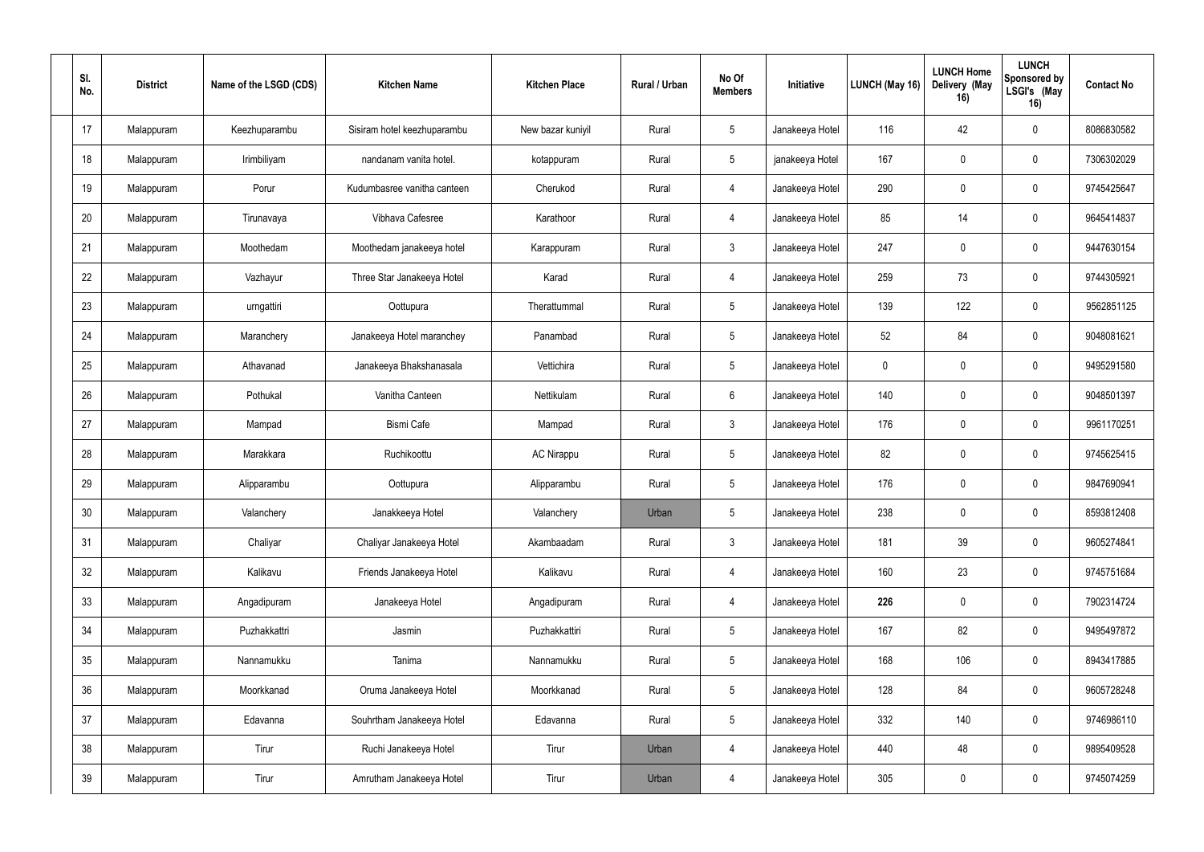| Sl. No. | District | Name of the LSGD (CDS) | Kitchen Name | Kitchen Place | Rural / Urban | No Of Members | Initiative | LUNCH (May 16) | LUNCH Home Delivery (May 16) | LUNCH Sponsored by LSGI's (May 16) | Contact No |
|---|---|---|---|---|---|---|---|---|---|---|---|
| 17 | Malappuram | Keezhuparambu | Sisiram hotel keezhuparambu | New bazar kuniyil | Rural | 5 | Janakeeya Hotel | 116 | 42 | 0 | 8086830582 |
| 18 | Malappuram | Irimbiliyam | nandanam vanita hotel. | kotappuram | Rural | 5 | janakeeya Hotel | 167 | 0 | 0 | 7306302029 |
| 19 | Malappuram | Porur | Kudumbasree vanitha canteen | Cherukod | Rural | 4 | Janakeeya Hotel | 290 | 0 | 0 | 9745425647 |
| 20 | Malappuram | Tirunavaya | Vibhava Cafesree | Karathoor | Rural | 4 | Janakeeya Hotel | 85 | 14 | 0 | 9645414837 |
| 21 | Malappuram | Moothedam | Moothedam janakeeya hotel | Karappuram | Rural | 3 | Janakeeya Hotel | 247 | 0 | 0 | 9447630154 |
| 22 | Malappuram | Vazhayur | Three Star Janakeeya Hotel | Karad | Rural | 4 | Janakeeya Hotel | 259 | 73 | 0 | 9744305921 |
| 23 | Malappuram | urngattiri | Oottupura | Therattummal | Rural | 5 | Janakeeya Hotel | 139 | 122 | 0 | 9562851125 |
| 24 | Malappuram | Maranchery | Janakeeya Hotel maranchey | Panambad | Rural | 5 | Janakeeya Hotel | 52 | 84 | 0 | 9048081621 |
| 25 | Malappuram | Athavanad | Janakeeya Bhakshanasala | Vettichira | Rural | 5 | Janakeeya Hotel | 0 | 0 | 0 | 9495291580 |
| 26 | Malappuram | Pothukal | Vanitha Canteen | Nettikulam | Rural | 6 | Janakeeya Hotel | 140 | 0 | 0 | 9048501397 |
| 27 | Malappuram | Mampad | Bismi Cafe | Mampad | Rural | 3 | Janakeeya Hotel | 176 | 0 | 0 | 9961170251 |
| 28 | Malappuram | Marakkara | Ruchikoottu | AC Nirappu | Rural | 5 | Janakeeya Hotel | 82 | 0 | 0 | 9745625415 |
| 29 | Malappuram | Alipparambu | Oottupura | Alipparambu | Rural | 5 | Janakeeya Hotel | 176 | 0 | 0 | 9847690941 |
| 30 | Malappuram | Valanchery | Janakkeeya Hotel | Valanchery | Urban | 5 | Janakeeya Hotel | 238 | 0 | 0 | 8593812408 |
| 31 | Malappuram | Chaliyar | Chaliyar Janakeeya Hotel | Akambaadam | Rural | 3 | Janakeeya Hotel | 181 | 39 | 0 | 9605274841 |
| 32 | Malappuram | Kalikavu | Friends Janakeeya Hotel | Kalikavu | Rural | 4 | Janakeeya Hotel | 160 | 23 | 0 | 9745751684 |
| 33 | Malappuram | Angadipuram | Janakeeya Hotel | Angadipuram | Rural | 4 | Janakeeya Hotel | **226** | 0 | 0 | 7902314724 |
| 34 | Malappuram | Puzhakkattri | Jasmin | Puzhakkattiri | Rural | 5 | Janakeeya Hotel | 167 | 82 | 0 | 9495497872 |
| 35 | Malappuram | Nannamukku | Tanima | Nannamukku | Rural | 5 | Janakeeya Hotel | 168 | 106 | 0 | 8943417885 |
| 36 | Malappuram | Moorkkanad | Oruma Janakeeya Hotel | Moorkkanad | Rural | 5 | Janakeeya Hotel | 128 | 84 | 0 | 9605728248 |
| 37 | Malappuram | Edavanna | Souhrtham Janakeeya Hotel | Edavanna | Rural | 5 | Janakeeya Hotel | 332 | 140 | 0 | 9746986110 |
| 38 | Malappuram | Tirur | Ruchi Janakeeya Hotel | Tirur | Urban | 4 | Janakeeya Hotel | 440 | 48 | 0 | 9895409528 |
| 39 | Malappuram | Tirur | Amrutham Janakeeya Hotel | Tirur | Urban | 4 | Janakeeya Hotel | 305 | 0 | 0 | 9745074259 |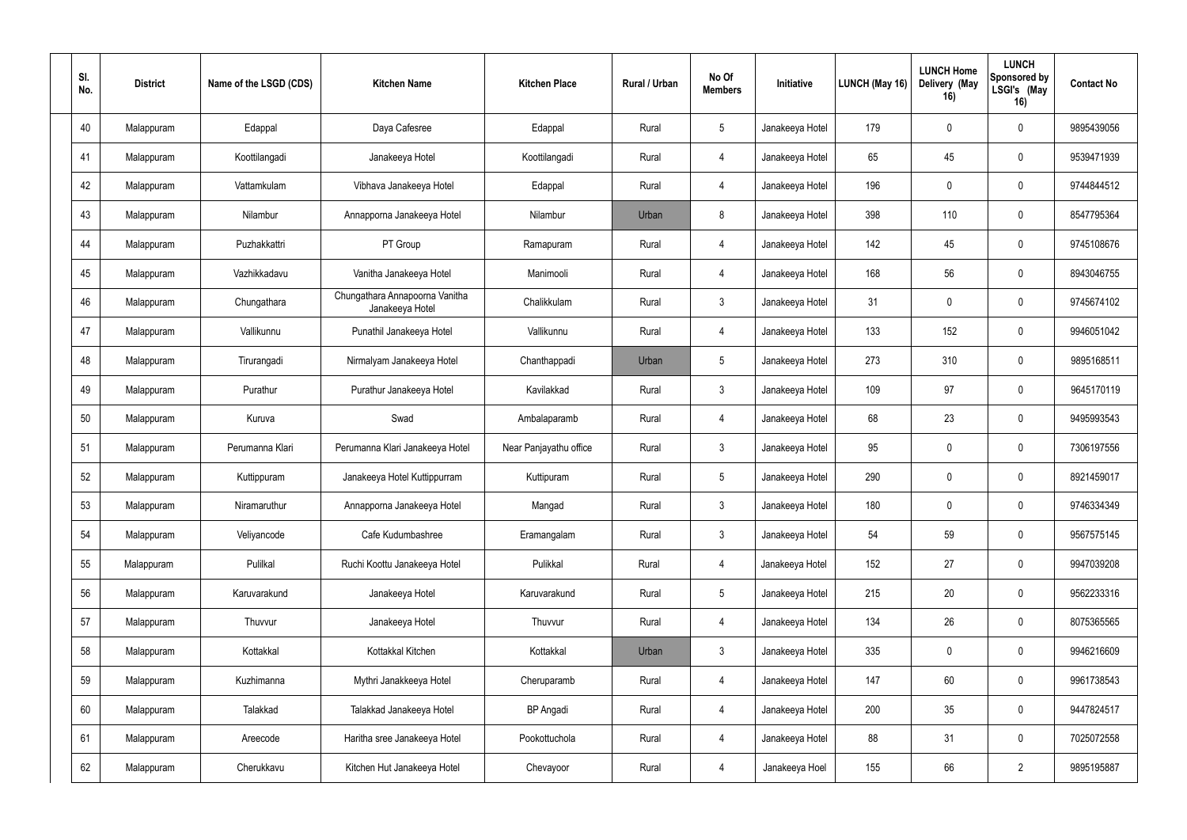| Sl. No. | District | Name of the LSGD (CDS) | Kitchen Name | Kitchen Place | Rural / Urban | No Of Members | Initiative | LUNCH (May 16) | LUNCH Home Delivery (May 16) | LUNCH Sponsored by LSGI's (May 16) | Contact No |
|---|---|---|---|---|---|---|---|---|---|---|---|
| 40 | Malappuram | Edappal | Daya Cafesree | Edappal | Rural | 5 | Janakeeya Hotel | 179 | 0 | 0 | 9895439056 |
| 41 | Malappuram | Koottilangadi | Janakeeya Hotel | Koottilangadi | Rural | 4 | Janakeeya Hotel | 65 | 45 | 0 | 9539471939 |
| 42 | Malappuram | Vattamkulam | Vibhava Janakeeya Hotel | Edappal | Rural | 4 | Janakeeya Hotel | 196 | 0 | 0 | 9744844512 |
| 43 | Malappuram | Nilambur | Annapporna Janakeeya Hotel | Nilambur | Urban | 8 | Janakeeya Hotel | 398 | 110 | 0 | 8547795364 |
| 44 | Malappuram | Puzhakkattri | PT Group | Ramapuram | Rural | 4 | Janakeeya Hotel | 142 | 45 | 0 | 9745108676 |
| 45 | Malappuram | Vazhikkadavu | Vanitha Janakeeya Hotel | Manimooli | Rural | 4 | Janakeeya Hotel | 168 | 56 | 0 | 8943046755 |
| 46 | Malappuram | Chungathara | Chungathara Annapoorna Vanitha Janakeeya Hotel | Chalikkulam | Rural | 3 | Janakeeya Hotel | 31 | 0 | 0 | 9745674102 |
| 47 | Malappuram | Vallikunnu | Punathil Janakeeya Hotel | Vallikunnu | Rural | 4 | Janakeeya Hotel | 133 | 152 | 0 | 9946051042 |
| 48 | Malappuram | Tirurangadi | Nirmalyam Janakeeya Hotel | Chanthappadi | Urban | 5 | Janakeeya Hotel | 273 | 310 | 0 | 9895168511 |
| 49 | Malappuram | Purathur | Purathur Janakeeya Hotel | Kavilakkad | Rural | 3 | Janakeeya Hotel | 109 | 97 | 0 | 9645170119 |
| 50 | Malappuram | Kuruva | Swad | Ambalaparamb | Rural | 4 | Janakeeya Hotel | 68 | 23 | 0 | 9495993543 |
| 51 | Malappuram | Perumanna Klari | Perumanna Klari Janakeeya Hotel | Near Panjayathu office | Rural | 3 | Janakeeya Hotel | 95 | 0 | 0 | 7306197556 |
| 52 | Malappuram | Kuttippuram | Janakeeya Hotel Kuttippurram | Kuttipuram | Rural | 5 | Janakeeya Hotel | 290 | 0 | 0 | 8921459017 |
| 53 | Malappuram | Niramaruthur | Annapporna Janakeeya Hotel | Mangad | Rural | 3 | Janakeeya Hotel | 180 | 0 | 0 | 9746334349 |
| 54 | Malappuram | Veliyancode | Cafe Kudumbashree | Eramangalam | Rural | 3 | Janakeeya Hotel | 54 | 59 | 0 | 9567575145 |
| 55 | Malappuram | Pulilkal | Ruchi Koottu Janakeeya Hotel | Pulikkal | Rural | 4 | Janakeeya Hotel | 152 | 27 | 0 | 9947039208 |
| 56 | Malappuram | Karuvarakund | Janakeeya Hotel | Karuvarakund | Rural | 5 | Janakeeya Hotel | 215 | 20 | 0 | 9562233316 |
| 57 | Malappuram | Thuvvur | Janakeeya Hotel | Thuvvur | Rural | 4 | Janakeeya Hotel | 134 | 26 | 0 | 8075365565 |
| 58 | Malappuram | Kottakkal | Kottakkal Kitchen | Kottakkal | Urban | 3 | Janakeeya Hotel | 335 | 0 | 0 | 9946216609 |
| 59 | Malappuram | Kuzhimanna | Mythri Janakkeeya Hotel | Cheruparamb | Rural | 4 | Janakeeya Hotel | 147 | 60 | 0 | 9961738543 |
| 60 | Malappuram | Talakkad | Talakkad Janakeeya Hotel | BP Angadi | Rural | 4 | Janakeeya Hotel | 200 | 35 | 0 | 9447824517 |
| 61 | Malappuram | Areecode | Haritha sree Janakeeya Hotel | Pookottuchola | Rural | 4 | Janakeeya Hotel | 88 | 31 | 0 | 7025072558 |
| 62 | Malappuram | Cherukkavu | Kitchen Hut Janakeeya Hotel | Chevayoor | Rural | 4 | Janakeeya Hoel | 155 | 66 | 2 | 9895195887 |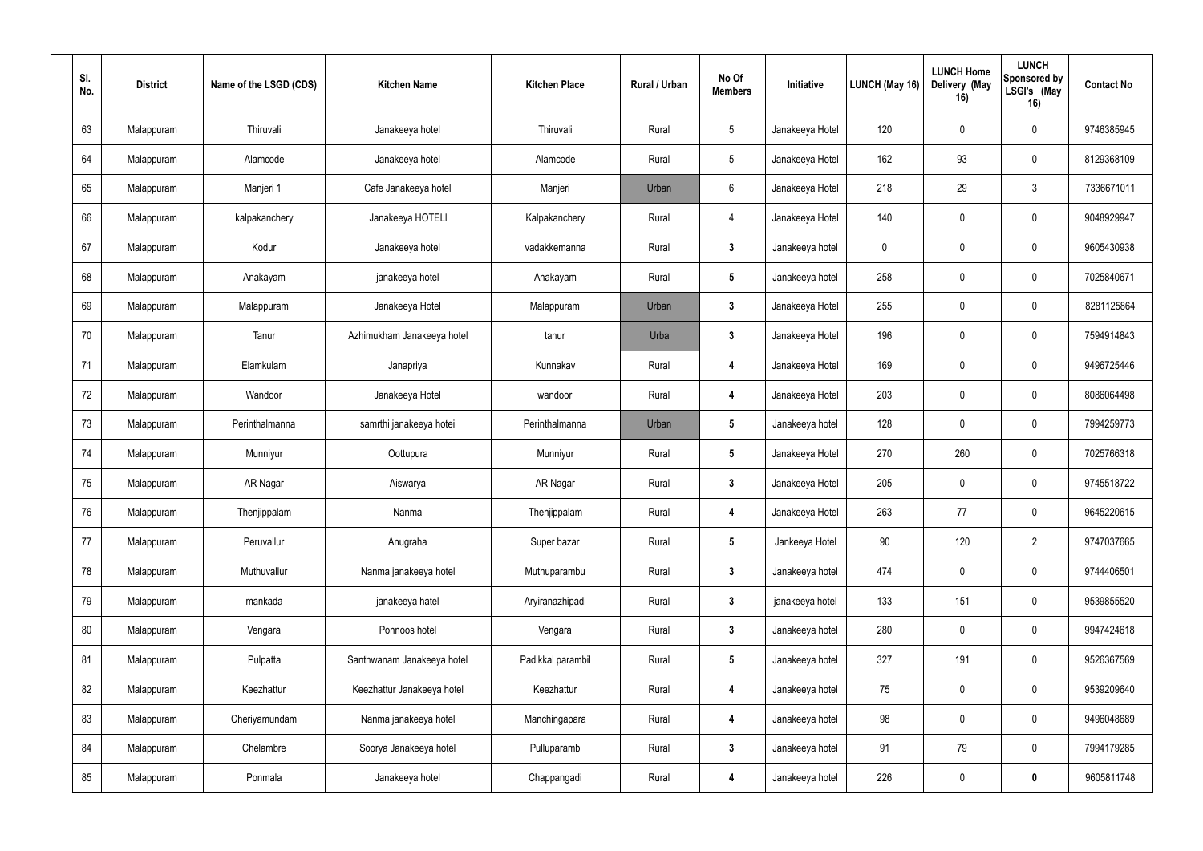| Sl. No. | District | Name of the LSGD (CDS) | Kitchen Name | Kitchen Place | Rural / Urban | No Of Members | Initiative | LUNCH (May 16) | LUNCH Home Delivery (May 16) | LUNCH Sponsored by LSGI's (May 16) | Contact No |
|---|---|---|---|---|---|---|---|---|---|---|---|
| 63 | Malappuram | Thiruvali | Janakeeya hotel | Thiruvali | Rural | 5 | Janakeeya Hotel | 120 | 0 | 0 | 9746385945 |
| 64 | Malappuram | Alamcode | Janakeeya hotel | Alamcode | Rural | 5 | Janakeeya Hotel | 162 | 93 | 0 | 8129368109 |
| 65 | Malappuram | Manjeri 1 | Cafe Janakeeya hotel | Manjeri | Urban | 6 | Janakeeya Hotel | 218 | 29 | 3 | 7336671011 |
| 66 | Malappuram | kalpakanchery | Janakeeya HOTELI | Kalpakanchery | Rural | 4 | Janakeeya Hotel | 140 | 0 | 0 | 9048929947 |
| 67 | Malappuram | Kodur | Janakeeya hotel | vadakkemanna | Rural | **3** | Janakeeya hotel | 0 | 0 | 0 | 9605430938 |
| 68 | Malappuram | Anakayam | janakeeya hotel | Anakayam | Rural | **5** | Janakeeya hotel | 258 | 0 | 0 | 7025840671 |
| 69 | Malappuram | Malappuram | Janakeeya Hotel | Malappuram | Urban | **3** | Janakeeya Hotel | 255 | 0 | 0 | 8281125864 |
| 70 | Malappuram | Tanur | Azhimukham Janakeeya hotel | tanur | Urba | **3** | Janakeeya Hotel | 196 | 0 | 0 | 7594914843 |
| 71 | Malappuram | Elamkulam | Janapriya | Kunnakav | Rural | **4** | Janakeeya Hotel | 169 | 0 | 0 | 9496725446 |
| 72 | Malappuram | Wandoor | Janakeeya Hotel | wandoor | Rural | **4** | Janakeeya Hotel | 203 | 0 | 0 | 8086064498 |
| 73 | Malappuram | Perinthalmanna | samrthi janakeeya hotei | Perinthalmanna | Urban | **5** | Janakeeya hotel | 128 | 0 | 0 | 7994259773 |
| 74 | Malappuram | Munniyur | Oottupura | Munniyur | Rural | **5** | Janakeeya Hotel | 270 | 260 | 0 | 7025766318 |
| 75 | Malappuram | AR Nagar | Aiswarya | AR Nagar | Rural | **3** | Janakeeya Hotel | 205 | 0 | 0 | 9745518722 |
| 76 | Malappuram | Thenjippalam | Nanma | Thenjippalam | Rural | **4** | Janakeeya Hotel | 263 | 77 | 0 | 9645220615 |
| 77 | Malappuram | Peruvallur | Anugraha | Super bazar | Rural | **5** | Jankeeya Hotel | 90 | 120 | 2 | 9747037665 |
| 78 | Malappuram | Muthuvallur | Nanma janakeeya hotel | Muthuparambu | Rural | **3** | Janakeeya hotel | 474 | 0 | 0 | 9744406501 |
| 79 | Malappuram | mankada | janakeeya hatel | Aryiranazhipadi | Rural | **3** | janakeeya hotel | 133 | 151 | 0 | 9539855520 |
| 80 | Malappuram | Vengara | Ponnoos hotel | Vengara | Rural | **3** | Janakeeya hotel | 280 | 0 | 0 | 9947424618 |
| 81 | Malappuram | Pulpatta | Santhwanam Janakeeya hotel | Padikkal parambil | Rural | **5** | Janakeeya hotel | 327 | 191 | 0 | 9526367569 |
| 82 | Malappuram | Keezhattur | Keezhattur Janakeeya hotel | Keezhattur | Rural | **4** | Janakeeya hotel | 75 | 0 | 0 | 9539209640 |
| 83 | Malappuram | Cheriyamundam | Nanma janakeeya hotel | Manchingapara | Rural | **4** | Janakeeya hotel | 98 | 0 | 0 | 9496048689 |
| 84 | Malappuram | Chelambre | Soorya Janakeeya hotel | Pulluparamb | Rural | **3** | Janakeeya hotel | 91 | 79 | 0 | 7994179285 |
| 85 | Malappuram | Ponmala | Janakeeya hotel | Chappangadi | Rural | **4** | Janakeeya hotel | 226 | 0 | **0** | 9605811748 |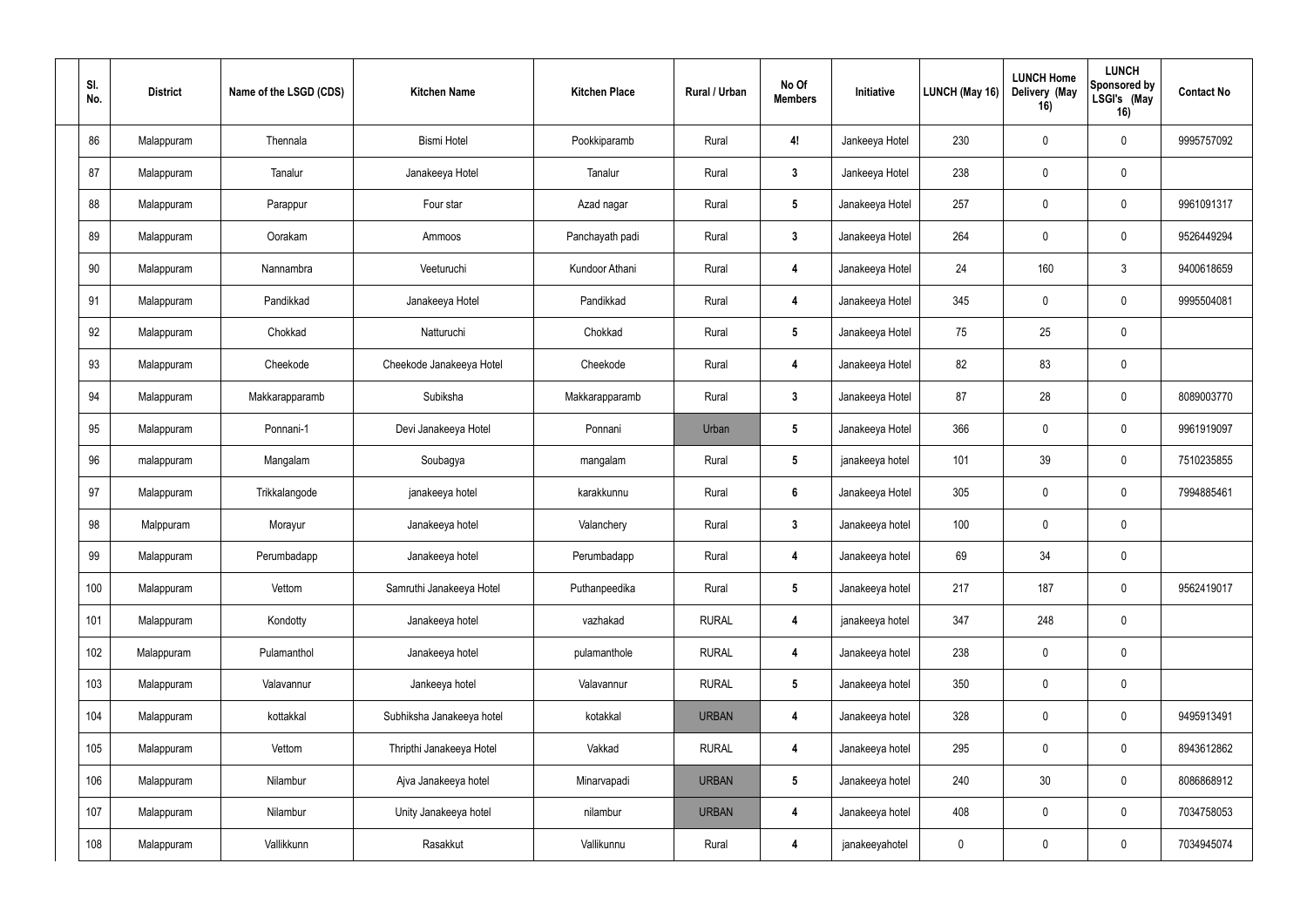| Sl. No. | District | Name of the LSGD (CDS) | Kitchen Name | Kitchen Place | Rural / Urban | No Of Members | Initiative | LUNCH (May 16) | LUNCH Home Delivery (May 16) | LUNCH Sponsored by LSGI's (May 16) | Contact No |
|---|---|---|---|---|---|---|---|---|---|---|---|
| 86 | Malappuram | Thennala | Bismi Hotel | Pookkiparamb | Rural | 4! | Jankeeya Hotel | 230 | 0 | 0 | 9995757092 |
| 87 | Malappuram | Tanalur | Janakeeya Hotel | Tanalur | Rural | 3 | Jankeeya Hotel | 238 | 0 | 0 | |
| 88 | Malappuram | Parappur | Four star | Azad nagar | Rural | 5 | Janakeeya Hotel | 257 | 0 | 0 | 9961091317 |
| 89 | Malappuram | Oorakam | Ammoos | Panchayath padi | Rural | 3 | Janakeeya Hotel | 264 | 0 | 0 | 9526449294 |
| 90 | Malappuram | Nannambra | Veeturuchi | Kundoor Athani | Rural | 4 | Janakeeya Hotel | 24 | 160 | 3 | 9400618659 |
| 91 | Malappuram | Pandikkad | Janakeeya Hotel | Pandikkad | Rural | 4 | Janakeeya Hotel | 345 | 0 | 0 | 9995504081 |
| 92 | Malappuram | Chokkad | Natturuchi | Chokkad | Rural | 5 | Janakeeya Hotel | 75 | 25 | 0 | |
| 93 | Malappuram | Cheekode | Cheekode Janakeeya Hotel | Cheekode | Rural | 4 | Janakeeya Hotel | 82 | 83 | 0 | |
| 94 | Malappuram | Makkarapparamb | Subiksha | Makkarapparamb | Rural | 3 | Janakeeya Hotel | 87 | 28 | 0 | 8089003770 |
| 95 | Malappuram | Ponnani-1 | Devi Janakeeya Hotel | Ponnani | Urban | 5 | Janakeeya Hotel | 366 | 0 | 0 | 9961919097 |
| 96 | malappuram | Mangalam | Soubagya | mangalam | Rural | 5 | janakeeya hotel | 101 | 39 | 0 | 7510235855 |
| 97 | Malappuram | Trikkalangode | janakeeya hotel | karakkunnu | Rural | 6 | Janakeeya Hotel | 305 | 0 | 0 | 7994885461 |
| 98 | Malppuram | Morayur | Janakeeya hotel | Valanchery | Rural | 3 | Janakeeya hotel | 100 | 0 | 0 | |
| 99 | Malappuram | Perumbadapp | Janakeeya hotel | Perumbadapp | Rural | 4 | Janakeeya hotel | 69 | 34 | 0 | |
| 100 | Malappuram | Vettom | Samruthi Janakeeya Hotel | Puthanpeedika | Rural | 5 | Janakeeya hotel | 217 | 187 | 0 | 9562419017 |
| 101 | Malappuram | Kondotty | Janakeeya hotel | vazhakad | RURAL | 4 | janakeeya hotel | 347 | 248 | 0 | |
| 102 | Malappuram | Pulamanthol | Janakeeya hotel | pulamanthole | RURAL | 4 | Janakeeya hotel | 238 | 0 | 0 | |
| 103 | Malappuram | Valavannur | Jankeeya hotel | Valavannur | RURAL | 5 | Janakeeya hotel | 350 | 0 | 0 | |
| 104 | Malappuram | kottakkal | Subhiksha Janakeeya hotel | kotakkal | URBAN | 4 | Janakeeya hotel | 328 | 0 | 0 | 9495913491 |
| 105 | Malappuram | Vettom | Thripthi Janakeeya Hotel | Vakkad | RURAL | 4 | Janakeeya hotel | 295 | 0 | 0 | 8943612862 |
| 106 | Malappuram | Nilambur | Ajva Janakeeya hotel | Minarvapadi | URBAN | 5 | Janakeeya hotel | 240 | 30 | 0 | 8086868912 |
| 107 | Malappuram | Nilambur | Unity Janakeeya hotel | nilambur | URBAN | 4 | Janakeeya hotel | 408 | 0 | 0 | 7034758053 |
| 108 | Malappuram | Vallikkunn | Rasakkut | Vallikunnu | Rural | 4 | janakeeyahotel | 0 | 0 | 0 | 7034945074 |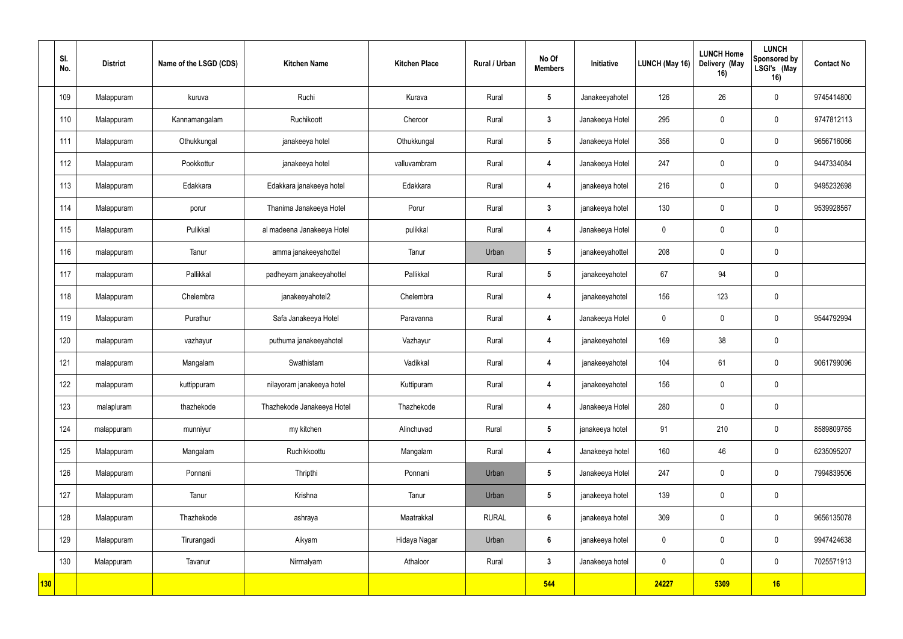| | Sl. No. | District | Name of the LSGD (CDS) | Kitchen Name | Kitchen Place | Rural / Urban | No Of Members | Initiative | LUNCH (May 16) | LUNCH Home Delivery (May 16) | LUNCH Sponsored by LSGI's (May 16) | Contact No |
|---|---|---|---|---|---|---|---|---|---|---|---|---|
| | 109 | Malappuram | kuruva | Ruchi | Kurava | Rural | 5 | Janakeeyahotel | 126 | 26 | 0 | 9745414800 |
| | 110 | Malappuram | Kannamangalam | Ruchikoott | Cheroor | Rural | 3 | Janakeeya Hotel | 295 | 0 | 0 | 9747812113 |
| | 111 | Malappuram | Othukkungal | janakeeya hotel | Othukkungal | Rural | 5 | Janakeeya Hotel | 356 | 0 | 0 | 9656716066 |
| | 112 | Malappuram | Pookkottur | janakeeya hotel | valluvambram | Rural | 4 | Janakeeya Hotel | 247 | 0 | 0 | 9447334084 |
| | 113 | Malappuram | Edakkara | Edakkara janakeeya hotel | Edakkara | Rural | 4 | janakeeya hotel | 216 | 0 | 0 | 9495232698 |
| | 114 | Malappuram | porur | Thanima Janakeeya Hotel | Porur | Rural | 3 | janakeeya hotel | 130 | 0 | 0 | 9539928567 |
| | 115 | Malappuram | Pulikkal | al madeena Janakeeya Hotel | pulikkal | Rural | 4 | Janakeeya Hotel | 0 | 0 | 0 | |
| | 116 | malappuram | Tanur | amma janakeeyahottel | Tanur | Urban | 5 | janakeeyahottel | 208 | 0 | 0 | |
| | 117 | malappuram | Pallikkal | padheyam janakeeyahottel | Pallikkal | Rural | 5 | janakeeyahotel | 67 | 94 | 0 | |
| | 118 | Malappuram | Chelembra | janakeeyahotel2 | Chelembra | Rural | 4 | janakeeyahotel | 156 | 123 | 0 | |
| | 119 | Malappuram | Purathur | Safa Janakeeya Hotel | Paravanna | Rural | 4 | Janakeeya Hotel | 0 | 0 | 0 | 9544792994 |
| | 120 | malappuram | vazhayur | puthuma janakeeyahotel | Vazhayur | Rural | 4 | janakeeyahotel | 169 | 38 | 0 | |
| | 121 | malappuram | Mangalam | Swathistam | Vadikkal | Rural | 4 | janakeeyahotel | 104 | 61 | 0 | 9061799096 |
| | 122 | malappuram | kuttippuram | nilayoram janakeeya hotel | Kuttipuram | Rural | 4 | janakeeyahotel | 156 | 0 | 0 | |
| | 123 | malapluram | thazhekode | Thazhekode Janakeeya Hotel | Thazhekode | Rural | 4 | Janakeeya Hotel | 280 | 0 | 0 | |
| | 124 | malappuram | munniyur | my kitchen | Alinchuvad | Rural | 5 | janakeeya hotel | 91 | 210 | 0 | 8589809765 |
| | 125 | Malappuram | Mangalam | Ruchikkoottu | Mangalam | Rural | 4 | Janakeeya hotel | 160 | 46 | 0 | 6235095207 |
| | 126 | Malappuram | Ponnani | Thripthi | Ponnani | Urban | 5 | Janakeeya Hotel | 247 | 0 | 0 | 7994839506 |
| | 127 | Malappuram | Tanur | Krishna | Tanur | Urban | 5 | janakeeya hotel | 139 | 0 | 0 | |
| | 128 | Malappuram | Thazhekode | ashraya | Maatrakkal | RURAL | 6 | janakeeya hotel | 309 | 0 | 0 | 9656135078 |
| | 129 | Malappuram | Tirurangadi | Aikyam | Hidaya Nagar | Urban | 6 | janakeeya hotel | 0 | 0 | 0 | 9947424638 |
| | 130 | Malappuram | Tavanur | Nirmalyam | Athaloor | Rural | 3 | Janakeeya hotel | 0 | 0 | 0 | 7025571913 |
| **130** | | | | | | | **544** | | **24227** | **5309** | **16** | |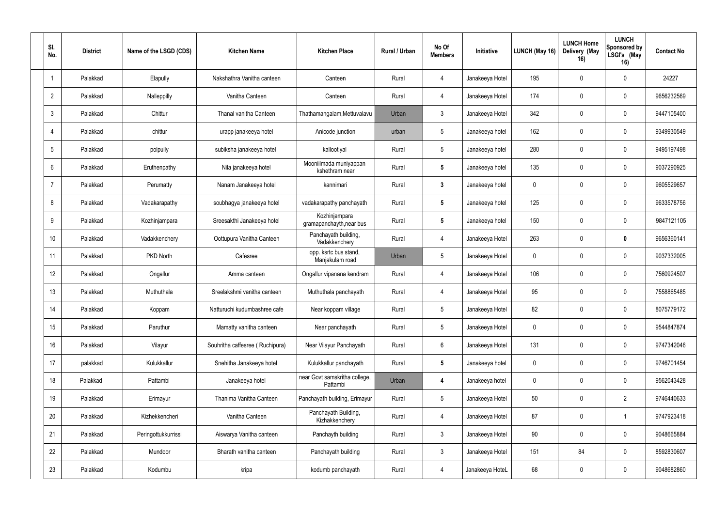| Sl. No. | District | Name of the LSGD (CDS) | Kitchen Name | Kitchen Place | Rural / Urban | No Of Members | Initiative | LUNCH (May 16) | LUNCH Home Delivery (May 16) | LUNCH Sponsored by LSGI's (May 16) | Contact No |
|---|---|---|---|---|---|---|---|---|---|---|---|
| 1 | Palakkad | Elapully | Nakshathra Vanitha canteen | Canteen | Rural | 4 | Janakeeya Hotel | 195 | 0 | 0 | 24227 |
| 2 | Palakkad | Nalleppilly | Vanitha Canteen | Canteen | Rural | 4 | Janakeeya Hotel | 174 | 0 | 0 | 9656232569 |
| 3 | Palakkad | Chittur | Thanal vanitha Canteen | Thathamangalam,Mettuvalavu | Urban | 3 | Janakeeya Hotel | 342 | 0 | 0 | 9447105400 |
| 4 | Palakkad | chittur | urapp janakeeya hotel | Anicode junction | urban | 5 | Janakeeya hotel | 162 | 0 | 0 | 9349930549 |
| 5 | Palakkad | polpully | subiksha janakeeya hotel | kallootiyal | Rural | 5 | Janakeeya hotel | 280 | 0 | 0 | 9495197498 |
| 6 | Palakkad | Eruthenpathy | Nila janakeeya hotel | Mooniilmada muniyappan kshethram near | Rural | 5 | Janakeeya hotel | 135 | 0 | 0 | 9037290925 |
| 7 | Palakkad | Perumatty | Nanam Janakeeya hotel | kannimari | Rural | 3 | Janakeeya hotel | 0 | 0 | 0 | 9605529657 |
| 8 | Palakkad | Vadakarapathy | soubhagya janakeeya hotel | vadakarapathy panchayath | Rural | 5 | Janakeeya hotel | 125 | 0 | 0 | 9633578756 |
| 9 | Palakkad | Kozhinjampara | Sreesakthi Janakeeya hotel | Kozhinjampara gramapanchayth,near bus | Rural | 5 | Janakeeya hotel | 150 | 0 | 0 | 9847121105 |
| 10 | Palakkad | Vadakkenchery | Oottupura Vanitha Canteen | Panchayath building, Vadakkenchery | Rural | 4 | Janakeeya Hotel | 263 | 0 | 0 | 9656360141 |
| 11 | Palakkad | PKD North | Cafesree | opp. ksrtc bus stand, Manjakulam road | Urban | 5 | Janakeeya Hotel | 0 | 0 | 0 | 9037332005 |
| 12 | Palakkad | Ongallur | Amma canteen | Ongallur vipanana kendram | Rural | 4 | Janakeeya Hotel | 106 | 0 | 0 | 7560924507 |
| 13 | Palakkad | Muthuthala | Sreelakshmi vanitha canteen | Muthuthala panchayath | Rural | 4 | Janakeeya Hotel | 95 | 0 | 0 | 7558865485 |
| 14 | Palakkad | Koppam | Natturuchi kudumbashree cafe | Near koppam village | Rural | 5 | Janakeeya Hotel | 82 | 0 | 0 | 8075779172 |
| 15 | Palakkad | Paruthur | Mamatty vanitha canteen | Near panchayath | Rural | 5 | Janakeeya Hotel | 0 | 0 | 0 | 9544847874 |
| 16 | Palakkad | Vilayur | Souhritha caffesree ( Ruchipura) | Near Vilayur Panchayath | Rural | 6 | Janakeeya Hotel | 131 | 0 | 0 | 9747342046 |
| 17 | palakkad | Kulukkallur | Snehitha Janakeeya hotel | Kulukkallur panchayath | Rural | 5 | Janakeeya hotel | 0 | 0 | 0 | 9746701454 |
| 18 | Palakkad | Pattambi | Janakeeya hotel | near Govt samskritha college, Pattambi | Urban | 4 | Janakeeya hotel | 0 | 0 | 0 | 9562043428 |
| 19 | Palakkad | Erimayur | Thanima Vanitha Canteen | Panchayath building, Erimayur | Rural | 5 | Janakeeya Hotel | 50 | 0 | 2 | 9746440633 |
| 20 | Palakkad | Kizhekkencheri | Vanitha Canteen | Panchayath Building, Kizhakkenchery | Rural | 4 | Janakeeya Hotel | 87 | 0 | 1 | 9747923418 |
| 21 | Palakkad | Peringottukkurrissi | Aiswarya Vanitha canteen | Panchayth building | Rural | 3 | Janakeeya Hotel | 90 | 0 | 0 | 9048665884 |
| 22 | Palakkad | Mundoor | Bharath vanitha canteen | Panchayath building | Rural | 3 | Janakeeya Hotel | 151 | 84 | 0 | 8592830607 |
| 23 | Palakkad | Kodumbu | kripa | kodumb panchayath | Rural | 4 | Janakeeya HoteL | 68 | 0 | 0 | 9048682860 |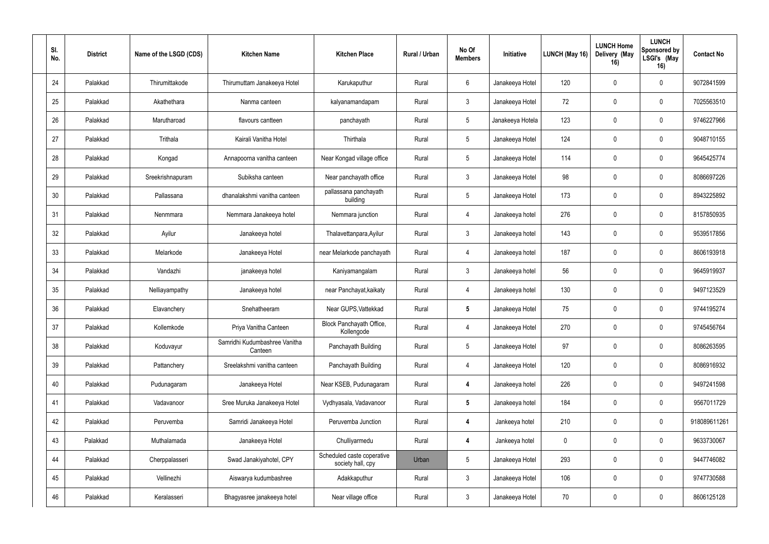| Sl. No. | District | Name of the LSGD (CDS) | Kitchen Name | Kitchen Place | Rural / Urban | No Of Members | Initiative | LUNCH (May 16) | LUNCH Home Delivery (May 16) | LUNCH Sponsored by LSGI's (May 16) | Contact No |
|---|---|---|---|---|---|---|---|---|---|---|---|
| 24 | Palakkad | Thirumittakode | Thirumuttam Janakeeya Hotel | Karukaputhur | Rural | 6 | Janakeeya Hotel | 120 | 0 | 0 | 9072841599 |
| 25 | Palakkad | Akathethara | Nanma canteen | kalyanamandapam | Rural | 3 | Janakeeya Hotel | 72 | 0 | 0 | 7025563510 |
| 26 | Palakkad | Marutharoad | flavours cantteen | panchayath | Rural | 5 | Janakeeya Hotela | 123 | 0 | 0 | 9746227966 |
| 27 | Palakkad | Trithala | Kairali Vanitha Hotel | Thirthala | Rural | 5 | Janakeeya Hotel | 124 | 0 | 0 | 9048710155 |
| 28 | Palakkad | Kongad | Annapoorna vanitha canteen | Near Kongad village office | Rural | 5 | Janakeeya Hotel | 114 | 0 | 0 | 9645425774 |
| 29 | Palakkad | Sreekrishnapuram | Subiksha canteen | Near panchayath office | Rural | 3 | Janakeeya Hotel | 98 | 0 | 0 | 8086697226 |
| 30 | Palakkad | Pallassana | dhanalakshmi vanitha canteen | pallassana panchayath building | Rural | 5 | Janakeeya Hotel | 173 | 0 | 0 | 8943225892 |
| 31 | Palakkad | Nenmmara | Nemmara Janakeeya hotel | Nemmara junction | Rural | 4 | Janakeeya hotel | 276 | 0 | 0 | 8157850935 |
| 32 | Palakkad | Ayilur | Janakeeya hotel | Thalavettanpara,Ayilur | Rural | 3 | Janakeeya hotel | 143 | 0 | 0 | 9539517856 |
| 33 | Palakkad | Melarkode | Janakeeya Hotel | near Melarkode panchayath | Rural | 4 | Janakeeya hotel | 187 | 0 | 0 | 8606193918 |
| 34 | Palakkad | Vandazhi | janakeeya hotel | Kaniyamangalam | Rural | 3 | Janakeeya hotel | 56 | 0 | 0 | 9645919937 |
| 35 | Palakkad | Nelliayampathy | Janakeeya hotel | near Panchayat,kaikaty | Rural | 4 | Janakeeya hotel | 130 | 0 | 0 | 9497123529 |
| 36 | Palakkad | Elavanchery | Snehatheeram | Near GUPS,Vattekkad | Rural | **5** | Janakeeya Hotel | 75 | 0 | 0 | 9744195274 |
| 37 | Palakkad | Kollemkode | Priya Vanitha Canteen | Block Panchayath Office, Kollengode | Rural | 4 | Janakeeya Hotel | 270 | 0 | 0 | 9745456764 |
| 38 | Palakkad | Koduvayur | Samridhi Kudumbashree Vanitha Canteen | Panchayath Building | Rural | 5 | Janakeeya Hotel | 97 | 0 | 0 | 8086263595 |
| 39 | Palakkad | Pattanchery | Sreelakshmi vanitha canteen | Panchayath Building | Rural | 4 | Janakeeya Hotel | 120 | 0 | 0 | 8086916932 |
| 40 | Palakkad | Pudunagaram | Janakeeya Hotel | Near KSEB, Pudunagaram | Rural | **4** | Janakeeya hotel | 226 | 0 | 0 | 9497241598 |
| 41 | Palakkad | Vadavanoor | Sree Muruka Janakeeya Hotel | Vydhyasala, Vadavanoor | Rural | **5** | Janakeeya hotel | 184 | 0 | 0 | 9567011729 |
| 42 | Palakkad | Peruvemba | Samridi Janakeeya Hotel | Peruvemba Junction | Rural | **4** | Jankeeya hotel | 210 | 0 | 0 | 918089611261 |
| 43 | Palakkad | Muthalamada | Janakeeya Hotel | Chulliyarmedu | Rural | **4** | Jankeeya hotel | 0 | 0 | 0 | 9633730067 |
| 44 | Palakkad | Cherppalasseri | Swad Janakiyahotel, CPY | Scheduled caste coperative society hall, cpy | Urban | 5 | Janakeeya Hotel | 293 | 0 | 0 | 9447746082 |
| 45 | Palakkad | Vellinezhi | Aiswarya kudumbashree | Adakkaputhur | Rural | 3 | Janakeeya Hotel | 106 | 0 | 0 | 9747730588 |
| 46 | Palakkad | Keralasseri | Bhagyasree janakeeya hotel | Near village office | Rural | 3 | Janakeeya Hotel | 70 | 0 | 0 | 8606125128 |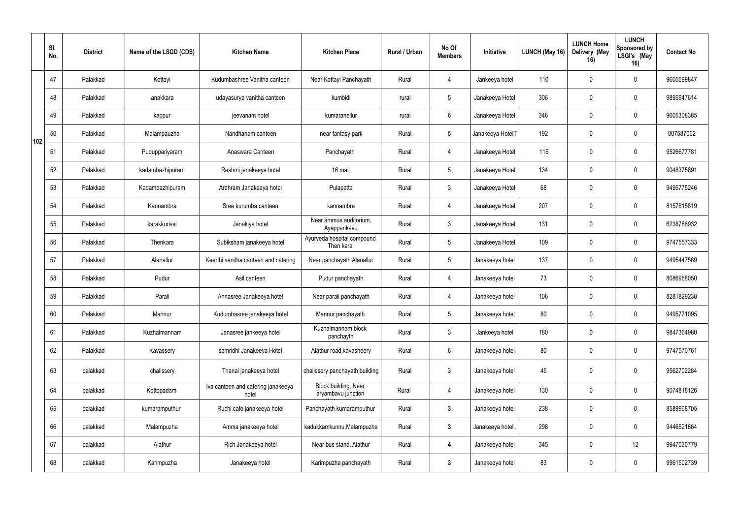| | Sl. No. | District | Name of the LSGD (CDS) | Kitchen Name | Kitchen Place | Rural / Urban | No Of Members | Initiative | LUNCH (May 16) | LUNCH Home Delivery (May 16) | LUNCH Sponsored by LSGI's (May 16) | Contact No |
|---|---|---|---|---|---|---|---|---|---|---|---|---|
| 102 | 47 | Palakkad | Kottayi | Kudumbashree Vanitha canteen | Near Kottayi Panchayath | Rural | 4 | Jankeeya hotel | 110 | 0 | 0 | 9605699847 |
| | 48 | Palakkad | anakkara | udayasurya vanitha canteen | kumbidi | rural | 5 | Janakeeya Hotel | 306 | 0 | 0 | 9895947614 |
| | 49 | Palakkad | kappur | jeevanam hotel | kumaranellur | rural | 6 | Janakeeya Hotel | 346 | 0 | 0 | 9605308385 |
| | 50 | Palakkad | Malampauzha | Nandhanam canteen | near fantasy park | Rural | 5 | Janakeeya HotelT | 192 | 0 | 0 | 807587062 |
| | 51 | Palakkad | Puduppariyaram | Anaswara Canteen | Panchayath | Rural | 4 | Janakeeya Hotel | 115 | 0 | 0 | 9526677781 |
| | 52 | Palakkad | kadambazhipuram | Reshmi janakeeya hotel | 16 mail | Rural | 5 | Janakeeya Hotel | 134 | 0 | 0 | 9048375891 |
| | 53 | Palakkad | Kadambazhipuram | Ardhram Janakeeya hotel | Pulapatta | Rural | 3 | Janakeeya Hotel | 68 | 0 | 0 | 9495775246 |
| | 54 | Palakkad | Kannambra | Sree kurumba canteen | kannambra | Rural | 4 | Janakeeya Hotel | 207 | 0 | 0 | 8157815819 |
| | 55 | Palakkad | karakkurissi | Janakiya hotel | Near ammus auditorium, Ayappankavu | Rural | 3 | Janakeeya Hotel | 131 | 0 | 0 | 6238788932 |
| | 56 | Palakkad | Thenkara | Subiksham janakeeya hotel | Ayurveda hospital compound Then kara | Rural | 5 | Janakeeya Hotel | 109 | 0 | 0 | 9747557333 |
| | 57 | Palakkad | Alanallur | Keerthi vanitha canteen and catering | Near panchayath Alanallur | Rural | 5 | Janakeeya hotel | 137 | 0 | 0 | 9495447569 |
| | 58 | Palakkad | Pudur | Asil canteen | Pudur panchayath | Rural | 4 | Janakeeya hotel | 73 | 0 | 0 | 8086968050 |
| | 59 | Palakkad | Parali | Annasree Janakeeya hotel | Near parali panchayath | Rural | 4 | Janakeeya hotel | 106 | 0 | 0 | 8281829238 |
| | 60 | Palakkad | Mannur | Kudumbasree janakeeya hotel | Mannur panchayath | Rural | 5 | Janakeeya hotel | 80 | 0 | 0 | 9495771095 |
| | 61 | Palakkad | Kuzhalmannam | Janasree jankeeya hotel | Kuzhalmannam block panchayth | Rural | 3 | Jankeeya hotel | 180 | 0 | 0 | 9847364980 |
| | 62 | Palakkad | Kavassery | samridhi Janakeeya Hotel | Alathur road,kavasheery | Rural | 6 | Janakeeya hotel | 80 | 0 | 0 | 9747570761 |
| | 63 | palakkad | chalissery | Thanal janakeeya hotel | chalissery panchayath building | Rural | 3 | Janakeeya hotel | 45 | 0 | 0 | 9562702284 |
| | 64 | palakkad | Kottopadam | Iva canteen and catering janakeeya hotel | Block building, Near aryambavu junction | Rural | 4 | Janakeeya hotel | 130 | 0 | 0 | 9074818126 |
| | 65 | palakkad | kumaramputhur | Ruchi cafe janakeeya hotel | Panchayath kumaramputhur | Rural | 3 | Janakeeya hotel | 238 | 0 | 0 | 8589968705 |
| | 66 | palakkad | Malampuzha | Amma janakeeya hotel | kadukkamkunnu,Malampuzha | Rural | 3 | Janakeeya hotel.. | 298 | 0 | 0 | 9446521664 |
| | 67 | palakkad | Alathur | Rich Janakeeya hotel | Near bus stand, Alathur | Rural | 4 | Janakeeya hotel | 345 | 0 | 12 | 9947030779 |
| | 68 | palakkad | Karimpuzha | Janakeeya hotel | Karimpuzha panchayath | Rural | 3 | Janakeeya hotel | 83 | 0 | 0 | 9961502739 |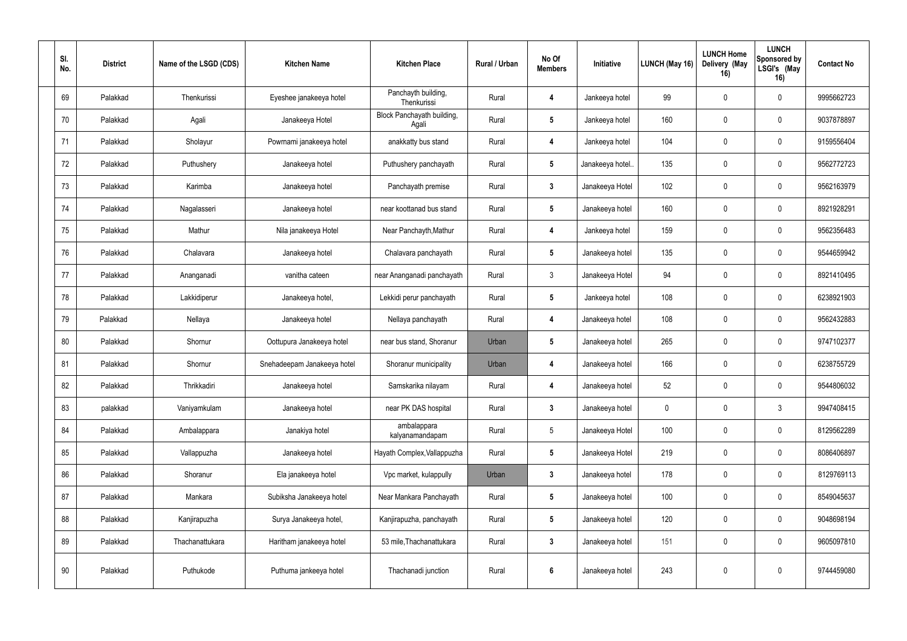| Sl. No. | District | Name of the LSGD (CDS) | Kitchen Name | Kitchen Place | Rural / Urban | No Of Members | Initiative | LUNCH (May 16) | LUNCH Home Delivery (May 16) | LUNCH Sponsored by LSGI's (May 16) | Contact No |
|---|---|---|---|---|---|---|---|---|---|---|---|
| 69 | Palakkad | Thenkurissi | Eyeshee janakeeya hotel | Panchayth building, Thenkurissi | Rural | 4 | Jankeeya hotel | 99 | 0 | 0 | 9995662723 |
| 70 | Palakkad | Agali | Janakeeya Hotel | Block Panchayath building, Agali | Rural | 5 | Jankeeya hotel | 160 | 0 | 0 | 9037878897 |
| 71 | Palakkad | Sholayur | Powrnami janakeeya hotel | anakkatty bus stand | Rural | 4 | Jankeeya hotel | 104 | 0 | 0 | 9159556404 |
| 72 | Palakkad | Puthushery | Janakeeya hotel | Puthushery panchayath | Rural | 5 | Janakeeya hotel.. | 135 | 0 | 0 | 9562772723 |
| 73 | Palakkad | Karimba | Janakeeya hotel | Panchayath premise | Rural | 3 | Janakeeya Hotel | 102 | 0 | 0 | 9562163979 |
| 74 | Palakkad | Nagalasseri | Janakeeya hotel | near koottanad bus stand | Rural | 5 | Janakeeya hotel | 160 | 0 | 0 | 8921928291 |
| 75 | Palakkad | Mathur | Nila janakeeya Hotel | Near Panchayth,Mathur | Rural | 4 | Jankeeya hotel | 159 | 0 | 0 | 9562356483 |
| 76 | Palakkad | Chalavara | Janakeeya hotel | Chalavara panchayath | Rural | 5 | Janakeeya hotel | 135 | 0 | 0 | 9544659942 |
| 77 | Palakkad | Ananganadi | vanitha cateen | near Ananganadi panchayath | Rural | 3 | Janakeeya Hotel | 94 | 0 | 0 | 8921410495 |
| 78 | Palakkad | Lakkidiperur | Janakeeya hotel, | Lekkidi perur panchayath | Rural | 5 | Jankeeya hotel | 108 | 0 | 0 | 6238921903 |
| 79 | Palakkad | Nellaya | Janakeeya hotel | Nellaya panchayath | Rural | 4 | Janakeeya hotel | 108 | 0 | 0 | 9562432883 |
| 80 | Palakkad | Shornur | Oottupura Janakeeya hotel | near bus stand, Shoranur | Urban | 5 | Janakeeya hotel | 265 | 0 | 0 | 9747102377 |
| 81 | Palakkad | Shornur | Snehadeepam Janakeeya hotel | Shoranur municipality | Urban | 4 | Janakeeya hotel | 166 | 0 | 0 | 6238755729 |
| 82 | Palakkad | Thrikkadiri | Janakeeya hotel | Samskarika nilayam | Rural | 4 | Janakeeya hotel | 52 | 0 | 0 | 9544806032 |
| 83 | palakkad | Vaniyamkulam | Janakeeya hotel | near PK DAS hospital | Rural | 3 | Janakeeya hotel | 0 | 0 | 3 | 9947408415 |
| 84 | Palakkad | Ambalappara | Janakiya hotel | ambalappara kalyanamandapam | Rural | 5 | Janakeeya Hotel | 100 | 0 | 0 | 8129562289 |
| 85 | Palakkad | Vallappuzha | Janakeeya hotel | Hayath Complex,Vallappuzha | Rural | 5 | Janakeeya Hotel | 219 | 0 | 0 | 8086406897 |
| 86 | Palakkad | Shoranur | Ela janakeeya hotel | Vpc market, kulappully | Urban | 3 | Janakeeya hotel | 178 | 0 | 0 | 8129769113 |
| 87 | Palakkad | Mankara | Subiksha Janakeeya hotel | Near Mankara Panchayath | Rural | 5 | Janakeeya hotel | 100 | 0 | 0 | 8549045637 |
| 88 | Palakkad | Kanjirapuzha | Surya Janakeeya hotel, | Kanjirapuzha, panchayath | Rural | 5 | Janakeeya hotel | 120 | 0 | 0 | 9048698194 |
| 89 | Palakkad | Thachanattukara | Haritham janakeeya hotel | 53 mile,Thachanattukara | Rural | 3 | Janakeeya hotel | 151 | 0 | 0 | 9605097810 |
| 90 | Palakkad | Puthukode | Puthuma jankeeya hotel | Thachanadi junction | Rural | 6 | Janakeeya hotel | 243 | 0 | 0 | 9744459080 |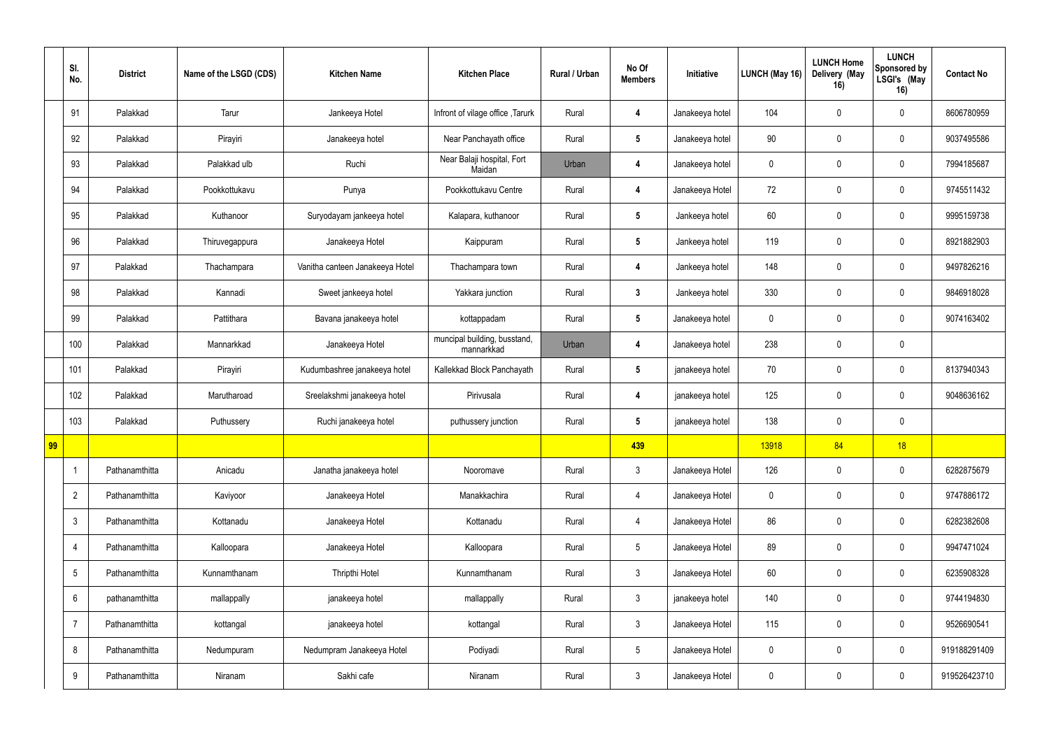|  | Sl. No. | District | Name of the LSGD (CDS) | Kitchen Name | Kitchen Place | Rural / Urban | No Of Members | Initiative | LUNCH (May 16) | LUNCH Home Delivery (May 16) | LUNCH Sponsored by LSGI's (May 16) | Contact No |
|---|---|---|---|---|---|---|---|---|---|---|---|---|
|  | 91 | Palakkad | Tarur | Jankeeya Hotel | Infront of vilage office ,Tarurk | Rural | 4 | Janakeeya hotel | 104 | 0 | 0 | 8606780959 |
|  | 92 | Palakkad | Pirayiri | Janakeeya hotel | Near Panchayath office | Rural | 5 | Janakeeya hotel | 90 | 0 | 0 | 9037495586 |
|  | 93 | Palakkad | Palakkad ulb | Ruchi | Near Balaji hospital, Fort Maidan | Urban | 4 | Janakeeya hotel | 0 | 0 | 0 | 7994185687 |
|  | 94 | Palakkad | Pookkottukavu | Punya | Pookkottukavu Centre | Rural | 4 | Janakeeya Hotel | 72 | 0 | 0 | 9745511432 |
|  | 95 | Palakkad | Kuthanoor | Suryodayam jankeeya hotel | Kalapara, kuthanoor | Rural | 5 | Jankeeya hotel | 60 | 0 | 0 | 9995159738 |
|  | 96 | Palakkad | Thiruvegappura | Janakeeya Hotel | Kaippuram | Rural | 5 | Jankeeya hotel | 119 | 0 | 0 | 8921882903 |
|  | 97 | Palakkad | Thachampara | Vanitha canteen Janakeeya Hotel | Thachampara town | Rural | 4 | Jankeeya hotel | 148 | 0 | 0 | 9497826216 |
|  | 98 | Palakkad | Kannadi | Sweet jankeeya hotel | Yakkara junction | Rural | 3 | Jankeeya hotel | 330 | 0 | 0 | 9846918028 |
|  | 99 | Palakkad | Pattithara | Bavana janakeeya hotel | kottappadam | Rural | 5 | Janakeeya hotel | 0 | 0 | 0 | 9074163402 |
|  | 100 | Palakkad | Mannarkkad | Janakeeya Hotel | muncipal building, busstand, mannarkkad | Urban | 4 | Janakeeya hotel | 238 | 0 | 0 |  |
|  | 101 | Palakkad | Pirayiri | Kudumbashree janakeeya hotel | Kallekkad Block Panchayath | Rural | 5 | janakeeya hotel | 70 | 0 | 0 | 8137940343 |
|  | 102 | Palakkad | Marutharoad | Sreelakshmi janakeeya hotel | Pirivusala | Rural | 4 | janakeeya hotel | 125 | 0 | 0 | 9048636162 |
|  | 103 | Palakkad | Puthussery | Ruchi janakeeya hotel | puthussery junction | Rural | 5 | janakeeya hotel | 138 | 0 | 0 |  |
| 99 |  |  |  |  |  |  | 439 |  | 13918 | 84 | 18 |  |
|  | 1 | Pathanamthitta | Anicadu | Janatha janakeeya hotel | Nooromave | Rural | 3 | Janakeeya Hotel | 126 | 0 | 0 | 6282875679 |
|  | 2 | Pathanamthitta | Kaviyoor | Janakeeya Hotel | Manakkachira | Rural | 4 | Janakeeya Hotel | 0 | 0 | 0 | 9747886172 |
|  | 3 | Pathanamthitta | Kottanadu | Janakeeya Hotel | Kottanadu | Rural | 4 | Janakeeya Hotel | 86 | 0 | 0 | 6282382608 |
|  | 4 | Pathanamthitta | Kalloopara | Janakeeya Hotel | Kalloopara | Rural | 5 | Janakeeya Hotel | 89 | 0 | 0 | 9947471024 |
|  | 5 | Pathanamthitta | Kunnamthanam | Thripthi Hotel | Kunnamthanam | Rural | 3 | Janakeeya Hotel | 60 | 0 | 0 | 6235908328 |
|  | 6 | pathanamthitta | mallappally | janakeeya hotel | mallappally | Rural | 3 | janakeeya hotel | 140 | 0 | 0 | 9744194830 |
|  | 7 | Pathanamthitta | kottangal | janakeeya hotel | kottangal | Rural | 3 | Janakeeya Hotel | 115 | 0 | 0 | 9526690541 |
|  | 8 | Pathanamthitta | Nedumpuram | Nedumpram Janakeeya Hotel | Podiyadi | Rural | 5 | Janakeeya Hotel | 0 | 0 | 0 | 919188291409 |
|  | 9 | Pathanamthitta | Niranam | Sakhi cafe | Niranam | Rural | 3 | Janakeeya Hotel | 0 | 0 | 0 | 919526423710 |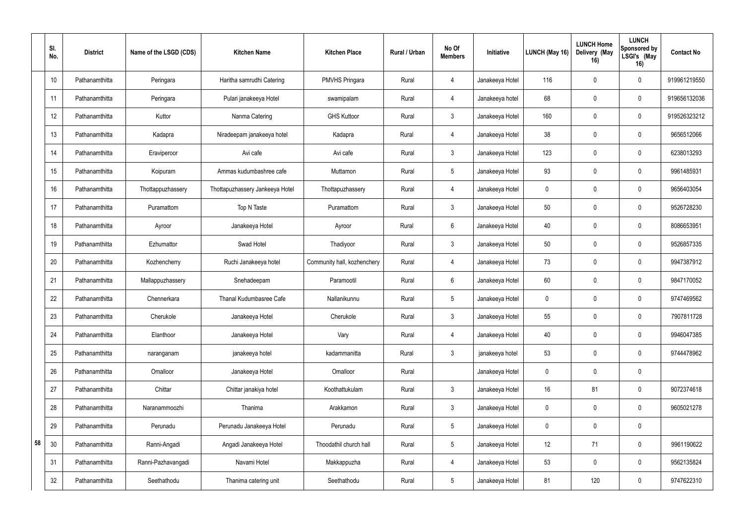| | Sl. No. | District | Name of the LSGD (CDS) | Kitchen Name | Kitchen Place | Rural / Urban | No Of Members | Initiative | LUNCH (May 16) | LUNCH Home Delivery (May 16) | LUNCH Sponsored by LSGI's (May 16) | Contact No |
|---|---|---|---|---|---|---|---|---|---|---|---|---|
| | 10 | Pathanamthitta | Peringara | Haritha samrudhi Catering | PMVHS Pringara | Rural | 4 | Janakeeya Hotel | 116 | 0 | 0 | 919961219550 |
| | 11 | Pathanamthitta | Peringara | Pulari janakeeya Hotel | swamipalam | Rural | 4 | Janakeeya hotel | 68 | 0 | 0 | 919656132036 |
| | 12 | Pathanamthitta | Kuttor | Nanma Catering | GHS Kuttoor | Rural | 3 | Janakeeya Hotel | 160 | 0 | 0 | 919526323212 |
| | 13 | Pathanamthitta | Kadapra | Niradeepam janakeeya hotel | Kadapra | Rural | 4 | Janakeeya Hotel | 38 | 0 | 0 | 9656512066 |
| | 14 | Pathanamthitta | Eraviperoor | Avi cafe | Avi cafe | Rural | 3 | Janakeeya Hotel | 123 | 0 | 0 | 6238013293 |
| | 15 | Pathanamthitta | Koipuram | Ammas kudumbashree cafe | Muttamon | Rural | 5 | Janakeeya Hotel | 93 | 0 | 0 | 9961485931 |
| | 16 | Pathanamthitta | Thottappuzhassery | Thottapuzhassery Jankeeya Hotel | Thottapuzhassery | Rural | 4 | Janakeeya Hotel | 0 | 0 | 0 | 9656403054 |
| | 17 | Pathanamthitta | Puramattom | Top N Taste | Puramattom | Rural | 3 | Janakeeya Hotel | 50 | 0 | 0 | 9526728230 |
| | 18 | Pathanamthitta | Ayroor | Janakeeya Hotel | Ayroor | Rural | 6 | Janakeeya Hotel | 40 | 0 | 0 | 8086653951 |
| | 19 | Pathanamthitta | Ezhumattor | Swad Hotel | Thadiyoor | Rural | 3 | Janakeeya Hotel | 50 | 0 | 0 | 9526857335 |
| | 20 | Pathanamthitta | Kozhencherry | Ruchi Janakeeya hotel | Community hall, kozhenchery | Rural | 4 | Janakeeya Hotel | 73 | 0 | 0 | 9947387912 |
| | 21 | Pathanamthitta | Mallappuzhassery | Snehadeepam | Paramootil | Rural | 6 | Janakeeya Hotel | 60 | 0 | 0 | 9847170052 |
| | 22 | Pathanamthitta | Chennerkara | Thanal Kudumbasree Cafe | Nallanikunnu | Rural | 5 | Janakeeya Hotel | 0 | 0 | 0 | 9747469562 |
| | 23 | Pathanamthitta | Cherukole | Janakeeya Hotel | Cherukole | Rural | 3 | Janakeeya Hotel | 55 | 0 | 0 | 7907811728 |
| | 24 | Pathanamthitta | Elanthoor | Janakeeya Hotel | Vary | Rural | 4 | Janakeeya Hotel | 40 | 0 | 0 | 9946047385 |
| | 25 | Pathanamthitta | naranganam | janakeeya hotel | kadammanitta | Rural | 3 | janakeeya hotel | 53 | 0 | 0 | 9744478962 |
| | 26 | Pathanamthitta | Omalloor | Janakeeya Hotel | Omalloor | Rural | | Janakeeya Hotel | 0 | 0 | 0 | |
| | 27 | Pathanamthitta | Chittar | Chittar janakiya hotel | Koothattukulam | Rural | 3 | Janakeeya Hotel | 16 | 81 | 0 | 9072374618 |
| | 28 | Pathanamthitta | Naranammoozhi | Thanima | Arakkamon | Rural | 3 | Janakeeya Hotel | 0 | 0 | 0 | 9605021278 |
| | 29 | Pathanamthitta | Perunadu | Perunadu Janakeeya Hotel | Perunadu | Rural | 5 | Janakeeya Hotel | 0 | 0 | 0 | |
| 58 | 30 | Pathanamthitta | Ranni-Angadi | Angadi Janakeeya Hotel | Thoodathil church hall | Rural | 5 | Janakeeya Hotel | 12 | 71 | 0 | 9961190622 |
| | 31 | Pathanamthitta | Ranni-Pazhavangadi | Navami Hotel | Makkappuzha | Rural | 4 | Janakeeya Hotel | 53 | 0 | 0 | 9562135824 |
| | 32 | Pathanamthitta | Seethathodu | Thanima catering unit | Seethathodu | Rural | 5 | Janakeeya Hotel | 81 | 120 | 0 | 9747622310 |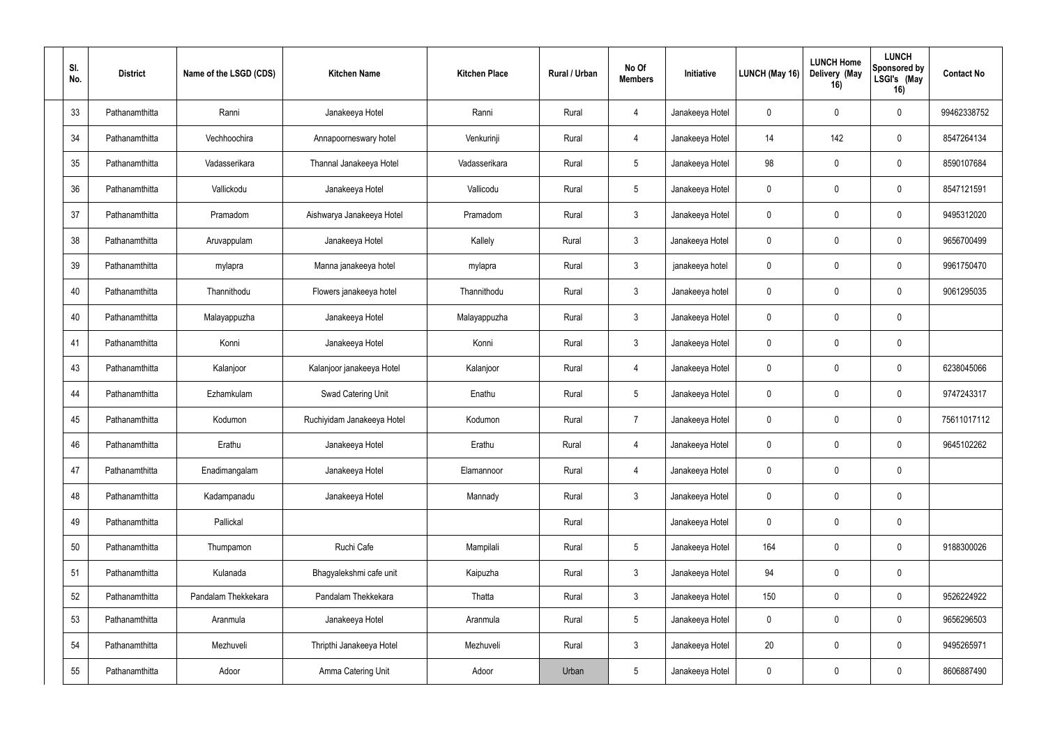| Sl. No. | District | Name of the LSGD (CDS) | Kitchen Name | Kitchen Place | Rural / Urban | No Of Members | Initiative | LUNCH (May 16) | LUNCH Home Delivery (May 16) | LUNCH Sponsored by LSGI's (May 16) | Contact No |
|---|---|---|---|---|---|---|---|---|---|---|---|
| 33 | Pathanamthitta | Ranni | Janakeeya Hotel | Ranni | Rural | 4 | Janakeeya Hotel | 0 | 0 | 0 | 99462338752 |
| 34 | Pathanamthitta | Vechhoochira | Annapoorneswary hotel | Venkurinji | Rural | 4 | Janakeeya Hotel | 14 | 142 | 0 | 8547264134 |
| 35 | Pathanamthitta | Vadasserikara | Thannal Janakeeya Hotel | Vadasserikara | Rural | 5 | Janakeeya Hotel | 98 | 0 | 0 | 8590107684 |
| 36 | Pathanamthitta | Vallickodu | Janakeeya Hotel | Vallicodu | Rural | 5 | Janakeeya Hotel | 0 | 0 | 0 | 8547121591 |
| 37 | Pathanamthitta | Pramadom | Aishwarya Janakeeya Hotel | Pramadom | Rural | 3 | Janakeeya Hotel | 0 | 0 | 0 | 9495312020 |
| 38 | Pathanamthitta | Aruvappulam | Janakeeya Hotel | Kallely | Rural | 3 | Janakeeya Hotel | 0 | 0 | 0 | 9656700499 |
| 39 | Pathanamthitta | mylapra | Manna janakeeya hotel | mylapra | Rural | 3 | janakeeya hotel | 0 | 0 | 0 | 9961750470 |
| 40 | Pathanamthitta | Thannithodu | Flowers janakeeya hotel | Thannithodu | Rural | 3 | Janakeeya hotel | 0 | 0 | 0 | 9061295035 |
| 40 | Pathanamthitta | Malayappuzha | Janakeeya Hotel | Malayappuzha | Rural | 3 | Janakeeya Hotel | 0 | 0 | 0 | |
| 41 | Pathanamthitta | Konni | Janakeeya Hotel | Konni | Rural | 3 | Janakeeya Hotel | 0 | 0 | 0 | |
| 43 | Pathanamthitta | Kalanjoor | Kalanjoor janakeeya Hotel | Kalanjoor | Rural | 4 | Janakeeya Hotel | 0 | 0 | 0 | 6238045066 |
| 44 | Pathanamthitta | Ezhamkulam | Swad Catering Unit | Enathu | Rural | 5 | Janakeeya Hotel | 0 | 0 | 0 | 9747243317 |
| 45 | Pathanamthitta | Kodumon | Ruchiyidam Janakeeya Hotel | Kodumon | Rural | 7 | Janakeeya Hotel | 0 | 0 | 0 | 75611017112 |
| 46 | Pathanamthitta | Erathu | Janakeeya Hotel | Erathu | Rural | 4 | Janakeeya Hotel | 0 | 0 | 0 | 9645102262 |
| 47 | Pathanamthitta | Enadimangalam | Janakeeya Hotel | Elamannoor | Rural | 4 | Janakeeya Hotel | 0 | 0 | 0 | |
| 48 | Pathanamthitta | Kadampanadu | Janakeeya Hotel | Mannady | Rural | 3 | Janakeeya Hotel | 0 | 0 | 0 | |
| 49 | Pathanamthitta | Pallickal | | | Rural | | Janakeeya Hotel | 0 | 0 | 0 | |
| 50 | Pathanamthitta | Thumpamon | Ruchi Cafe | Mampilali | Rural | 5 | Janakeeya Hotel | 164 | 0 | 0 | 9188300026 |
| 51 | Pathanamthitta | Kulanada | Bhagyalekshmi cafe unit | Kaipuzha | Rural | 3 | Janakeeya Hotel | 94 | 0 | 0 | |
| 52 | Pathanamthitta | Pandalam Thekkekara | Pandalam Thekkekara | Thatta | Rural | 3 | Janakeeya Hotel | 150 | 0 | 0 | 9526224922 |
| 53 | Pathanamthitta | Aranmula | Janakeeya Hotel | Aranmula | Rural | 5 | Janakeeya Hotel | 0 | 0 | 0 | 9656296503 |
| 54 | Pathanamthitta | Mezhuveli | Thripthi Janakeeya Hotel | Mezhuveli | Rural | 3 | Janakeeya Hotel | 20 | 0 | 0 | 9495265971 |
| 55 | Pathanamthitta | Adoor | Amma Catering Unit | Adoor | Urban | 5 | Janakeeya Hotel | 0 | 0 | 0 | 8606887490 |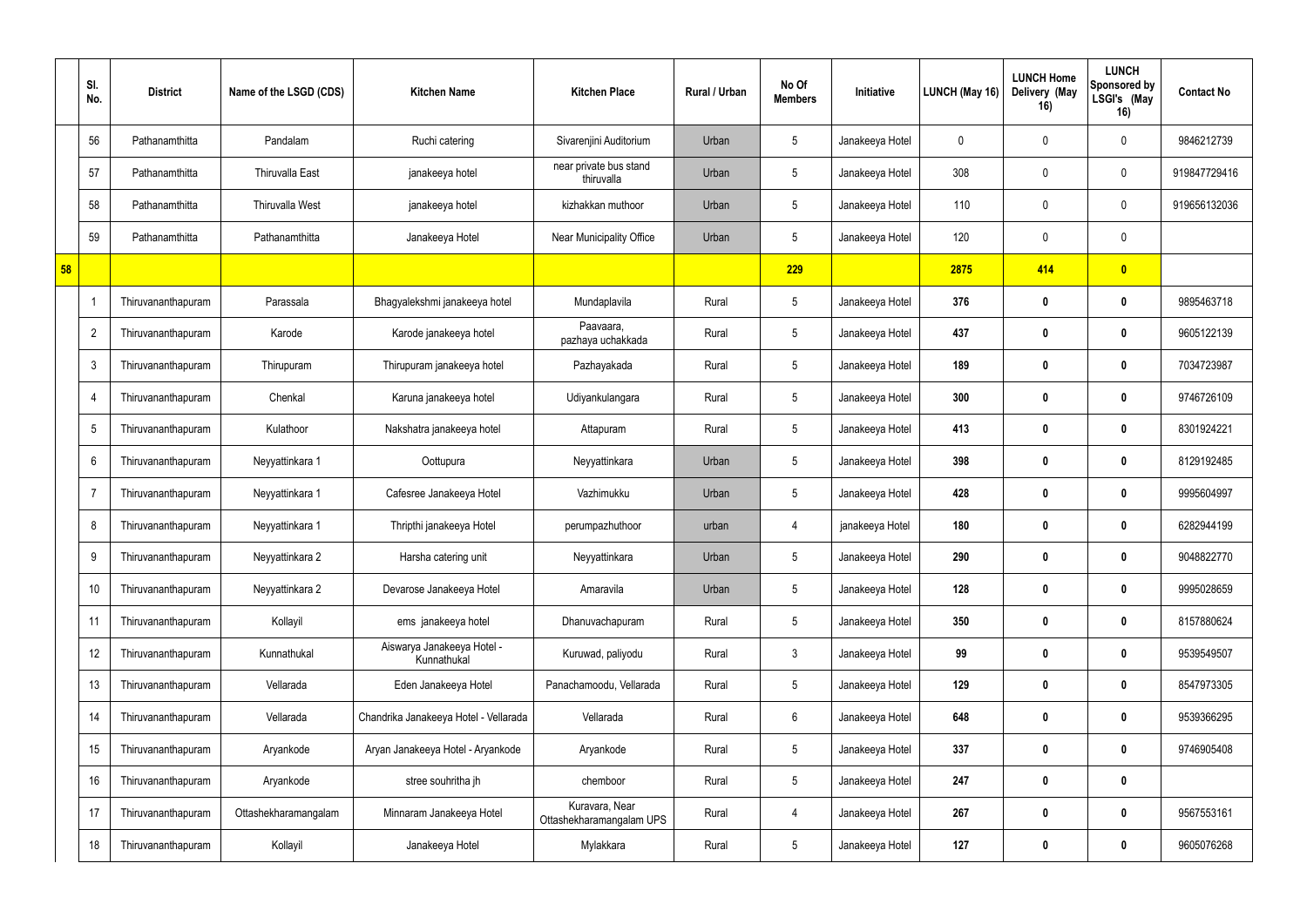|  | Sl. No. | District | Name of the LSGD (CDS) | Kitchen Name | Kitchen Place | Rural / Urban | No Of Members | Initiative | LUNCH (May 16) | LUNCH Home Delivery (May 16) | LUNCH Sponsored by LSGI's (May 16) | Contact No |
|---|---|---|---|---|---|---|---|---|---|---|---|---|
|  | 56 | Pathanamthitta | Pandalam | Ruchi catering | Sivarenjini Auditorium | Urban | 5 | Janakeeya Hotel | 0 | 0 | 0 | 9846212739 |
|  | 57 | Pathanamthitta | Thiruvalla East | janakeeya hotel | near private bus stand thiruvalla | Urban | 5 | Janakeeya Hotel | 308 | 0 | 0 | 919847729416 |
|  | 58 | Pathanamthitta | Thiruvalla West | janakeeya hotel | kizhakkan muthoor | Urban | 5 | Janakeeya Hotel | 110 | 0 | 0 | 919656132036 |
|  | 59 | Pathanamthitta | Pathanamthitta | Janakeeya Hotel | Near Municipality Office | Urban | 5 | Janakeeya Hotel | 120 | 0 | 0 |  |
| **58** |  |  |  |  |  |  | **229** |  | **2875** | **414** | **0** |  |
|  | 1 | Thiruvananthapuram | Parassala | Bhagyalekshmi janakeeya hotel | Mundaplavila | Rural | 5 | Janakeeya Hotel | **376** | **0** | **0** | 9895463718 |
|  | 2 | Thiruvananthapuram | Karode | Karode janakeeya hotel | Paavaara, pazhaya uchakkada | Rural | 5 | Janakeeya Hotel | **437** | **0** | **0** | 9605122139 |
|  | 3 | Thiruvananthapuram | Thirupuram | Thirupuram janakeeya hotel | Pazhayakada | Rural | 5 | Janakeeya Hotel | **189** | **0** | **0** | 7034723987 |
|  | 4 | Thiruvananthapuram | Chenkal | Karuna janakeeya hotel | Udiyankulangara | Rural | 5 | Janakeeya Hotel | **300** | **0** | **0** | 9746726109 |
|  | 5 | Thiruvananthapuram | Kulathoor | Nakshatra janakeeya hotel | Attapuram | Rural | 5 | Janakeeya Hotel | **413** | **0** | **0** | 8301924221 |
|  | 6 | Thiruvananthapuram | Neyyattinkara 1 | Oottupura | Neyyattinkara | Urban | 5 | Janakeeya Hotel | **398** | **0** | **0** | 8129192485 |
|  | 7 | Thiruvananthapuram | Neyyattinkara 1 | Cafesree Janakeeya Hotel | Vazhimukku | Urban | 5 | Janakeeya Hotel | **428** | **0** | **0** | 9995604997 |
|  | 8 | Thiruvananthapuram | Neyyattinkara 1 | Thripthi janakeeya Hotel | perumpazhuthoor | urban | 4 | janakeeya hotel | **180** | **0** | **0** | 6282944199 |
|  | 9 | Thiruvananthapuram | Neyyattinkara 2 | Harsha catering unit | Neyyattinkara | Urban | 5 | Janakeeya Hotel | **290** | **0** | **0** | 9048822770 |
|  | 10 | Thiruvananthapuram | Neyyattinkara 2 | Devarose Janakeeya Hotel | Amaravila | Urban | 5 | Janakeeya Hotel | **128** | **0** | **0** | 9995028659 |
|  | 11 | Thiruvananthapuram | Kollayil | ems janakeeya hotel | Dhanuvachapuram | Rural | 5 | Janakeeya Hotel | **350** | **0** | **0** | 8157880624 |
|  | 12 | Thiruvananthapuram | Kunnathukal | Aiswarya Janakeeya Hotel - Kunnathukal | Kuruwad, paliyodu | Rural | 3 | Janakeeya Hotel | **99** | **0** | **0** | 9539549507 |
|  | 13 | Thiruvananthapuram | Vellarada | Eden Janakeeya Hotel | Panachamoodu, Vellarada | Rural | 5 | Janakeeya Hotel | **129** | **0** | **0** | 8547973305 |
|  | 14 | Thiruvananthapuram | Vellarada | Chandrika Janakeeya Hotel - Vellarada | Vellarada | Rural | 6 | Janakeeya Hotel | **648** | **0** | **0** | 9539366295 |
|  | 15 | Thiruvananthapuram | Aryankode | Aryan Janakeeya Hotel - Aryankode | Aryankode | Rural | 5 | Janakeeya Hotel | **337** | **0** | **0** | 9746905408 |
|  | 16 | Thiruvananthapuram | Aryankode | stree souhritha jh | chemboor | Rural | 5 | Janakeeya Hotel | **247** | **0** | **0** |  |
|  | 17 | Thiruvananthapuram | Ottashekharamangalam | Minnaram Janakeeya Hotel | Kuravara, Near Ottashekharamangalam UPS | Rural | 4 | Janakeeya Hotel | **267** | **0** | **0** | 9567553161 |
|  | 18 | Thiruvananthapuram | Kollayil | Janakeeya Hotel | Mylakkara | Rural | 5 | Janakeeya Hotel | **127** | **0** | **0** | 9605076268 |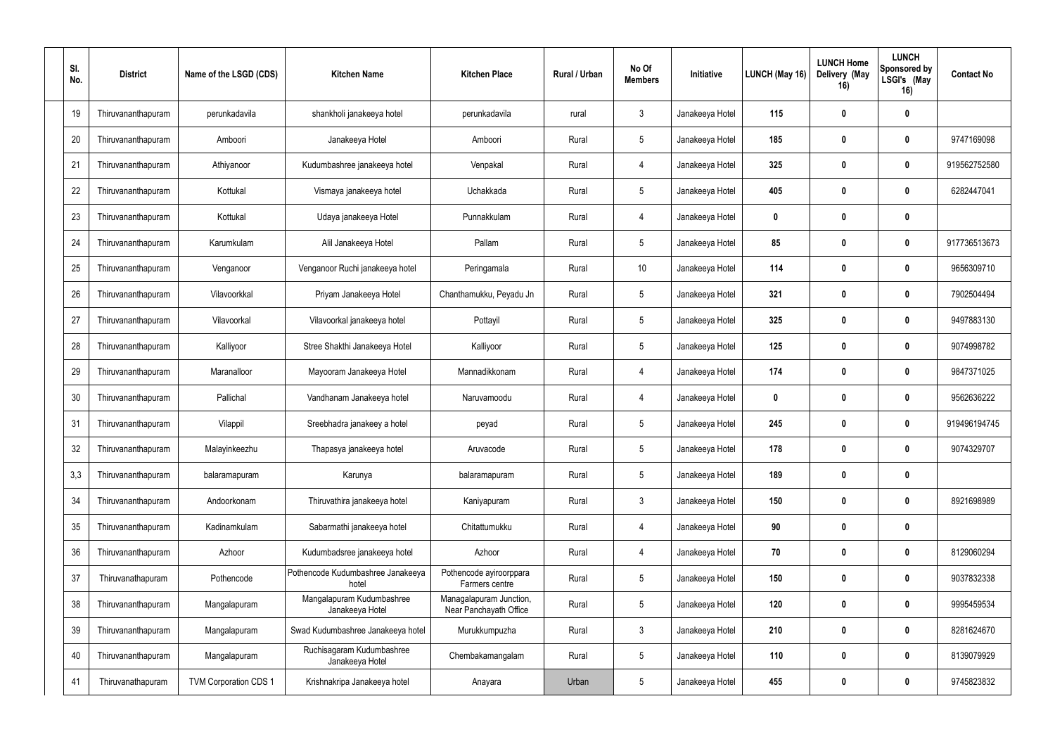| Sl. No. | District | Name of the LSGD (CDS) | Kitchen Name | Kitchen Place | Rural / Urban | No Of Members | Initiative | LUNCH (May 16) | LUNCH Home Delivery (May 16) | LUNCH Sponsored by LSGI's (May 16) | Contact No |
|---|---|---|---|---|---|---|---|---|---|---|---|
| 19 | Thiruvananthapuram | perunkadavila | shankholi janakeeya hotel | perunkadavila | rural | 3 | Janakeeya Hotel | 115 | 0 | 0 | |
| 20 | Thiruvananthapuram | Amboori | Janakeeya Hotel | Amboori | Rural | 5 | Janakeeya Hotel | 185 | 0 | 0 | 9747169098 |
| 21 | Thiruvananthapuram | Athiyanoor | Kudumbashree janakeeya hotel | Venpakal | Rural | 4 | Janakeeya Hotel | 325 | 0 | 0 | 919562752580 |
| 22 | Thiruvananthapuram | Kottukal | Vismaya janakeeya hotel | Uchakkada | Rural | 5 | Janakeeya Hotel | 405 | 0 | 0 | 6282447041 |
| 23 | Thiruvananthapuram | Kottukal | Udaya janakeeya Hotel | Punnakkulam | Rural | 4 | Janakeeya Hotel | 0 | 0 | 0 | |
| 24 | Thiruvananthapuram | Karumkulam | Alil Janakeeya Hotel | Pallam | Rural | 5 | Janakeeya Hotel | 85 | 0 | 0 | 917736513673 |
| 25 | Thiruvananthapuram | Venganoor | Venganoor Ruchi janakeeya hotel | Peringamala | Rural | 10 | Janakeeya Hotel | 114 | 0 | 0 | 9656309710 |
| 26 | Thiruvananthapuram | Vilavoorkkal | Priyam Janakeeya Hotel | Chanthamukku, Peyadu Jn | Rural | 5 | Janakeeya Hotel | 321 | 0 | 0 | 7902504494 |
| 27 | Thiruvananthapuram | Vilavoorkal | Vilavoorkal janakeeya hotel | Pottayil | Rural | 5 | Janakeeya Hotel | 325 | 0 | 0 | 9497883130 |
| 28 | Thiruvananthapuram | Kalliyoor | Stree Shakthi Janakeeya Hotel | Kalliyoor | Rural | 5 | Janakeeya Hotel | 125 | 0 | 0 | 9074998782 |
| 29 | Thiruvananthapuram | Maranalloor | Mayooram Janakeeya Hotel | Mannadikkonam | Rural | 4 | Janakeeya Hotel | 174 | 0 | 0 | 9847371025 |
| 30 | Thiruvananthapuram | Pallichal | Vandhanam Janakeeya hotel | Naruvamoodu | Rural | 4 | Janakeeya Hotel | 0 | 0 | 0 | 9562636222 |
| 31 | Thiruvananthapuram | Vilappil | Sreebhadra janakeey a hotel | peyad | Rural | 5 | Janakeeya Hotel | 245 | 0 | 0 | 919496194745 |
| 32 | Thiruvananthapuram | Malayinkeezhu | Thapasya janakeeya hotel | Aruvacode | Rural | 5 | Janakeeya Hotel | 178 | 0 | 0 | 9074329707 |
| 3,3 | Thiruvananthapuram | balaramapuram | Karunya | balaramapuram | Rural | 5 | Janakeeya Hotel | 189 | 0 | 0 | |
| 34 | Thiruvananthapuram | Andoorkonam | Thiruvathira janakeeya hotel | Kaniyapuram | Rural | 3 | Janakeeya Hotel | 150 | 0 | 0 | 8921698989 |
| 35 | Thiruvananthapuram | Kadinamkulam | Sabarmathi janakeeya hotel | Chitattumukku | Rural | 4 | Janakeeya Hotel | 90 | 0 | 0 | |
| 36 | Thiruvananthapuram | Azhoor | Kudumbadsree janakeeya hotel | Azhoor | Rural | 4 | Janakeeya Hotel | 70 | 0 | 0 | 8129060294 |
| 37 | Thiruvanathapuram | Pothencode | Pothencode Kudumbashree Janakeeya hotel | Pothencode ayiroorppara Farmers centre | Rural | 5 | Janakeeya Hotel | 150 | 0 | 0 | 9037832338 |
| 38 | Thiruvananthapuram | Mangalapuram | Mangalapuram Kudumbashree Janakeeya Hotel | Managalapuram Junction, Near Panchayath Office | Rural | 5 | Janakeeya Hotel | 120 | 0 | 0 | 9995459534 |
| 39 | Thiruvananthapuram | Mangalapuram | Swad Kudumbashree Janakeeya hotel | Murukkumpuzha | Rural | 3 | Janakeeya Hotel | 210 | 0 | 0 | 8281624670 |
| 40 | Thiruvananthapuram | Mangalapuram | Ruchisagaram Kudumbashree Janakeeya Hotel | Chembakamangalam | Rural | 5 | Janakeeya Hotel | 110 | 0 | 0 | 8139079929 |
| 41 | Thiruvanathapuram | TVM Corporation CDS 1 | Krishnakripa Janakeeya hotel | Anayara | Urban | 5 | Janakeeya Hotel | 455 | 0 | 0 | 9745823832 |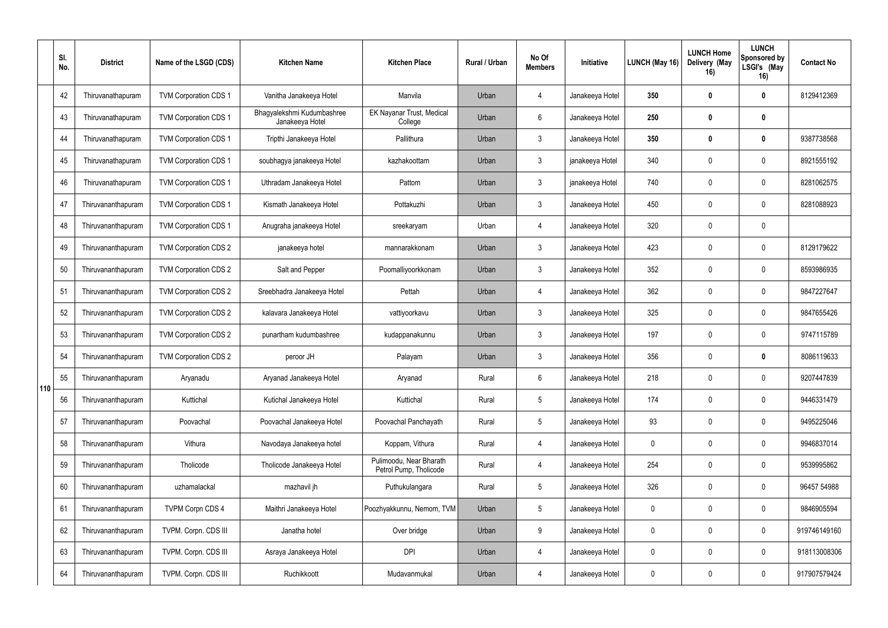| | Sl. No. | District | Name of the LSGD (CDS) | Kitchen Name | Kitchen Place | Rural / Urban | No Of Members | Initiative | LUNCH (May 16) | LUNCH Home Delivery (May 16) | LUNCH Sponsored by LSGI's (May 16) | Contact No |
|---|---|---|---|---|---|---|---|---|---|---|---|---|
| 110 | 42 | Thiruvanathapuram | TVM Corporation CDS 1 | Vanitha Janakeeya Hotel | Manvila | Urban | 4 | Janakeeya Hotel | **350** | **0** | **0** | 8129412369 |
| | 43 | Thiruvanathapuram | TVM Corporation CDS 1 | Bhagyalekshmi Kudumbashree Janakeeya Hotel | EK Nayanar Trust, Medical College | Urban | 6 | Janakeeya Hotel | **250** | **0** | **0** | |
| | 44 | Thiruvanathapuram | TVM Corporation CDS 1 | Tripthi Janakeeya Hotel | Pallithura | Urban | 3 | Janakeeya Hotel | **350** | **0** | **0** | 9387738568 |
| | 45 | Thiruvanathapuram | TVM Corporation CDS 1 | soubhagya janakeeya Hotel | kazhakoottam | Urban | 3 | janakeeya Hotel | 340 | 0 | 0 | 8921555192 |
| | 46 | Thiruvanathapuram | TVM Corporation CDS 1 | Uthradam Janakeeya Hotel | Pattom | Urban | 3 | janakeeya Hotel | 740 | 0 | 0 | 8281062575 |
| | 47 | Thiruvananthapuram | TVM Corporation CDS 1 | Kismath Janakeeya Hotel | Pottakuzhi | Urban | 3 | Janakeeya Hotel | 450 | 0 | 0 | 8281088923 |
| | 48 | Thiruvananthapuram | TVM Corporation CDS 1 | Anugraha janakeeya Hotel | sreekaryam | Urban | 4 | Janakeeya Hotel | 320 | 0 | 0 | |
| | 49 | Thiruvananthapuram | TVM Corporation CDS 2 | janakeeya hotel | mannarakkonam | Urban | 3 | Janakeeya Hotel | 423 | 0 | 0 | 8129179622 |
| | 50 | Thiruvananthapuram | TVM Corporation CDS 2 | Salt and Pepper | Poomalliyoorkkonam | Urban | 3 | Janakeeya Hotel | 352 | 0 | 0 | 8593986935 |
| | 51 | Thiruvananthapuram | TVM Corporation CDS 2 | Sreebhadra Janakeeya Hotel | Pettah | Urban | 4 | Janakeeya Hotel | 362 | 0 | 0 | 9847227647 |
| | 52 | Thiruvananthapuram | TVM Corporation CDS 2 | kalavara Janakeeya Hotel | vattiyoorkavu | Urban | 3 | Janakeeya Hotel | 325 | 0 | 0 | 9847655426 |
| | 53 | Thiruvananthapuram | TVM Corporation CDS 2 | punartham kudumbashree | kudappanakunnu | Urban | 3 | Janakeeya Hotel | 197 | 0 | 0 | 9747115789 |
| | 54 | Thiruvananthapuram | TVM Corporation CDS 2 | peroor JH | Palayam | Urban | 3 | Janakeeya Hotel | 356 | 0 | **0** | 8086119633 |
| | 55 | Thiruvananthapuram | Aryanadu | Aryanad Janakeeya Hotel | Aryanad | Rural | 6 | Janakeeya Hotel | 218 | 0 | 0 | 9207447839 |
| | 56 | Thiruvananthapuram | Kuttichal | Kutichal Janakeeya Hotel | Kuttichal | Rural | 5 | Janakeeya Hotel | 174 | 0 | 0 | 9446331479 |
| | 57 | Thiruvananthapuram | Poovachal | Poovachal Janakeeya Hotel | Poovachal Panchayath | Rural | 5 | Janakeeya Hotel | 93 | 0 | 0 | 9495225046 |
| | 58 | Thiruvananthapuram | Vithura | Navodaya Janakeeya hotel | Koppam, Vithura | Rural | 4 | Janakeeya Hotel | 0 | 0 | 0 | 9946837014 |
| | 59 | Thiruvananthapuram | Tholicode | Tholicode Janakeeya Hotel | Pulimoodu, Near Bharath Petrol Pump, Tholicode | Rural | 4 | Janakeeya Hotel | 254 | 0 | 0 | 9539995862 |
| | 60 | Thiruvananthapuram | uzhamalackal | mazhavil jh | Puthukulangara | Rural | 5 | Janakeeya Hotel | 326 | 0 | 0 | 96457 54988 |
| | 61 | Thiruvananthapuram | TVPM Corpn CDS 4 | Maithri Janakeeya Hotel | Poozhyakkunnu, Nemom, TVM | Urban | 5 | Janakeeya Hotel | 0 | 0 | 0 | 9846905594 |
| | 62 | Thiruvananthapuram | TVPM. Corpn. CDS III | Janatha hotel | Over bridge | Urban | 9 | Janakeeya Hotel | 0 | 0 | 0 | 919746149160 |
| | 63 | Thiruvananthapuram | TVPM. Corpn. CDS III | Asraya Janakeeya Hotel | DPI | Urban | 4 | Janakeeya Hotel | 0 | 0 | 0 | 918113008306 |
| | 64 | Thiruvananthapuram | TVPM. Corpn. CDS III | Ruchikkoott | Mudavanmukal | Urban | 4 | Janakeeya Hotel | 0 | 0 | 0 | 917907579424 |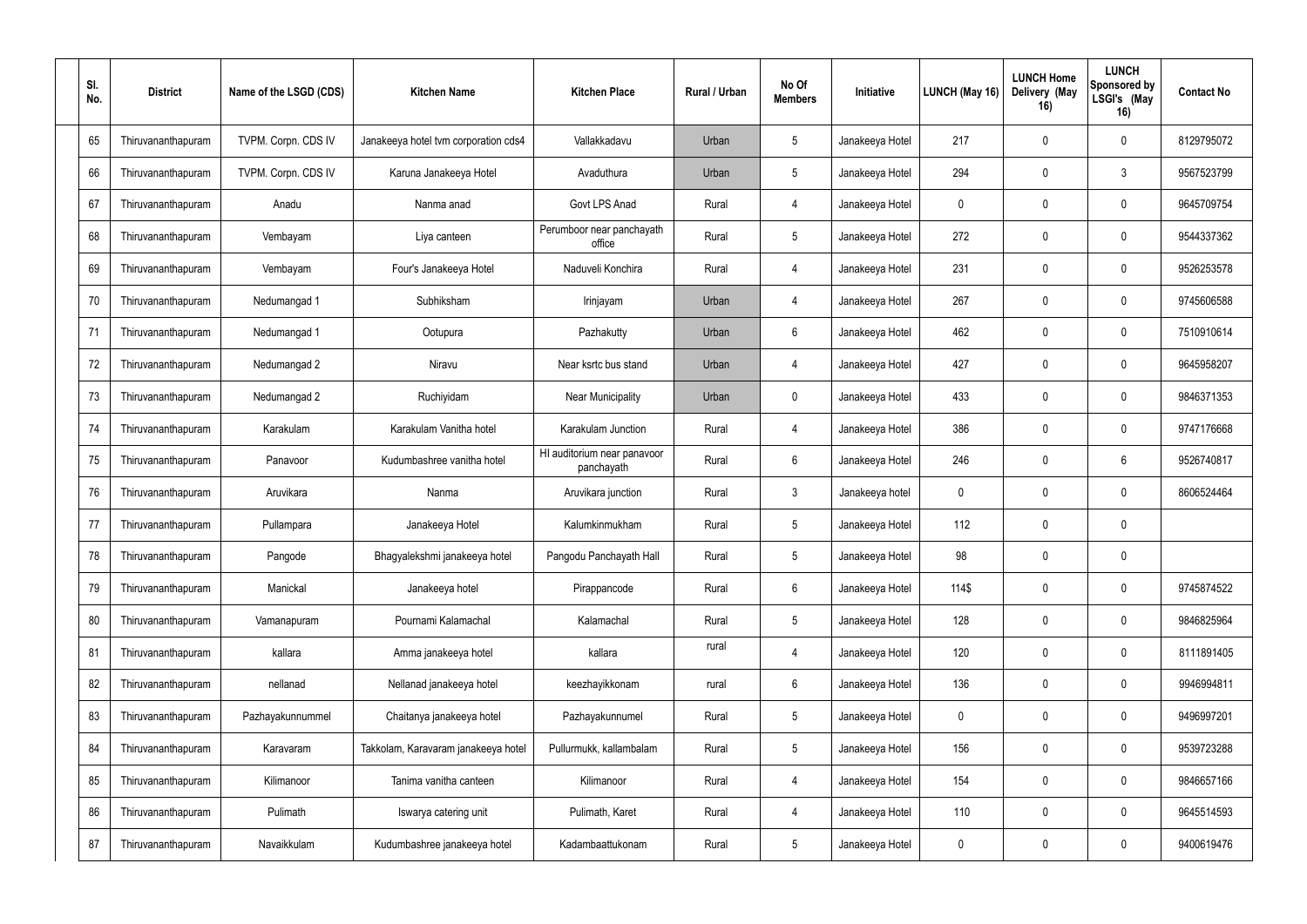| Sl. No. | District | Name of the LSGD (CDS) | Kitchen Name | Kitchen Place | Rural / Urban | No Of Members | Initiative | LUNCH (May 16) | LUNCH Home Delivery (May 16) | LUNCH Sponsored by LSGI's (May 16) | Contact No |
|---|---|---|---|---|---|---|---|---|---|---|---|
| 65 | Thiruvananthapuram | TVPM. Corpn. CDS IV | Janakeeya hotel tvm corporation cds4 | Vallakkadavu | Urban | 5 | Janakeeya Hotel | 217 | 0 | 0 | 8129795072 |
| 66 | Thiruvananthapuram | TVPM. Corpn. CDS IV | Karuna Janakeeya Hotel | Avaduthura | Urban | 5 | Janakeeya Hotel | 294 | 0 | 3 | 9567523799 |
| 67 | Thiruvananthapuram | Anadu | Nanma anad | Govt LPS Anad | Rural | 4 | Janakeeya Hotel | 0 | 0 | 0 | 9645709754 |
| 68 | Thiruvananthapuram | Vembayam | Liya canteen | Perumboor near panchayath office | Rural | 5 | Janakeeya Hotel | 272 | 0 | 0 | 9544337362 |
| 69 | Thiruvananthapuram | Vembayam | Four's Janakeeya Hotel | Naduveli Konchira | Rural | 4 | Janakeeya Hotel | 231 | 0 | 0 | 9526253578 |
| 70 | Thiruvananthapuram | Nedumangad 1 | Subhiksham | Irinjayam | Urban | 4 | Janakeeya Hotel | 267 | 0 | 0 | 9745606588 |
| 71 | Thiruvananthapuram | Nedumangad 1 | Ootupura | Pazhakutty | Urban | 6 | Janakeeya Hotel | 462 | 0 | 0 | 7510910614 |
| 72 | Thiruvananthapuram | Nedumangad 2 | Niravu | Near ksrtc bus stand | Urban | 4 | Janakeeya Hotel | 427 | 0 | 0 | 9645958207 |
| 73 | Thiruvananthapuram | Nedumangad 2 | Ruchiyidam | Near Municipality | Urban | 0 | Janakeeya Hotel | 433 | 0 | 0 | 9846371353 |
| 74 | Thiruvananthapuram | Karakulam | Karakulam Vanitha hotel | Karakulam Junction | Rural | 4 | Janakeeya Hotel | 386 | 0 | 0 | 9747176668 |
| 75 | Thiruvananthapuram | Panavoor | Kudumbashree vanitha hotel | HI auditorium near panavoor panchayath | Rural | 6 | Janakeeya Hotel | 246 | 0 | 6 | 9526740817 |
| 76 | Thiruvananthapuram | Aruvikara | Nanma | Aruvikara junction | Rural | 3 | Janakeeya hotel | 0 | 0 | 0 | 8606524464 |
| 77 | Thiruvananthapuram | Pullampara | Janakeeya Hotel | Kalumkinmukham | Rural | 5 | Janakeeya Hotel | 112 | 0 | 0 | |
| 78 | Thiruvananthapuram | Pangode | Bhagyalekshmi janakeeya hotel | Pangodu Panchayath Hall | Rural | 5 | Janakeeya Hotel | 98 | 0 | 0 | |
| 79 | Thiruvananthapuram | Manickal | Janakeeya hotel | Pirappancode | Rural | 6 | Janakeeya Hotel | 114$ | 0 | 0 | 9745874522 |
| 80 | Thiruvananthapuram | Vamanapuram | Pournami Kalamachal | Kalamachal | Rural | 5 | Janakeeya Hotel | 128 | 0 | 0 | 9846825964 |
| 81 | Thiruvananthapuram | kallara | Amma janakeeya hotel | kallara | rural | 4 | Janakeeya Hotel | 120 | 0 | 0 | 8111891405 |
| 82 | Thiruvananthapuram | nellanad | Nellanad janakeeya hotel | keezhayikkonam | rural | 6 | Janakeeya Hotel | 136 | 0 | 0 | 9946994811 |
| 83 | Thiruvananthapuram | Pazhayakunnummel | Chaitanya janakeeya hotel | Pazhayakunnumel | Rural | 5 | Janakeeya Hotel | 0 | 0 | 0 | 9496997201 |
| 84 | Thiruvananthapuram | Karavaram | Takkolam, Karavaram janakeeya hotel | Pullurmukk, kallambalam | Rural | 5 | Janakeeya Hotel | 156 | 0 | 0 | 9539723288 |
| 85 | Thiruvananthapuram | Kilimanoor | Tanima vanitha canteen | Kilimanoor | Rural | 4 | Janakeeya Hotel | 154 | 0 | 0 | 9846657166 |
| 86 | Thiruvananthapuram | Pulimath | Iswarya catering unit | Pulimath, Karet | Rural | 4 | Janakeeya Hotel | 110 | 0 | 0 | 9645514593 |
| 87 | Thiruvananthapuram | Navaikkulam | Kudumbashree janakeeya hotel | Kadambaattukonam | Rural | 5 | Janakeeya Hotel | 0 | 0 | 0 | 9400619476 |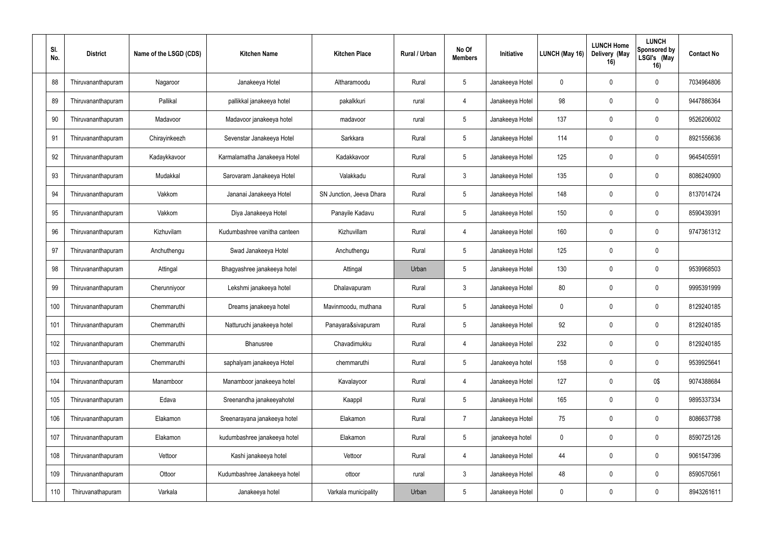| Sl. No. | District | Name of the LSGD (CDS) | Kitchen Name | Kitchen Place | Rural / Urban | No Of Members | Initiative | LUNCH (May 16) | LUNCH Home Delivery (May 16) | LUNCH Sponsored by LSGI's (May 16) | Contact No |
|---|---|---|---|---|---|---|---|---|---|---|---|
| 88 | Thiruvananthapuram | Nagaroor | Janakeeya Hotel | Altharamoodu | Rural | 5 | Janakeeya Hotel | 0 | 0 | 0 | 7034964806 |
| 89 | Thiruvananthapuram | Pallikal | pallikkal janakeeya hotel | pakalkkuri | rural | 4 | Janakeeya Hotel | 98 | 0 | 0 | 9447886364 |
| 90 | Thiruvananthapuram | Madavoor | Madavoor janakeeya hotel | madavoor | rural | 5 | Janakeeya Hotel | 137 | 0 | 0 | 9526206002 |
| 91 | Thiruvananthapuram | Chirayinkeezh | Sevenstar Janakeeya Hotel | Sarkkara | Rural | 5 | Janakeeya Hotel | 114 | 0 | 0 | 8921556636 |
| 92 | Thiruvananthapuram | Kadaykkavoor | Karmalamatha Janakeeya Hotel | Kadakkavoor | Rural | 5 | Janakeeya Hotel | 125 | 0 | 0 | 9645405591 |
| 93 | Thiruvananthapuram | Mudakkal | Sarovaram Janakeeya Hotel | Valakkadu | Rural | 3 | Janakeeya Hotel | 135 | 0 | 0 | 8086240900 |
| 94 | Thiruvananthapuram | Vakkom | Jananai Janakeeya Hotel | SN Junction, Jeeva Dhara | Rural | 5 | Janakeeya Hotel | 148 | 0 | 0 | 8137014724 |
| 95 | Thiruvananthapuram | Vakkom | Diya Janakeeya Hotel | Panayile Kadavu | Rural | 5 | Janakeeya Hotel | 150 | 0 | 0 | 8590439391 |
| 96 | Thiruvananthapuram | Kizhuvilam | Kudumbashree vanitha canteen | Kizhuvillam | Rural | 4 | Janakeeya Hotel | 160 | 0 | 0 | 9747361312 |
| 97 | Thiruvananthapuram | Anchuthengu | Swad Janakeeya Hotel | Anchuthengu | Rural | 5 | Janakeeya Hotel | 125 | 0 | 0 | |
| 98 | Thiruvananthapuram | Attingal | Bhagyashree janakeeya hotel | Attingal | Urban | 5 | Janakeeya Hotel | 130 | 0 | 0 | 9539968503 |
| 99 | Thiruvananthapuram | Cherunniyoor | Lekshmi janakeeya hotel | Dhalavapuram | Rural | 3 | Janakeeya Hotel | 80 | 0 | 0 | 9995391999 |
| 100 | Thiruvananthapuram | Chemmaruthi | Dreams janakeeya hotel | Mavinmoodu, muthana | Rural | 5 | Janakeeya Hotel | 0 | 0 | 0 | 8129240185 |
| 101 | Thiruvananthapuram | Chemmaruthi | Natturuchi janakeeya hotel | Panayara&sivapuram | Rural | 5 | Janakeeya Hotel | 92 | 0 | 0 | 8129240185 |
| 102 | Thiruvananthapuram | Chemmaruthi | Bhanusree | Chavadimukku | Rural | 4 | Janakeeya Hotel | 232 | 0 | 0 | 8129240185 |
| 103 | Thiruvananthapuram | Chemmaruthi | saphalyam janakeeya Hotel | chemmaruthi | Rural | 5 | Janakeeya hotel | 158 | 0 | 0 | 9539925641 |
| 104 | Thiruvananthapuram | Manamboor | Manamboor janakeeya hotel | Kavalayoor | Rural | 4 | Janakeeya Hotel | 127 | 0 | 0$ | 9074388684 |
| 105 | Thiruvananthapuram | Edava | Sreenandha janakeeyahotel | Kaappil | Rural | 5 | Janakeeya Hotel | 165 | 0 | 0 | 9895337334 |
| 106 | Thiruvananthapuram | Elakamon | Sreenarayana janakeeya hotel | Elakamon | Rural | 7 | Janakeeya Hotel | 75 | 0 | 0 | 8086637798 |
| 107 | Thiruvananthapuram | Elakamon | kudumbashree janakeeya hotel | Elakamon | Rural | 5 | janakeeya hotel | 0 | 0 | 0 | 8590725126 |
| 108 | Thiruvananthapuram | Vettoor | Kashi janakeeya hotel | Vettoor | Rural | 4 | Janakeeya Hotel | 44 | 0 | 0 | 9061547396 |
| 109 | Thiruvananthapuram | Ottoor | Kudumbashree Janakeeya hotel | ottoor | rural | 3 | Janakeeya Hotel | 48 | 0 | 0 | 8590570561 |
| 110 | Thiruvanathapuram | Varkala | Janakeeya hotel | Varkala municipality | Urban | 5 | Janakeeya Hotel | 0 | 0 | 0 | 8943261611 |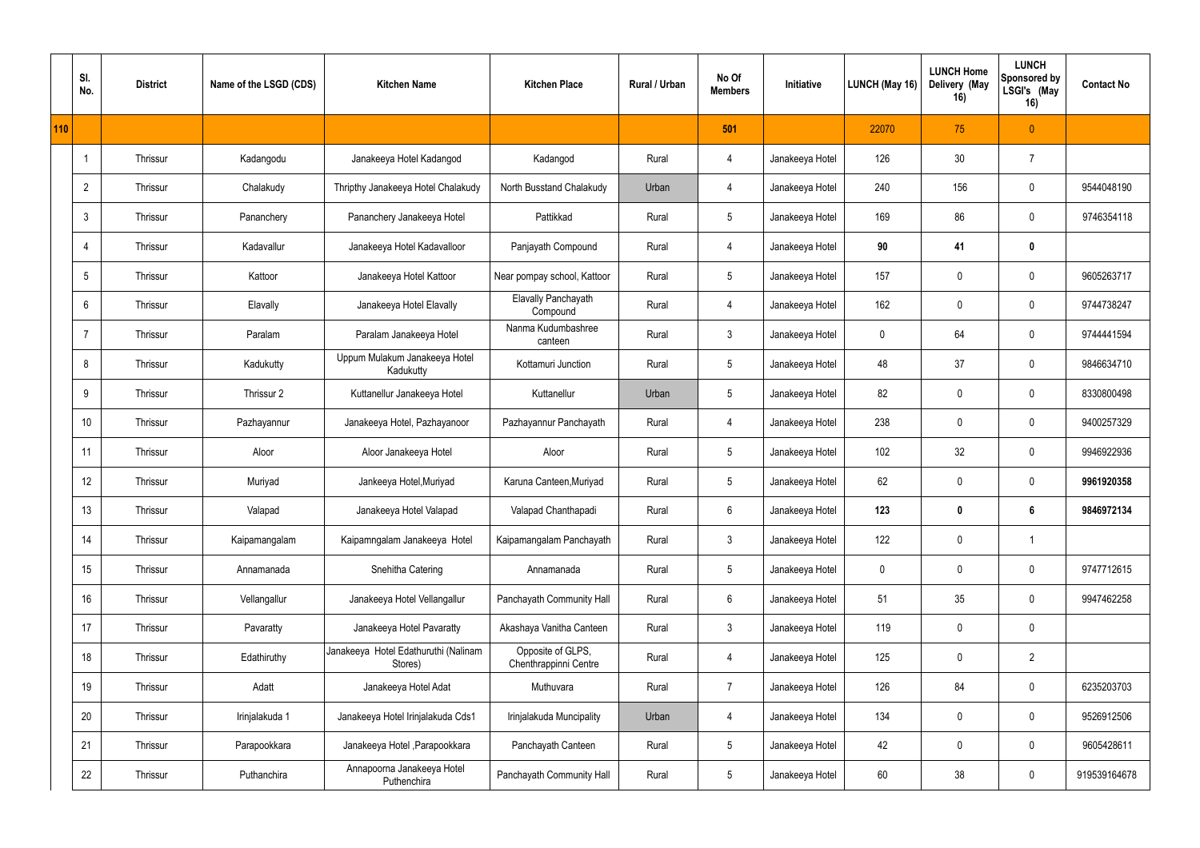|  | Sl. No. | District | Name of the LSGD (CDS) | Kitchen Name | Kitchen Place | Rural / Urban | No Of Members | Initiative | LUNCH (May 16) | LUNCH Home Delivery (May 16) | LUNCH Sponsored by LSGI's (May 16) | Contact No |
|---|---|---|---|---|---|---|---|---|---|---|---|---|
| 110 |  |  |  |  |  |  | 501 |  | 22070 | 75 | 0 |  |
|  | 1 | Thrissur | Kadangodu | Janakeeya Hotel Kadangod | Kadangod | Rural | 4 | Janakeeya Hotel | 126 | 30 | 7 |  |
|  | 2 | Thrissur | Chalakudy | Thripthy Janakeeya Hotel Chalakudy | North Busstand Chalakudy | Urban | 4 | Janakeeya Hotel | 240 | 156 | 0 | 9544048190 |
|  | 3 | Thrissur | Pananchery | Pananchery Janakeeya Hotel | Pattikkad | Rural | 5 | Janakeeya Hotel | 169 | 86 | 0 | 9746354118 |
|  | 4 | Thrissur | Kadavallur | Janakeeya Hotel Kadavalloor | Panjayath Compound | Rural | 4 | Janakeeya Hotel | **90** | **41** | **0** |  |
|  | 5 | Thrissur | Kattoor | Janakeeya Hotel Kattoor | Near pompay school, Kattoor | Rural | 5 | Janakeeya Hotel | 157 | 0 | 0 | 9605263717 |
|  | 6 | Thrissur | Elavally | Janakeeya Hotel Elavally | Elavally Panchayath Compound | Rural | 4 | Janakeeya Hotel | 162 | 0 | 0 | 9744738247 |
|  | 7 | Thrissur | Paralam | Paralam Janakeeya Hotel | Nanma Kudumbashree canteen | Rural | 3 | Janakeeya Hotel | 0 | 64 | 0 | 9744441594 |
|  | 8 | Thrissur | Kadukutty | Uppum Mulakum Janakeeya Hotel Kadukutty | Kottamuri Junction | Rural | 5 | Janakeeya Hotel | 48 | 37 | 0 | 9846634710 |
|  | 9 | Thrissur | Thrissur 2 | Kuttanellur Janakeeya Hotel | Kuttanellur | Urban | 5 | Janakeeya Hotel | 82 | 0 | 0 | 8330800498 |
|  | 10 | Thrissur | Pazhayannur | Janakeeya Hotel, Pazhayanoor | Pazhayannur Panchayath | Rural | 4 | Janakeeya Hotel | 238 | 0 | 0 | 9400257329 |
|  | 11 | Thrissur | Aloor | Aloor Janakeeya Hotel | Aloor | Rural | 5 | Janakeeya Hotel | 102 | 32 | 0 | 9946922936 |
|  | 12 | Thrissur | Muriyad | Jankeeya Hotel,Muriyad | Karuna Canteen,Muriyad | Rural | 5 | Janakeeya Hotel | 62 | 0 | 0 | **9961920358** |
|  | 13 | Thrissur | Valapad | Janakeeya Hotel Valapad | Valapad Chanthapadi | Rural | 6 | Janakeeya Hotel | **123** | **0** | **6** | **9846972134** |
|  | 14 | Thrissur | Kaipamangalam | Kaipamngalam Janakeeya Hotel | Kaipamangalam Panchayath | Rural | 3 | Janakeeya Hotel | 122 | 0 | 1 |  |
|  | 15 | Thrissur | Annamanada | Snehitha Catering | Annamanada | Rural | 5 | Janakeeya Hotel | 0 | 0 | 0 | 9747712615 |
|  | 16 | Thrissur | Vellangallur | Janakeeya Hotel Vellangallur | Panchayath Community Hall | Rural | 6 | Janakeeya Hotel | 51 | 35 | 0 | 9947462258 |
|  | 17 | Thrissur | Pavaratty | Janakeeya Hotel Pavaratty | Akashaya Vanitha Canteen | Rural | 3 | Janakeeya Hotel | 119 | 0 | 0 |  |
|  | 18 | Thrissur | Edathiruthy | Janakeeya Hotel Edathuruthi (Nalinam Stores) | Opposite of GLPS, Chenthrappinni Centre | Rural | 4 | Janakeeya Hotel | 125 | 0 | 2 |  |
|  | 19 | Thrissur | Adatt | Janakeeya Hotel Adat | Muthuvara | Rural | 7 | Janakeeya Hotel | 126 | 84 | 0 | 6235203703 |
|  | 20 | Thrissur | Irinjalakuda 1 | Janakeeya Hotel Irinjalakuda Cds1 | Irinjalakuda Muncipality | Urban | 4 | Janakeeya Hotel | 134 | 0 | 0 | 9526912506 |
|  | 21 | Thrissur | Parapookkara | Janakeeya Hotel ,Parapookkara | Panchayath Canteen | Rural | 5 | Janakeeya Hotel | 42 | 0 | 0 | 9605428611 |
|  | 22 | Thrissur | Puthanchira | Annapoorna Janakeeya Hotel Puthenchira | Panchayath Community Hall | Rural | 5 | Janakeeya Hotel | 60 | 38 | 0 | 919539164678 |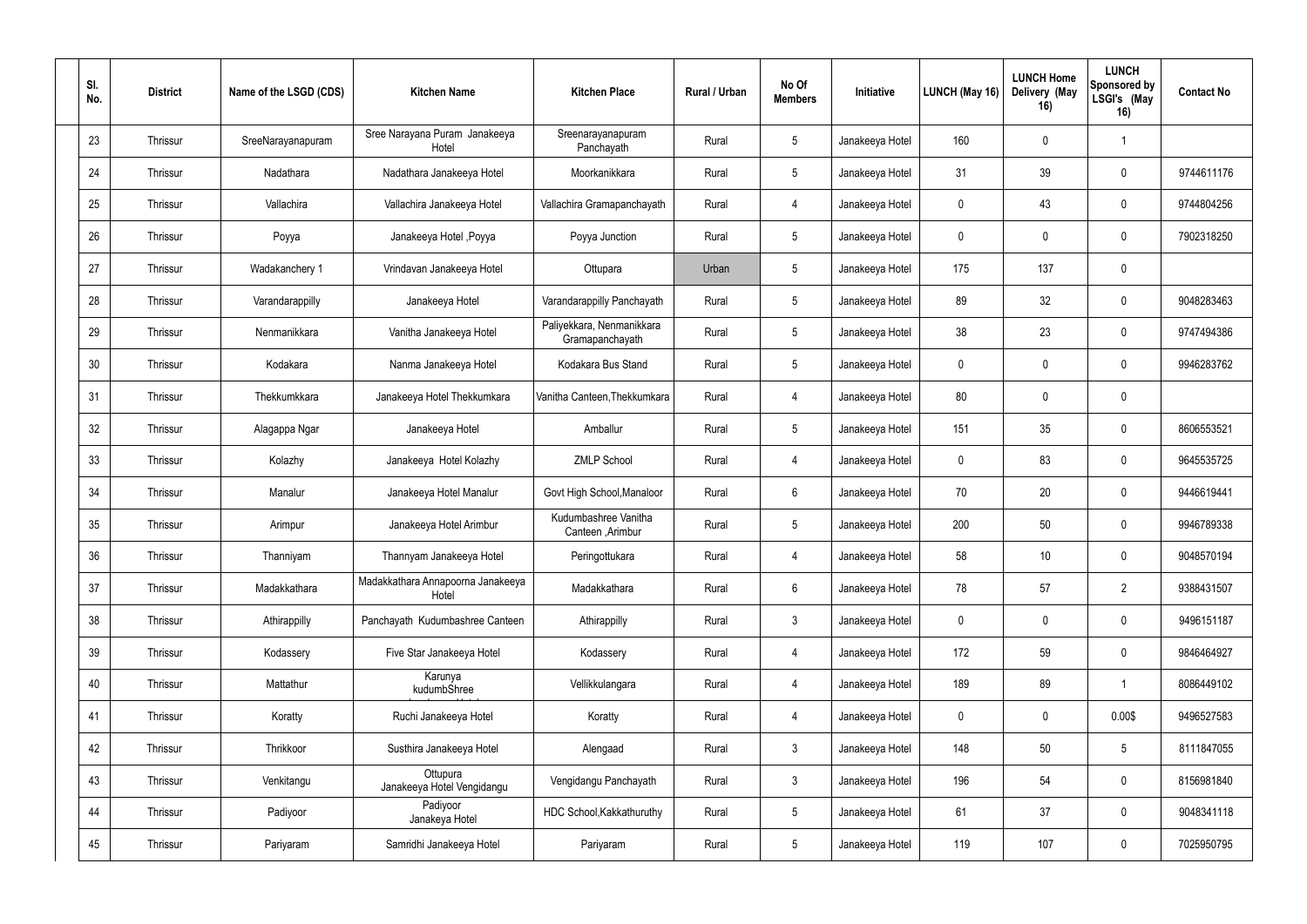| Sl. No. | District | Name of the LSGD (CDS) | Kitchen Name | Kitchen Place | Rural / Urban | No Of Members | Initiative | LUNCH (May 16) | LUNCH Home Delivery (May 16) | LUNCH Sponsored by LSGI's (May 16) | Contact No |
|---|---|---|---|---|---|---|---|---|---|---|---|
| 23 | Thrissur | SreeNarayanapuram | Sree Narayana Puram Janakeeya Hotel | Sreenarayanapuram Panchayath | Rural | 5 | Janakeeya Hotel | 160 | 0 | 1 | |
| 24 | Thrissur | Nadathara | Nadathara Janakeeya Hotel | Moorkanikkara | Rural | 5 | Janakeeya Hotel | 31 | 39 | 0 | 9744611176 |
| 25 | Thrissur | Vallachira | Vallachira Janakeeya Hotel | Vallachira Gramapanchayath | Rural | 4 | Janakeeya Hotel | 0 | 43 | 0 | 9744804256 |
| 26 | Thrissur | Poyya | Janakeeya Hotel ,Poyya | Poyya Junction | Rural | 5 | Janakeeya Hotel | 0 | 0 | 0 | 7902318250 |
| 27 | Thrissur | Wadakanchery 1 | Vrindavan Janakeeya Hotel | Ottupara | Urban | 5 | Janakeeya Hotel | 175 | 137 | 0 | |
| 28 | Thrissur | Varandarappilly | Janakeeya Hotel | Varandarappilly Panchayath | Rural | 5 | Janakeeya Hotel | 89 | 32 | 0 | 9048283463 |
| 29 | Thrissur | Nenmanikkara | Vanitha Janakeeya Hotel | Paliyekkara, Nenmanikkara Gramapanchayath | Rural | 5 | Janakeeya Hotel | 38 | 23 | 0 | 9747494386 |
| 30 | Thrissur | Kodakara | Nanma Janakeeya Hotel | Kodakara Bus Stand | Rural | 5 | Janakeeya Hotel | 0 | 0 | 0 | 9946283762 |
| 31 | Thrissur | Thekkumkkara | Janakeeya Hotel Thekkumkara | Vanitha Canteen,Thekkumkara | Rural | 4 | Janakeeya Hotel | 80 | 0 | 0 | |
| 32 | Thrissur | Alagappa Ngar | Janakeeya Hotel | Amballur | Rural | 5 | Janakeeya Hotel | 151 | 35 | 0 | 8606553521 |
| 33 | Thrissur | Kolazhy | Janakeeya Hotel Kolazhy | ZMLP School | Rural | 4 | Janakeeya Hotel | 0 | 83 | 0 | 9645535725 |
| 34 | Thrissur | Manalur | Janakeeya Hotel Manalur | Govt High School,Manaloor | Rural | 6 | Janakeeya Hotel | 70 | 20 | 0 | 9446619441 |
| 35 | Thrissur | Arimpur | Janakeeya Hotel Arimbur | Kudumbashree Vanitha Canteen ,Arimbur | Rural | 5 | Janakeeya Hotel | 200 | 50 | 0 | 9946789338 |
| 36 | Thrissur | Thanniyam | Thannyam Janakeeya Hotel | Peringottukara | Rural | 4 | Janakeeya Hotel | 58 | 10 | 0 | 9048570194 |
| 37 | Thrissur | Madakkathara | Madakkathara Annapoorna Janakeeya Hotel | Madakkathara | Rural | 6 | Janakeeya Hotel | 78 | 57 | 2 | 9388431507 |
| 38 | Thrissur | Athirappilly | Panchayath Kudumbashree Canteen | Athirappilly | Rural | 3 | Janakeeya Hotel | 0 | 0 | 0 | 9496151187 |
| 39 | Thrissur | Kodassery | Five Star Janakeeya Hotel | Kodassery | Rural | 4 | Janakeeya Hotel | 172 | 59 | 0 | 9846464927 |
| 40 | Thrissur | Mattathur | Karunya kudumbShree | Vellikkulangara | Rural | 4 | Janakeeya Hotel | 189 | 89 | 1 | 8086449102 |
| 41 | Thrissur | Koratty | Ruchi Janakeeya Hotel | Koratty | Rural | 4 | Janakeeya Hotel | 0 | 0 | 0.00$ | 9496527583 |
| 42 | Thrissur | Thrikkoor | Susthira Janakeeya Hotel | Alengaad | Rural | 3 | Janakeeya Hotel | 148 | 50 | 5 | 8111847055 |
| 43 | Thrissur | Venkitangu | Ottupura Janakeeya Hotel Vengidangu | Vengidangu Panchayath | Rural | 3 | Janakeeya Hotel | 196 | 54 | 0 | 8156981840 |
| 44 | Thrissur | Padiyoor | Padiyoor Janakeya Hotel | HDC School,Kakkathuruthy | Rural | 5 | Janakeeya Hotel | 61 | 37 | 0 | 9048341118 |
| 45 | Thrissur | Pariyaram | Samridhi Janakeeya Hotel | Pariyaram | Rural | 5 | Janakeeya Hotel | 119 | 107 | 0 | 7025950795 |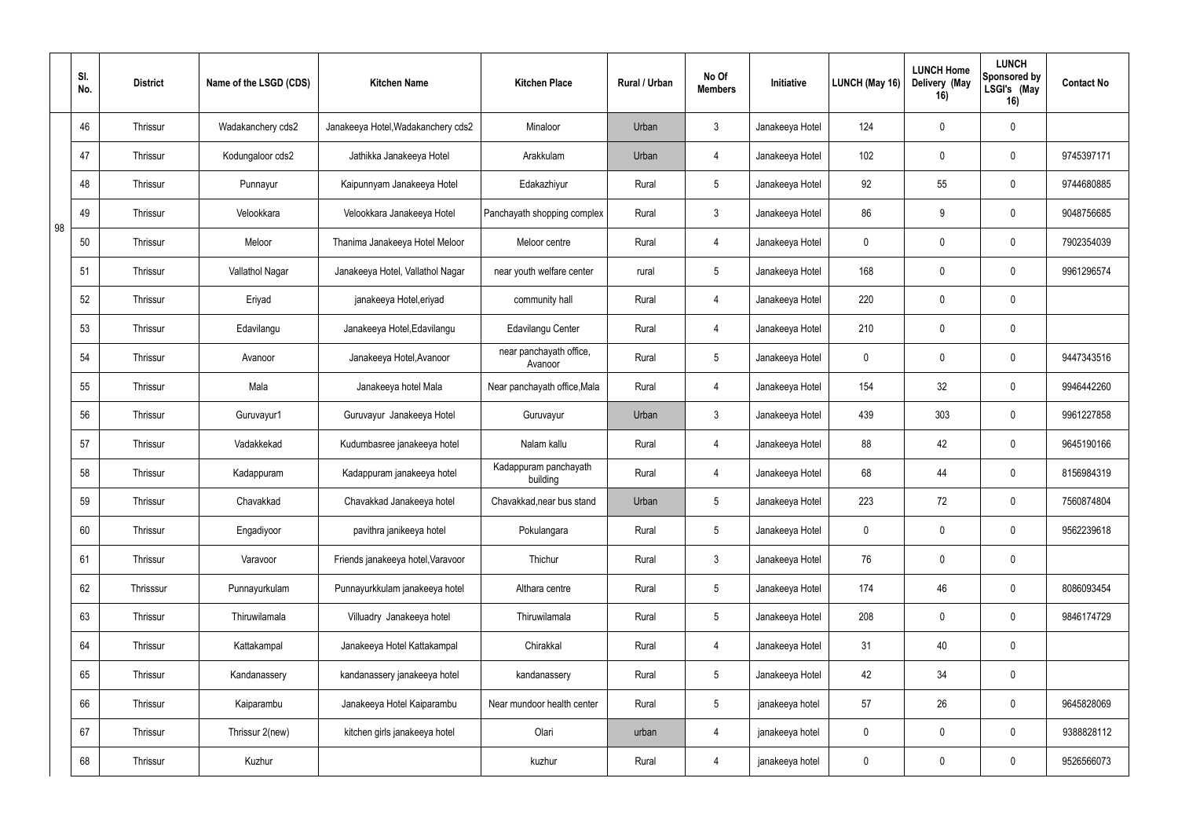| | Sl. No. | District | Name of the LSGD (CDS) | Kitchen Name | Kitchen Place | Rural / Urban | No Of Members | Initiative | LUNCH (May 16) | LUNCH Home Delivery (May 16) | LUNCH Sponsored by LSGI's (May 16) | Contact No |
|---|---|---|---|---|---|---|---|---|---|---|---|---|
| 98 | 46 | Thrissur | Wadakanchery cds2 | Janakeeya Hotel,Wadakanchery cds2 | Minaloor | Urban | 3 | Janakeeya Hotel | 124 | 0 | 0 | |
| | 47 | Thrissur | Kodungaloor cds2 | Jathikka Janakeeya Hotel | Arakkulam | Urban | 4 | Janakeeya Hotel | 102 | 0 | 0 | 9745397171 |
| | 48 | Thrissur | Punnayur | Kaipunnyam Janakeeya Hotel | Edakazhiyur | Rural | 5 | Janakeeya Hotel | 92 | 55 | 0 | 9744680885 |
| | 49 | Thrissur | Velookkara | Velookkara Janakeeya Hotel | Panchayath shopping complex | Rural | 3 | Janakeeya Hotel | 86 | 9 | 0 | 9048756685 |
| | 50 | Thrissur | Meloor | Thanima Janakeeya Hotel Meloor | Meloor centre | Rural | 4 | Janakeeya Hotel | 0 | 0 | 0 | 7902354039 |
| | 51 | Thrissur | Vallathol Nagar | Janakeeya Hotel, Vallathol Nagar | near youth welfare center | rural | 5 | Janakeeya Hotel | 168 | 0 | 0 | 9961296574 |
| | 52 | Thrissur | Eriyad | janakeeya Hotel,eriyad | community hall | Rural | 4 | Janakeeya Hotel | 220 | 0 | 0 | |
| | 53 | Thrissur | Edavilangu | Janakeeya Hotel,Edavilangu | Edavilangu Center | Rural | 4 | Janakeeya Hotel | 210 | 0 | 0 | |
| | 54 | Thrissur | Avanoor | Janakeeya Hotel,Avanoor | near panchayath office, Avanoor | Rural | 5 | Janakeeya Hotel | 0 | 0 | 0 | 9447343516 |
| | 55 | Thrissur | Mala | Janakeeya hotel Mala | Near panchayath office,Mala | Rural | 4 | Janakeeya Hotel | 154 | 32 | 0 | 9946442260 |
| | 56 | Thrissur | Guruvayur1 | Guruvayur Janakeeya Hotel | Guruvayur | Urban | 3 | Janakeeya Hotel | 439 | 303 | 0 | 9961227858 |
| | 57 | Thrissur | Vadakkekad | Kudumbasree janakeeya hotel | Nalam kallu | Rural | 4 | Janakeeya Hotel | 88 | 42 | 0 | 9645190166 |
| | 58 | Thrissur | Kadappuram | Kadappuram janakeeya hotel | Kadappuram panchayath building | Rural | 4 | Janakeeya Hotel | 68 | 44 | 0 | 8156984319 |
| | 59 | Thrissur | Chavakkad | Chavakkad Janakeeya hotel | Chavakkad,near bus stand | Urban | 5 | Janakeeya Hotel | 223 | 72 | 0 | 7560874804 |
| | 60 | Thrissur | Engadiyoor | pavithra janikeeya hotel | Pokulangara | Rural | 5 | Janakeeya Hotel | 0 | 0 | 0 | 9562239618 |
| | 61 | Thrissur | Varavoor | Friends janakeeya hotel,Varavoor | Thichur | Rural | 3 | Janakeeya Hotel | 76 | 0 | 0 | |
| | 62 | Thrisssur | Punnayurkulam | Punnayurkkulam janakeeya hotel | Althara centre | Rural | 5 | Janakeeya Hotel | 174 | 46 | 0 | 8086093454 |
| | 63 | Thrissur | Thiruwilamala | Villuadry Janakeeya hotel | Thiruwilamala | Rural | 5 | Janakeeya Hotel | 208 | 0 | 0 | 9846174729 |
| | 64 | Thrissur | Kattakampal | Janakeeya Hotel Kattakampal | Chirakkal | Rural | 4 | Janakeeya Hotel | 31 | 40 | 0 | |
| | 65 | Thrissur | Kandanassery | kandanassery janakeeya hotel | kandanassery | Rural | 5 | Janakeeya Hotel | 42 | 34 | 0 | |
| | 66 | Thrissur | Kaiparambu | Janakeeya Hotel Kaiparambu | Near mundoor health center | Rural | 5 | janakeeya hotel | 57 | 26 | 0 | 9645828069 |
| | 67 | Thrissur | Thrissur 2(new) | kitchen girls janakeeya hotel | Olari | urban | 4 | janakeeya hotel | 0 | 0 | 0 | 9388828112 |
| | 68 | Thrissur | Kuzhur | | kuzhur | Rural | 4 | janakeeya hotel | 0 | 0 | 0 | 9526566073 |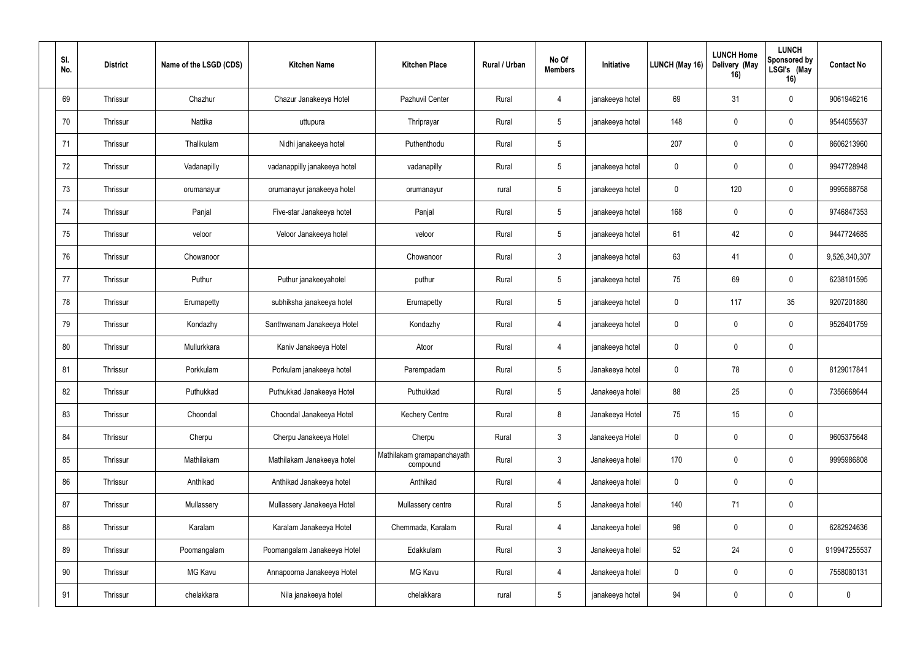| Sl. No. | District | Name of the LSGD (CDS) | Kitchen Name | Kitchen Place | Rural / Urban | No Of Members | Initiative | LUNCH (May 16) | LUNCH Home Delivery (May 16) | LUNCH Sponsored by LSGI's (May 16) | Contact No |
|---|---|---|---|---|---|---|---|---|---|---|---|
| 69 | Thrissur | Chazhur | Chazur Janakeeya Hotel | Pazhuvil Center | Rural | 4 | janakeeya hotel | 69 | 31 | 0 | 9061946216 |
| 70 | Thrissur | Nattika | uttupura | Thriprayar | Rural | 5 | janakeeya hotel | 148 | 0 | 0 | 9544055637 |
| 71 | Thrissur | Thalikulam | Nidhi janakeeya hotel | Puthenthodu | Rural | 5 | | 207 | 0 | 0 | 8606213960 |
| 72 | Thrissur | Vadanapilly | vadanappilly janakeeya hotel | vadanapilly | Rural | 5 | janakeeya hotel | 0 | 0 | 0 | 9947728948 |
| 73 | Thrissur | orumanayur | orumanayur janakeeya hotel | orumanayur | rural | 5 | janakeeya hotel | 0 | 120 | 0 | 9995588758 |
| 74 | Thrissur | Panjal | Five-star Janakeeya hotel | Panjal | Rural | 5 | janakeeya hotel | 168 | 0 | 0 | 9746847353 |
| 75 | Thrissur | veloor | Veloor Janakeeya hotel | veloor | Rural | 5 | janakeeya hotel | 61 | 42 | 0 | 9447724685 |
| 76 | Thrissur | Chowanoor | | Chowanoor | Rural | 3 | janakeeya hotel | 63 | 41 | 0 | 9,526,340,307 |
| 77 | Thrissur | Puthur | Puthur janakeeyahotel | puthur | Rural | 5 | janakeeya hotel | 75 | 69 | 0 | 6238101595 |
| 78 | Thrissur | Erumapetty | subhiksha janakeeya hotel | Erumapetty | Rural | 5 | janakeeya hotel | 0 | 117 | 35 | 9207201880 |
| 79 | Thrissur | Kondazhy | Santhwanam Janakeeya Hotel | Kondazhy | Rural | 4 | janakeeya hotel | 0 | 0 | 0 | 9526401759 |
| 80 | Thrissur | Mullurkkara | Kaniv Janakeeya Hotel | Atoor | Rural | 4 | janakeeya hotel | 0 | 0 | 0 | |
| 81 | Thrissur | Porkkulam | Porkulam janakeeya hotel | Parempadam | Rural | 5 | Janakeeya hotel | 0 | 78 | 0 | 8129017841 |
| 82 | Thrissur | Puthukkad | Puthukkad Janakeeya Hotel | Puthukkad | Rural | 5 | Janakeeya hotel | 88 | 25 | 0 | 7356668644 |
| 83 | Thrissur | Choondal | Choondal Janakeeya Hotel | Kechery Centre | Rural | 8 | Janakeeya Hotel | 75 | 15 | 0 | |
| 84 | Thrissur | Cherpu | Cherpu Janakeeya Hotel | Cherpu | Rural | 3 | Janakeeya Hotel | 0 | 0 | 0 | 9605375648 |
| 85 | Thrissur | Mathilakam | Mathilakam Janakeeya hotel | Mathilakam gramapanchayath compound | Rural | 3 | Janakeeya hotel | 170 | 0 | 0 | 9995986808 |
| 86 | Thrissur | Anthikad | Anthikad Janakeeya hotel | Anthikad | Rural | 4 | Janakeeya hotel | 0 | 0 | 0 | |
| 87 | Thrissur | Mullassery | Mullassery Janakeeya Hotel | Mullassery centre | Rural | 5 | Janakeeya hotel | 140 | 71 | 0 | |
| 88 | Thrissur | Karalam | Karalam Janakeeya Hotel | Chemmada, Karalam | Rural | 4 | Janakeeya hotel | 98 | 0 | 0 | 6282924636 |
| 89 | Thrissur | Poomangalam | Poomangalam Janakeeya Hotel | Edakkulam | Rural | 3 | Janakeeya hotel | 52 | 24 | 0 | 919947255537 |
| 90 | Thrissur | MG Kavu | Annapoorna Janakeeya Hotel | MG Kavu | Rural | 4 | Janakeeya hotel | 0 | 0 | 0 | 7558080131 |
| 91 | Thrissur | chelakkara | Nila janakeeya hotel | chelakkara | rural | 5 | janakeeya hotel | 94 | 0 | 0 | 0 |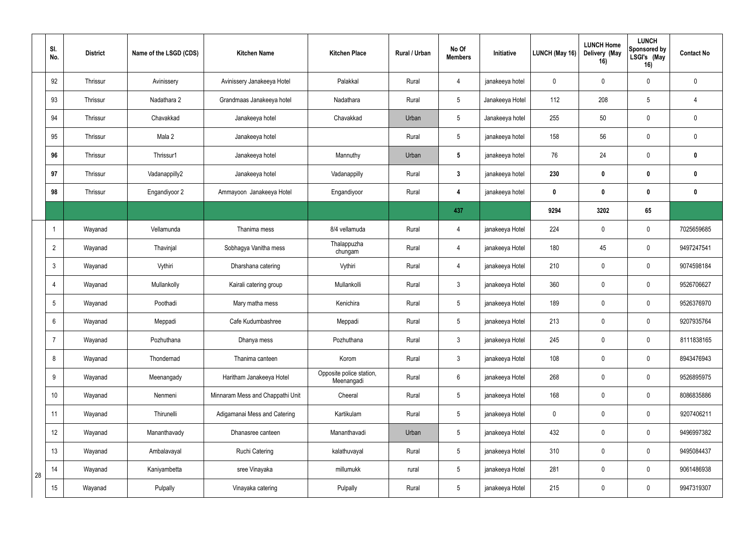| | Sl. No. | District | Name of the LSGD (CDS) | Kitchen Name | Kitchen Place | Rural / Urban | No Of Members | Initiative | LUNCH (May 16) | LUNCH Home Delivery (May 16) | LUNCH Sponsored by LSGI's (May 16) | Contact No |
|---|---|---|---|---|---|---|---|---|---|---|---|---|
| | 92 | Thrissur | Avinissery | Avinissery Janakeeya Hotel | Palakkal | Rural | 4 | janakeeya hotel | 0 | 0 | 0 | 0 |
| | 93 | Thrissur | Nadathara 2 | Grandmaas Janakeeya hotel | Nadathara | Rural | 5 | Janakeeya Hotel | 112 | 208 | 5 | 4 |
| | 94 | Thrissur | Chavakkad | Janakeeya hotel | Chavakkad | Urban | 5 | Janakeeya hotel | 255 | 50 | 0 | 0 |
| | 95 | Thrissur | Mala 2 | Janakeeya hotel | | Rural | 5 | janakeeya hotel | 158 | 56 | 0 | 0 |
| | **96** | Thrissur | Thrissur1 | Janakeeya hotel | Mannuthy | Urban | **5** | janakeeya hotel | 76 | 24 | 0 | **0** |
| | **97** | Thrissur | Vadanappilly2 | Janakeeya hotel | Vadanappilly | Rural | **3** | janakeeya hotel | **230** | **0** | **0** | **0** |
| | **98** | Thrissur | Engandiyoor 2 | Ammayoon Janakeeya Hotel | Engandiyoor | Rural | **4** | janakeeya hotel | **0** | **0** | **0** | **0** |
| | | | | | | | **437** | | **9294** | **3202** | **65** | |
| 28 | 1 | Wayanad | Vellamunda | Thanima mess | 8/4 vellamuda | Rural | 4 | janakeeya Hotel | 224 | 0 | 0 | 7025659685 |
| | 2 | Wayanad | Thavinjal | Sobhagya Vanitha mess | Thalappuzha chungam | Rural | 4 | janakeeya Hotel | 180 | 45 | 0 | 9497247541 |
| | 3 | Wayanad | Vythiri | Dharshana catering | Vythiri | Rural | 4 | janakeeya Hotel | 210 | 0 | 0 | 9074598184 |
| | 4 | Wayanad | Mullankolly | Kairali catering group | Mullankolli | Rural | 3 | janakeeya Hotel | 360 | 0 | 0 | 9526706627 |
| | 5 | Wayanad | Poothadi | Mary matha mess | Kenichira | Rural | 5 | janakeeya Hotel | 189 | 0 | 0 | 9526376970 |
| | 6 | Wayanad | Meppadi | Cafe Kudumbashree | Meppadi | Rural | 5 | janakeeya Hotel | 213 | 0 | 0 | 9207935764 |
| | 7 | Wayanad | Pozhuthana | Dhanya mess | Pozhuthana | Rural | 3 | janakeeya Hotel | 245 | 0 | 0 | 8111838165 |
| | 8 | Wayanad | Thondernad | Thanima canteen | Korom | Rural | 3 | janakeeya Hotel | 108 | 0 | 0 | 8943476943 |
| | 9 | Wayanad | Meenangady | Haritham Janakeeya Hotel | Opposite police station, Meenangadi | Rural | 6 | janakeeya Hotel | 268 | 0 | 0 | 9526895975 |
| | 10 | Wayanad | Nenmeni | Minnaram Mess and Chappathi Unit | Cheeral | Rural | 5 | janakeeya Hotel | 168 | 0 | 0 | 8086835886 |
| | 11 | Wayanad | Thirunelli | Adigamanai Mess and Catering | Kartikulam | Rural | 5 | janakeeya Hotel | 0 | 0 | 0 | 9207406211 |
| | 12 | Wayanad | Mananthavady | Dhanasree canteen | Mananthavadi | Urban | 5 | janakeeya Hotel | 432 | 0 | 0 | 9496997382 |
| | 13 | Wayanad | Ambalavayal | Ruchi Catering | kalathuvayal | Rural | 5 | janakeeya Hotel | 310 | 0 | 0 | 9495084437 |
| | 14 | Wayanad | Kaniyambetta | sree Vinayaka | millumukk | rural | 5 | janakeeya Hotel | 281 | 0 | 0 | 9061486938 |
| | 15 | Wayanad | Pulpally | Vinayaka catering | Pulpally | Rural | 5 | janakeeya Hotel | 215 | 0 | 0 | 9947319307 |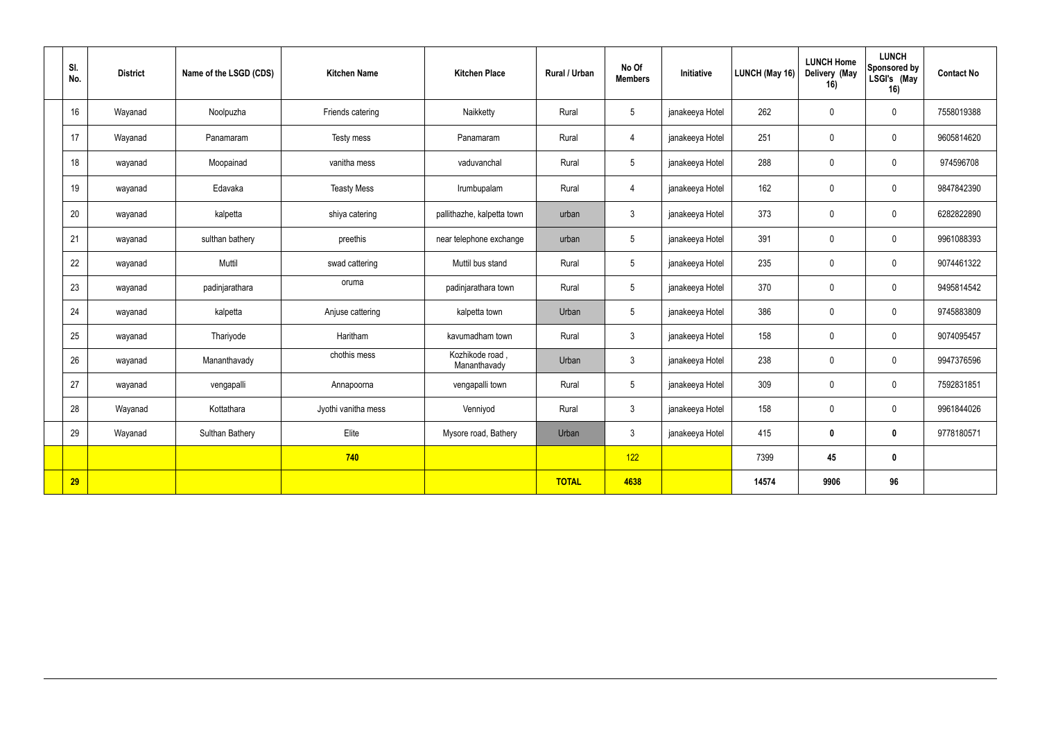| Sl. No. | District | Name of the LSGD (CDS) | Kitchen Name | Kitchen Place | Rural / Urban | No Of Members | Initiative | LUNCH (May 16) | LUNCH Home Delivery (May 16) | LUNCH Sponsored by LSGI's (May 16) | Contact No |
|---|---|---|---|---|---|---|---|---|---|---|---|
| 16 | Wayanad | Noolpuzha | Friends catering | Naikketty | Rural | 5 | janakeeya Hotel | 262 | 0 | 0 | 7558019388 |
| 17 | Wayanad | Panamaram | Testy mess | Panamaram | Rural | 4 | janakeeya Hotel | 251 | 0 | 0 | 9605814620 |
| 18 | wayanad | Moopainad | vanitha mess | vaduvanchal | Rural | 5 | janakeeya Hotel | 288 | 0 | 0 | 974596708 |
| 19 | wayanad | Edavaka | Teasty Mess | Irumbupalam | Rural | 4 | janakeeya Hotel | 162 | 0 | 0 | 9847842390 |
| 20 | wayanad | kalpetta | shiya catering | pallithazhe, kalpetta town | urban | 3 | janakeeya Hotel | 373 | 0 | 0 | 6282822890 |
| 21 | wayanad | sulthan bathery | preethis | near telephone exchange | urban | 5 | janakeeya Hotel | 391 | 0 | 0 | 9961088393 |
| 22 | wayanad | Muttil | swad cattering | Muttil bus stand | Rural | 5 | janakeeya Hotel | 235 | 0 | 0 | 9074461322 |
| 23 | wayanad | padinjarathara | oruma | padinjarathara town | Rural | 5 | janakeeya Hotel | 370 | 0 | 0 | 9495814542 |
| 24 | wayanad | kalpetta | Anjuse cattering | kalpetta town | Urban | 5 | janakeeya Hotel | 386 | 0 | 0 | 9745883809 |
| 25 | wayanad | Thariyode | Haritham | kavumadham town | Rural | 3 | janakeeya Hotel | 158 | 0 | 0 | 9074095457 |
| 26 | wayanad | Mananthavady | chothis mess | Kozhikode road , Mananthavady | Urban | 3 | janakeeya Hotel | 238 | 0 | 0 | 9947376596 |
| 27 | wayanad | vengapalli | Annapoorna | vengapalli town | Rural | 5 | janakeeya Hotel | 309 | 0 | 0 | 7592831851 |
| 28 | Wayanad | Kottathara | Jyothi vanitha mess | Venniyod | Rural | 3 | janakeeya Hotel | 158 | 0 | 0 | 9961844026 |
| 29 | Wayanad | Sulthan Bathery | Elite | Mysore road, Bathery | Urban | 3 | janakeeya Hotel | 415 | **0** | **0** | 9778180571 |
| | | | **740** | | | 122 | | 7399 | **45** | **0** | |
| **29** | | | | | **TOTAL** | **4638** | | **14574** | **9906** | **96** | |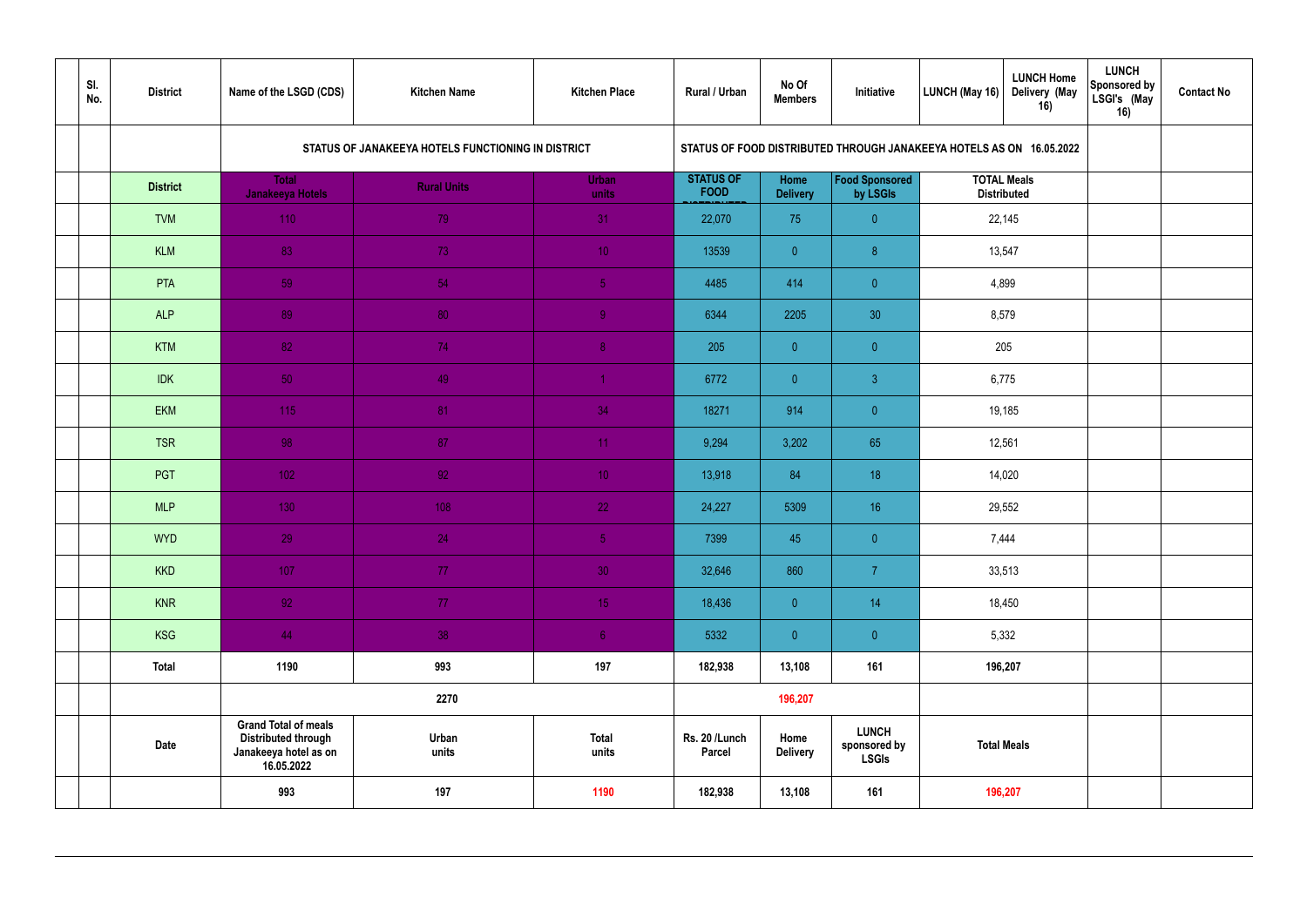| | Sl. No. | District | Name of the LSGD (CDS) | Kitchen Name | Kitchen Place | Rural / Urban | No Of Members | Initiative | LUNCH (May 16) | LUNCH Home Delivery (May 16) | LUNCH Sponsored by LSGI's (May 16) | Contact No |
|---|---|---|---|---|---|---|---|---|---|---|---|---|
| | | | STATUS OF JANAKEEYA HOTELS FUNCTIONING IN DISTRICT | | | STATUS OF FOOD DISTRIBUTED THROUGH JANAKEEYA HOTELS AS ON 16.05.2022 | | | | | | |
| | | District | Total Janakeeya Hotels | Rural Units | Urban units | STATUS OF FOOD DISTRIBUTED | Home Delivery | Food Sponsored by LSGIs | TOTAL Meals Distributed | | | |
| | | TVM | 110 | 79 | 31 | 22,070 | 75 | 0 | 22,145 | | | |
| | | KLM | 83 | 73 | 10 | 13539 | 0 | 8 | 13,547 | | | |
| | | PTA | 59 | 54 | 5 | 4485 | 414 | 0 | 4,899 | | | |
| | | ALP | 89 | 80 | 9 | 6344 | 2205 | 30 | 8,579 | | | |
| | | KTM | 82 | 74 | 8 | 205 | 0 | 0 | 205 | | | |
| | | IDK | 50 | 49 | 1 | 6772 | 0 | 3 | 6,775 | | | |
| | | EKM | 115 | 81 | 34 | 18271 | 914 | 0 | 19,185 | | | |
| | | TSR | 98 | 87 | 11 | 9,294 | 3,202 | 65 | 12,561 | | | |
| | | PGT | 102 | 92 | 10 | 13,918 | 84 | 18 | 14,020 | | | |
| | | MLP | 130 | 108 | 22 | 24,227 | 5309 | 16 | 29,552 | | | |
| | | WYD | 29 | 24 | 5 | 7399 | 45 | 0 | 7,444 | | | |
| | | KKD | 107 | 77 | 30 | 32,646 | 860 | 7 | 33,513 | | | |
| | | KNR | 92 | 77 | 15 | 18,436 | 0 | 14 | 18,450 | | | |
| | | KSG | 44 | 38 | 6 | 5332 | 0 | 0 | 5,332 | | | |
| | | **Total** | **1190** | **993** | **197** | **182,938** | **13,108** | **161** | **196,207** | | | |
| | | | | **2270** | | | **196,207** | | | | | |
| | | **Date** | **Grand Total of meals Distributed through Janakeeya hotel as on 16.05.2022** | **Urban units** | **Total units** | **Rs. 20 /Lunch Parcel** | **Home Delivery** | **LUNCH sponsored by LSGIs** | **Total Meals** | | | |
| | | | **993** | **197** | **1190** | **182,938** | **13,108** | **161** | **196,207** | | | |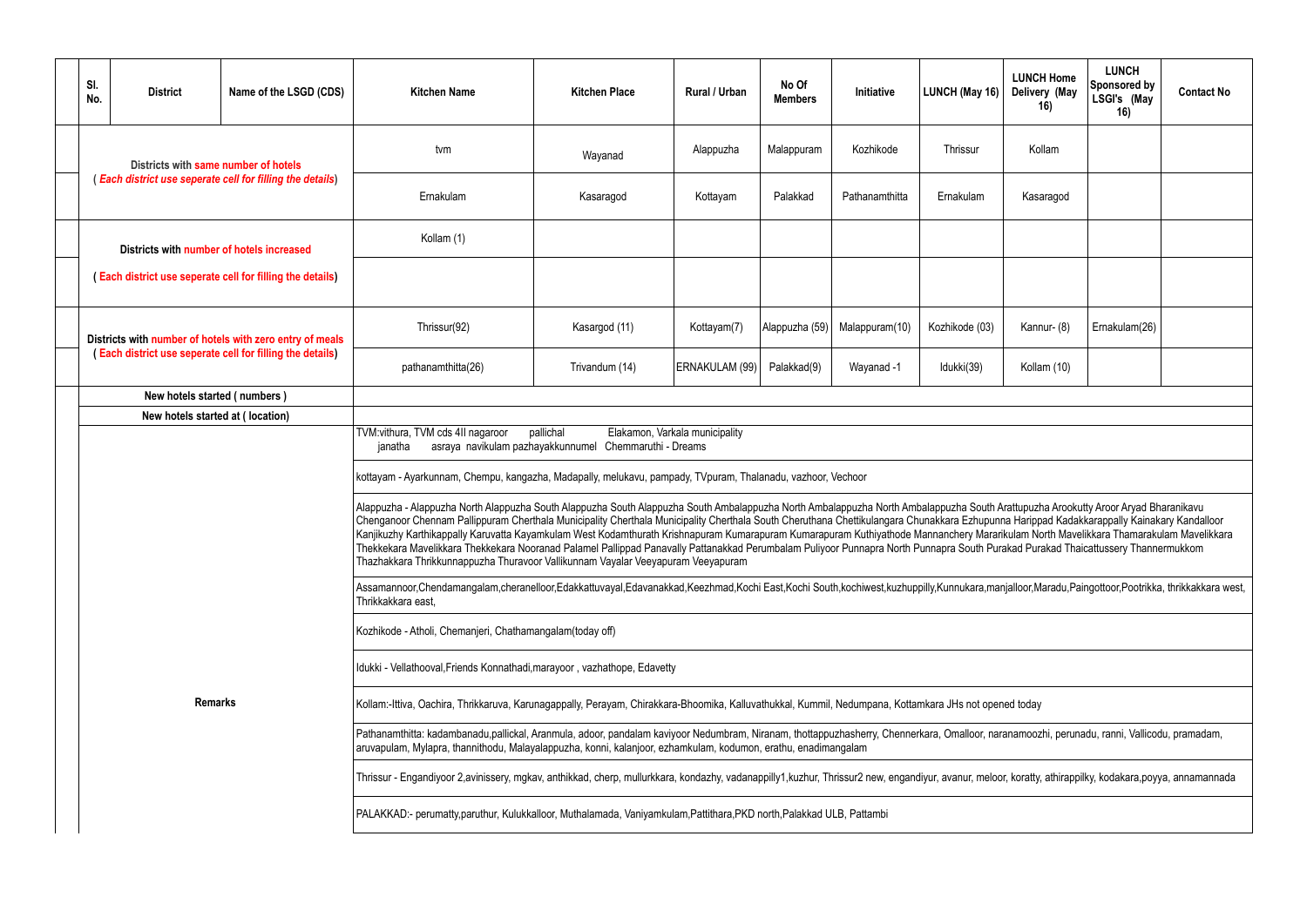| Sl. No. | District | Name of the LSGD (CDS) | Kitchen Name | Kitchen Place | Rural / Urban | No Of Members | Initiative | LUNCH (May 16) | LUNCH Home Delivery (May 16) | LUNCH Sponsored by LSGI's (May 16) | Contact No |
|---|---|---|---|---|---|---|---|---|---|---|---|
| Districts with same number of hotels ( *Each district use seperate cell for filling the details*) | | | tvm | Wayanad | Alappuzha | Malappuram | Kozhikode | Thrissur | Kollam | | |
| | | | Ernakulam | Kasaragod | Kottayam | Palakkad | Pathanamthitta | Ernakulam | Kasaragod | | |
| Districts with number of hotels increased ( Each district use seperate cell for filling the details) | | | Kollam (1) | | | | | | | | |
| | | | | | | | | | | | |
| Districts with number of hotels with zero entry of meals ( Each district use seperate cell for filling the details) | | | Thrissur(92) | Kasargod (11) | Kottayam(7) | Alappuzha (59) | Malappuram(10) | Kozhikode (03) | Kannur- (8) | Ernakulam(26) | |
| | | | pathanamthitta(26) | Trivandum (14) | ERNAKULAM (99) | Palakkad(9) | Wayanad -1 | Idukki(39) | Kollam (10) | | |
| New hotels started ( numbers ) | | | | | | | | | | | |
| New hotels started at ( location) | | | | | | | | | | | |

**Remarks**

TVM:vithura, TVM cds 4II nagaroor pallichal Elakamon, Varkala municipality janatha asraya navikulam pazhayakkunnumel Chemmaruthi - Dreams

kottayam - Ayarkunnam, Chempu, kangazha, Madapally, melukavu, pampady, TVpuram, Thalanadu, vazhoor, Vechoor

Alappuzha - Alappuzha North Alappuzha South Alappuzha South Alappuzha South Ambalappuzha North Ambalappuzha North Ambalappuzha South Arattupuzha Arookutty Aroor Aryad Bharanikavu Chenganoor Chennam Pallippuram Cherthala Municipality Cherthala Municipality Cherthala South Cheruthana Chettikulangara Chunakkara Ezhupunna Harippad Kadakkarappally Kainakary Kandalloor Kanjikuzhy Karthikappally Karuvatta Kayamkulam West Kodamthurath Krishnapuram Kumarapuram Kumarapuram Kuthiyathode Mannanchery Mararikulam North Mavelikkara Thamarakulam Mavelikkara Thekkekara Mavelikkara Thekkekara Nooranad Palamel Pallippad Panavally Pattanakkad Perumbalam Puliyoor Punnapra North Punnapra South Purakad Purakad Thaicattussery Thannermukkom Thazhakkara Thrikkunnappuzha Thuravoor Vallikunnam Vayalar Veeyapuram Veeyapuram

Assamannoor,Chendamangalam,cheranelloor,Edakkattuvayal,Edavanakkad,Keezhmad,Kochi East,Kochi South,kochiwest,kuzhuppilly,Kunnukara,manjalloor,Maradu,Paingottoor,Pootrikka, thrikkakkara west, Thrikkakkara east,

Kozhikode - Atholi, Chemanjeri, Chathamangalam(today off)

Idukki - Vellathooval,Friends Konnathadi,marayoor , vazhathope, Edavetty

Kollam:-Ittiva, Oachira, Thrikkaruva, Karunagappally, Perayam, Chirakkara-Bhoomika, Kalluvathukkal, Kummil, Nedumpana, Kottamkara JHs not opened today

Pathanamthitta: kadambanadu,pallickal, Aranmula, adoor, pandalam kaviyoor Nedumbram, Niranam, thottappuzhasherry, Chennerkara, Omalloor, naranamoozhi, perunadu, ranni, Vallicodu, pramadam, aruvapulam, Mylapra, thannithodu, Malayalappuzha, konni, kalanjoor, ezhamkulam, kodumon, erathu, enadimangalam

Thrissur - Engandiyoor 2,avinissery, mgkav, anthikkad, cherp, mullurkkara, kondazhy, vadanappilly1,kuzhur, Thrissur2 new, engandiyur, avanur, meloor, koratty, athirappilky, kodakara,poyya, annamannada

PALAKKAD:- perumatty,paruthur, Kulukkalloor, Muthalamada, Vaniyamkulam,Pattithara,PKD north,Palakkad ULB, Pattambi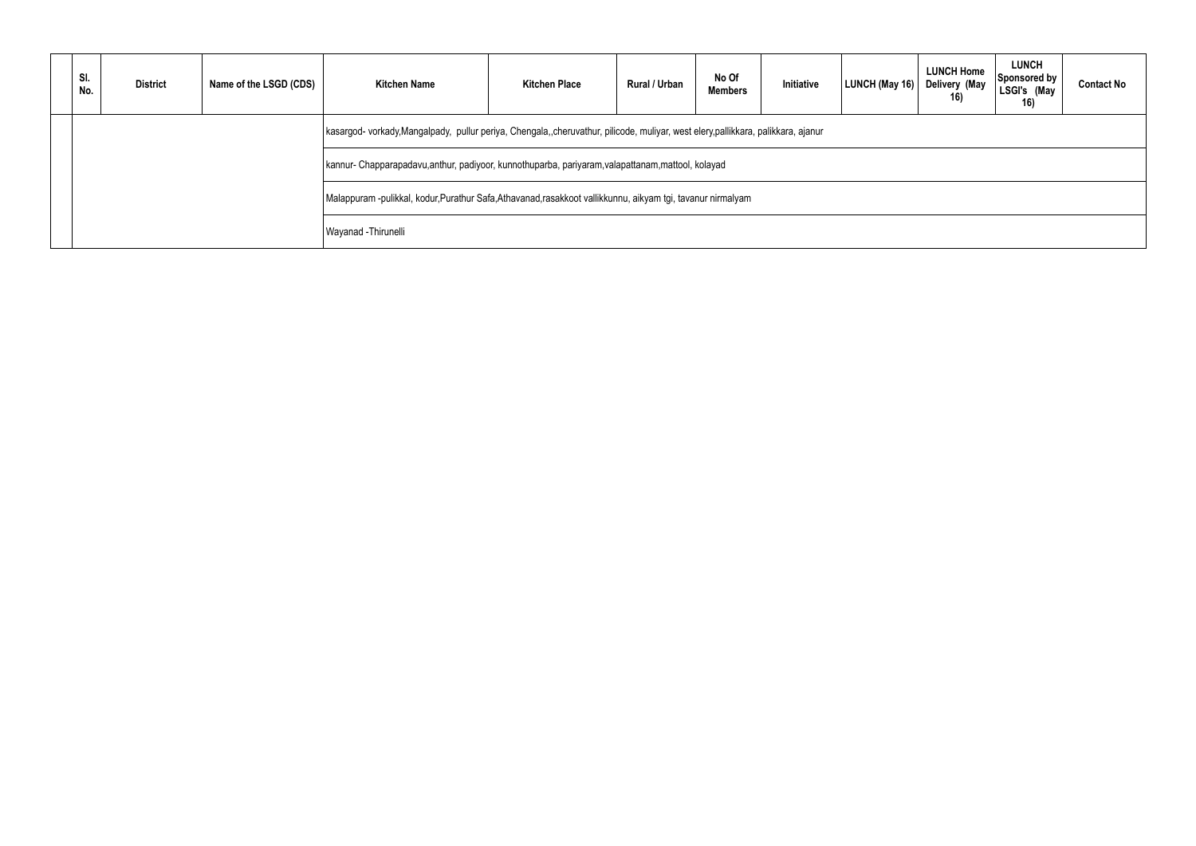| | Sl. No. | District | Name of the LSGD (CDS) | Kitchen Name | Kitchen Place | Rural / Urban | No Of Members | Initiative | LUNCH (May 16) | LUNCH Home Delivery (May 16) | LUNCH Sponsored by LSGI's (May 16) | Contact No |
|---|---|---|---|---|---|---|---|---|---|---|---|---|
| | | | | kasargod- vorkady,Mangalpady, pullur periya, Chengala,,cheruvathur, pilicode, muliyar, west elery,pallikkara, palikkara, ajanur | | | | | | | | |
| | | | | kannur- Chapparapadavu,anthur, padiyoor, kunnothuparba, pariyaram,valapattanam,mattool, kolayad | | | | | | | | |
| | | | | Malappuram -pulikkal, kodur,Purathur Safa,Athavanad,rasakkoot vallikkunnu, aikyam tgi, tavanur nirmalyam | | | | | | | | |
| | | | | Wayanad -Thirunelli | | | | | | | | |